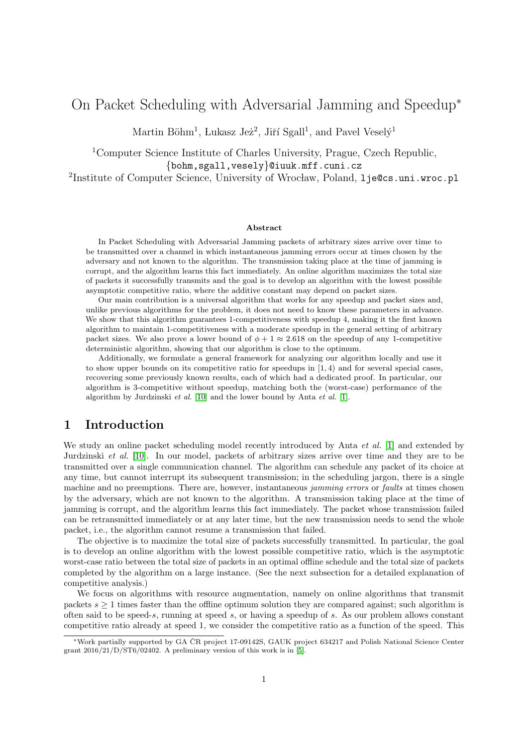# On Packet Scheduling with Adversarial Jamming and Speedup*

Martin Böhm[1], Łukasz Jeż[2], Jiří Sgall[1], and Pavel Veselý[1]

[1]Computer Science Institute of Charles University, Prague, Czech Republic, {bohm,sgall,vesely}@iuuk.mff.cuni.cz

[2]Institute of Computer Science, University of Wrocław, Poland, lje@cs.uni.wroc.pl

#### Abstract

In Packet Scheduling with Adversarial Jamming packets of arbitrary sizes arrive over time to be transmitted over a channel in which instantaneous jamming errors occur at times chosen by the adversary and not known to the algorithm. The transmission taking place at the time of jamming is corrupt, and the algorithm learns this fact immediately. An online algorithm maximizes the total size of packets it successfully transmits and the goal is to develop an algorithm with the lowest possible asymptotic competitive ratio, where the additive constant may depend on packet sizes.

Our main contribution is a universal algorithm that works for any speedup and packet sizes and, unlike previous algorithms for the problem, it does not need to know these parameters in advance. We show that this algorithm guarantees 1-competitiveness with speedup 4, making it the first known algorithm to maintain 1-competitiveness with a moderate speedup in the general setting of arbitrary packet sizes. We also prove a lower bound of $\phi + 1 \approx 2.618$ on the speedup of any 1-competitive deterministic algorithm, showing that our algorithm is close to the optimum.

Additionally, we formulate a general framework for analyzing our algorithm locally and use it to show upper bounds on its competitive ratio for speedups in $[1, 4)$ and for several special cases, recovering some previously known results, each of which had a dedicated proof. In particular, our algorithm is 3-competitive without speedup, matching both the (worst-case) performance of the algorithm by Jurdzinski *et al.* [10] and the lower bound by Anta *et al.* [1].

## 1 Introduction

We study an online packet scheduling model recently introduced by Anta *et al.* [1] and extended by Jurdzinski *et al.* [10]. In our model, packets of arbitrary sizes arrive over time and they are to be transmitted over a single communication channel. The algorithm can schedule any packet of its choice at any time, but cannot interrupt its subsequent transmission; in the scheduling jargon, there is a single machine and no preemptions. There are, however, instantaneous *jamming errors* or *faults* at times chosen by the adversary, which are not known to the algorithm. A transmission taking place at the time of jamming is corrupt, and the algorithm learns this fact immediately. The packet whose transmission failed can be retransmitted immediately or at any later time, but the new transmission needs to send the whole packet, i.e., the algorithm cannot resume a transmission that failed.

The objective is to maximize the total size of packets successfully transmitted. In particular, the goal is to develop an online algorithm with the lowest possible competitive ratio, which is the asymptotic worst-case ratio between the total size of packets in an optimal offline schedule and the total size of packets completed by the algorithm on a large instance. (See the next subsection for a detailed explanation of competitive analysis.)

We focus on algorithms with resource augmentation, namely on online algorithms that transmit packets $s \geq 1$ times faster than the offline optimum solution they are compared against; such algorithm is often said to be speed-$s$, running at speed $s$, or having a speedup of $s$. As our problem allows constant competitive ratio already at speed 1, we consider the competitive ratio as a function of the speed. This

*Work partially supported by GA ČR project 17-09142S, GAUK project 634217 and Polish National Science Center grant 2016/21/D/ST6/02402. A preliminary version of this work is in [5].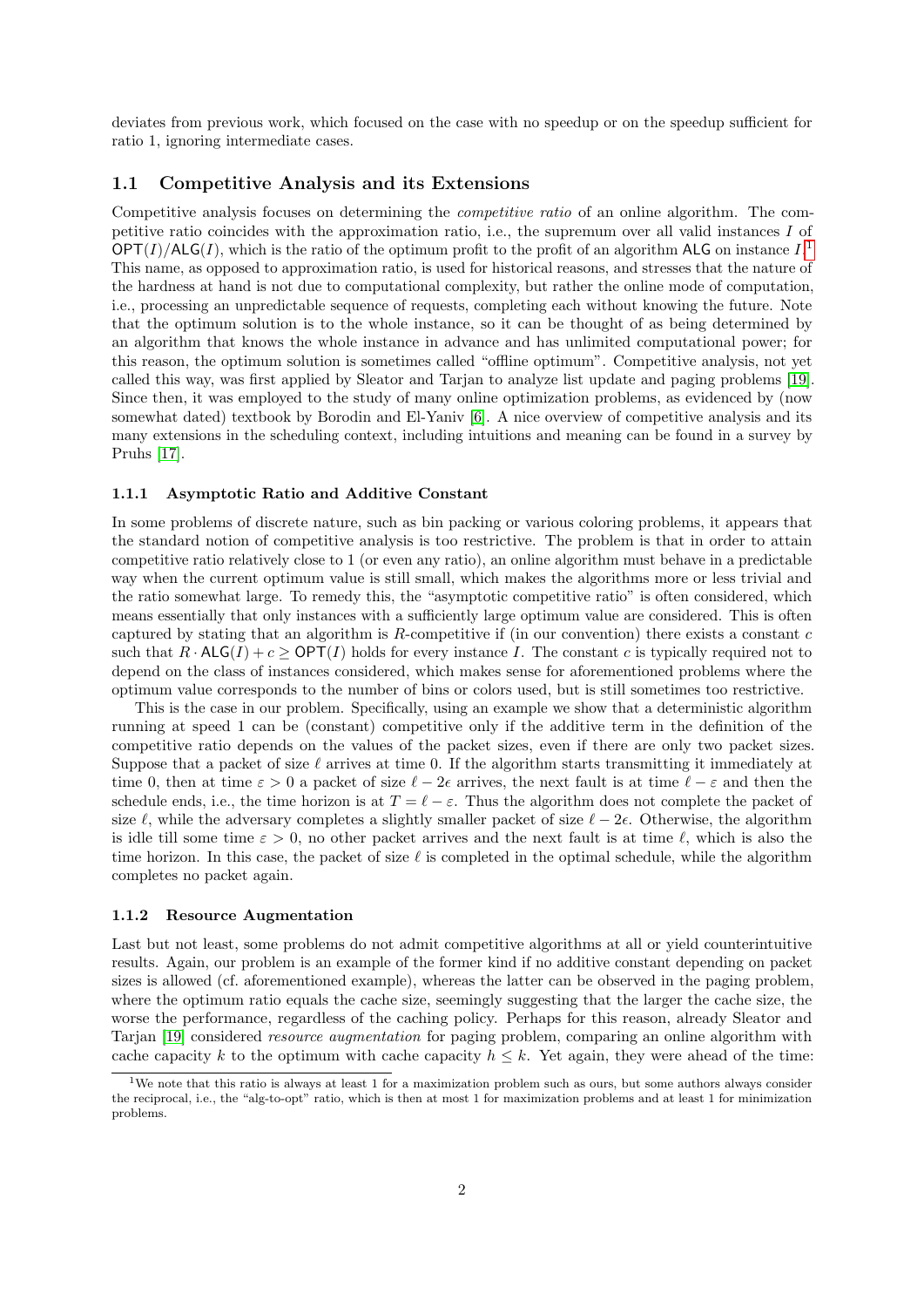deviates from previous work, which focused on the case with no speedup or on the speedup sufficient for ratio 1, ignoring intermediate cases.

## 1.1 Competitive Analysis and its Extensions

Competitive analysis focuses on determining the *competitive ratio* of an online algorithm. The competitive ratio coincides with the approximation ratio, i.e., the supremum over all valid instances $I$ of $\mathsf{OPT}(I)/\mathsf{ALG}(I)$, which is the ratio of the optimum profit to the profit of an algorithm $\mathsf{ALG}$ on instance $I$.[1] This name, as opposed to approximation ratio, is used for historical reasons, and stresses that the nature of the hardness at hand is not due to computational complexity, but rather the online mode of computation, i.e., processing an unpredictable sequence of requests, completing each without knowing the future. Note that the optimum solution is to the whole instance, so it can be thought of as being determined by an algorithm that knows the whole instance in advance and has unlimited computational power; for this reason, the optimum solution is sometimes called "offline optimum". Competitive analysis, not yet called this way, was first applied by Sleator and Tarjan to analyze list update and paging problems [19]. Since then, it was employed to the study of many online optimization problems, as evidenced by (now somewhat dated) textbook by Borodin and El-Yaniv [6]. A nice overview of competitive analysis and its many extensions in the scheduling context, including intuitions and meaning can be found in a survey by Pruhs [17].

### 1.1.1 Asymptotic Ratio and Additive Constant

In some problems of discrete nature, such as bin packing or various coloring problems, it appears that the standard notion of competitive analysis is too restrictive. The problem is that in order to attain competitive ratio relatively close to 1 (or even any ratio), an online algorithm must behave in a predictable way when the current optimum value is still small, which makes the algorithms more or less trivial and the ratio somewhat large. To remedy this, the "asymptotic competitive ratio" is often considered, which means essentially that only instances with a sufficiently large optimum value are considered. This is often captured by stating that an algorithm is $R$-competitive if (in our convention) there exists a constant $c$ such that $R \cdot \mathsf{ALG}(I) + c \geq \mathsf{OPT}(I)$ holds for every instance $I$. The constant $c$ is typically required not to depend on the class of instances considered, which makes sense for aforementioned problems where the optimum value corresponds to the number of bins or colors used, but is still sometimes too restrictive.

This is the case in our problem. Specifically, using an example we show that a deterministic algorithm running at speed 1 can be (constant) competitive only if the additive term in the definition of the competitive ratio depends on the values of the packet sizes, even if there are only two packet sizes. Suppose that a packet of size $\ell$ arrives at time 0. If the algorithm starts transmitting it immediately at time 0, then at time $\varepsilon > 0$ a packet of size $\ell - 2\epsilon$ arrives, the next fault is at time $\ell - \varepsilon$ and then the schedule ends, i.e., the time horizon is at $T = \ell - \varepsilon$. Thus the algorithm does not complete the packet of size $\ell$, while the adversary completes a slightly smaller packet of size $\ell - 2\epsilon$. Otherwise, the algorithm is idle till some time $\varepsilon > 0$, no other packet arrives and the next fault is at time $\ell$, which is also the time horizon. In this case, the packet of size $\ell$ is completed in the optimal schedule, while the algorithm completes no packet again.

### 1.1.2 Resource Augmentation

Last but not least, some problems do not admit competitive algorithms at all or yield counterintuitive results. Again, our problem is an example of the former kind if no additive constant depending on packet sizes is allowed (cf. aforementioned example), whereas the latter can be observed in the paging problem, where the optimum ratio equals the cache size, seemingly suggesting that the larger the cache size, the worse the performance, regardless of the caching policy. Perhaps for this reason, already Sleator and Tarjan [19] considered *resource augmentation* for paging problem, comparing an online algorithm with cache capacity $k$ to the optimum with cache capacity $h \leq k$. Yet again, they were ahead of the time:

[1] We note that this ratio is always at least 1 for a maximization problem such as ours, but some authors always consider the reciprocal, i.e., the "alg-to-opt" ratio, which is then at most 1 for maximization problems and at least 1 for minimization problems.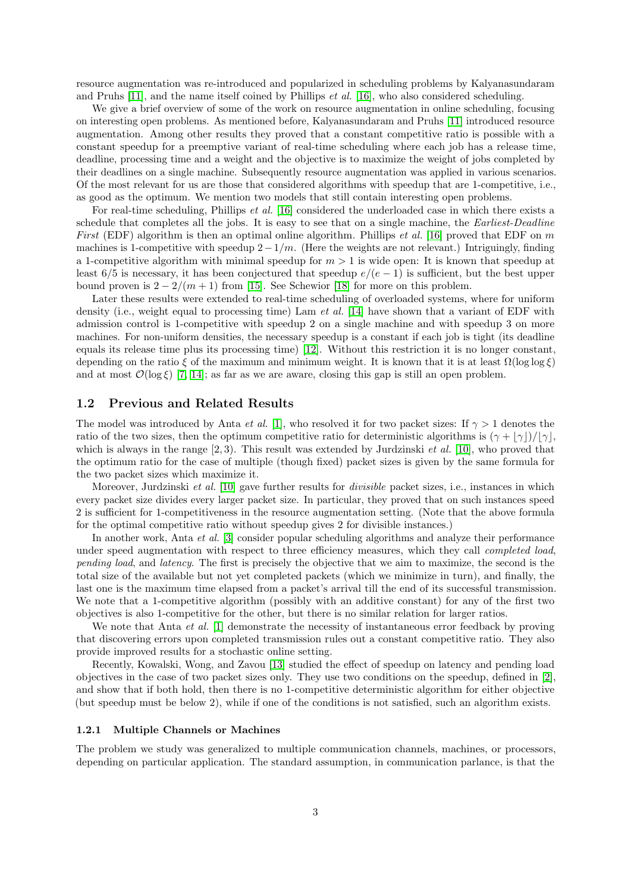resource augmentation was re-introduced and popularized in scheduling problems by Kalyanasundaram and Pruhs [11], and the name itself coined by Phillips *et al.* [16], who also considered scheduling.

We give a brief overview of some of the work on resource augmentation in online scheduling, focusing on interesting open problems. As mentioned before, Kalyanasundaram and Pruhs [11] introduced resource augmentation. Among other results they proved that a constant competitive ratio is possible with a constant speedup for a preemptive variant of real-time scheduling where each job has a release time, deadline, processing time and a weight and the objective is to maximize the weight of jobs completed by their deadlines on a single machine. Subsequently resource augmentation was applied in various scenarios. Of the most relevant for us are those that considered algorithms with speedup that are 1-competitive, i.e., as good as the optimum. We mention two models that still contain interesting open problems.

For real-time scheduling, Phillips *et al.* [16] considered the underloaded case in which there exists a schedule that completes all the jobs. It is easy to see that on a single machine, the *Earliest-Deadline First* (EDF) algorithm is then an optimal online algorithm. Phillips *et al.* [16] proved that EDF on $m$ machines is 1-competitive with speedup $2 - 1/m$. (Here the weights are not relevant.) Intriguingly, finding a 1-competitive algorithm with minimal speedup for $m > 1$ is wide open: It is known that speedup at least $6/5$ is necessary, it has been conjectured that speedup $e/(e-1)$ is sufficient, but the best upper bound proven is $2 - 2/(m+1)$ from [15]. See Schewior [18] for more on this problem.

Later these results were extended to real-time scheduling of overloaded systems, where for uniform density (i.e., weight equal to processing time) Lam *et al.* [14] have shown that a variant of EDF with admission control is 1-competitive with speedup 2 on a single machine and with speedup 3 on more machines. For non-uniform densities, the necessary speedup is a constant if each job is tight (its deadline equals its release time plus its processing time) [12]. Without this restriction it is no longer constant, depending on the ratio $\xi$ of the maximum and minimum weight. It is known that it is at least $\Omega(\log\log\xi)$ and at most $\mathcal{O}(\log\xi)$ [7, 14]; as far as we are aware, closing this gap is still an open problem.

## 1.2 Previous and Related Results

The model was introduced by Anta *et al.* [1], who resolved it for two packet sizes: If $\gamma > 1$ denotes the ratio of the two sizes, then the optimum competitive ratio for deterministic algorithms is $(\gamma + \lfloor\gamma\rfloor)/\lfloor\gamma\rfloor$, which is always in the range $[2, 3)$. This result was extended by Jurdzinski *et al.* [10], who proved that the optimum ratio for the case of multiple (though fixed) packet sizes is given by the same formula for the two packet sizes which maximize it.

Moreover, Jurdzinski *et al.* [10] gave further results for *divisible* packet sizes, i.e., instances in which every packet size divides every larger packet size. In particular, they proved that on such instances speed 2 is sufficient for 1-competitiveness in the resource augmentation setting. (Note that the above formula for the optimal competitive ratio without speedup gives 2 for divisible instances.)

In another work, Anta *et al.* [3] consider popular scheduling algorithms and analyze their performance under speed augmentation with respect to three efficiency measures, which they call *completed load*, *pending load*, and *latency*. The first is precisely the objective that we aim to maximize, the second is the total size of the available but not yet completed packets (which we minimize in turn), and finally, the last one is the maximum time elapsed from a packet's arrival till the end of its successful transmission. We note that a 1-competitive algorithm (possibly with an additive constant) for any of the first two objectives is also 1-competitive for the other, but there is no similar relation for larger ratios.

We note that Anta *et al.* [1] demonstrate the necessity of instantaneous error feedback by proving that discovering errors upon completed transmission rules out a constant competitive ratio. They also provide improved results for a stochastic online setting.

Recently, Kowalski, Wong, and Zavou [13] studied the effect of speedup on latency and pending load objectives in the case of two packet sizes only. They use two conditions on the speedup, defined in [2], and show that if both hold, then there is no 1-competitive deterministic algorithm for either objective (but speedup must be below 2), while if one of the conditions is not satisfied, such an algorithm exists.

### 1.2.1 Multiple Channels or Machines

The problem we study was generalized to multiple communication channels, machines, or processors, depending on particular application. The standard assumption, in communication parlance, is that the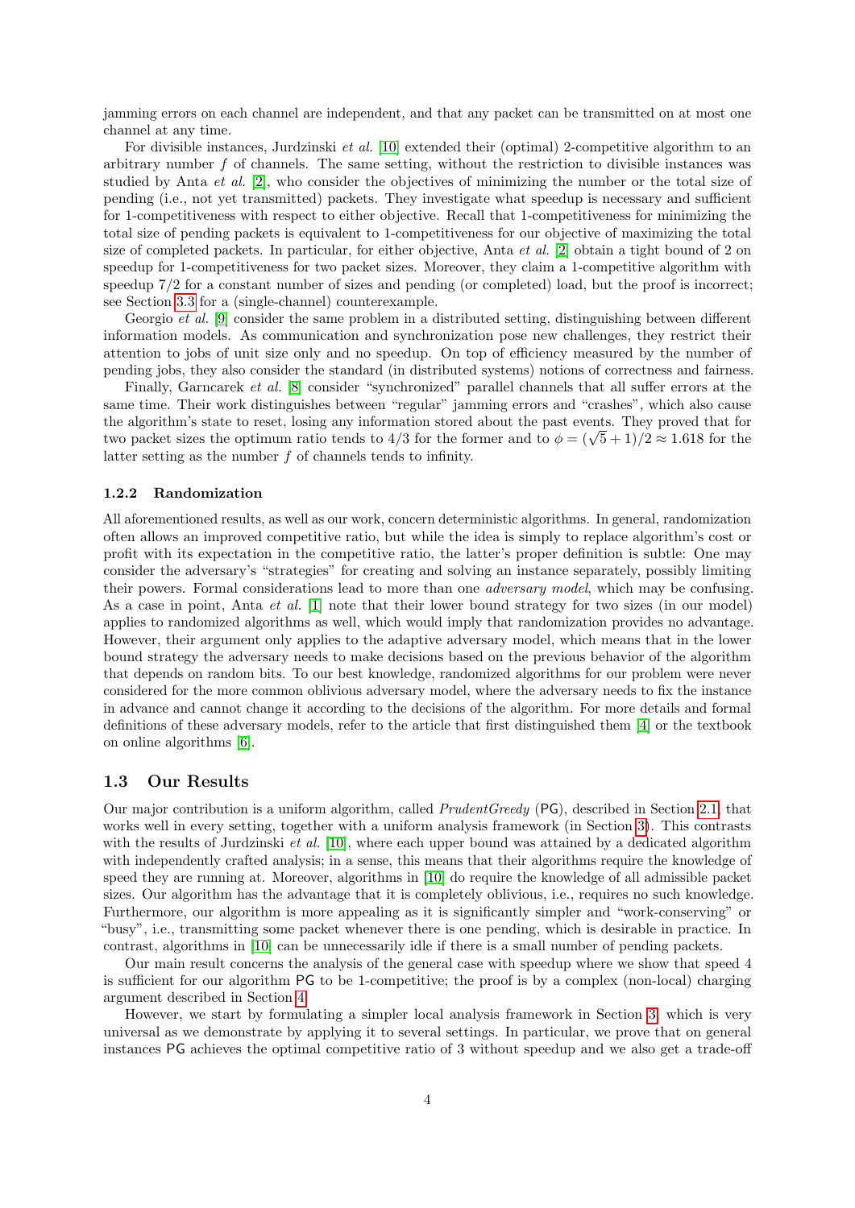jamming errors on each channel are independent, and that any packet can be transmitted on at most one channel at any time.

For divisible instances, Jurdzinski *et al.* [10] extended their (optimal) 2-competitive algorithm to an arbitrary number $f$ of channels. The same setting, without the restriction to divisible instances was studied by Anta *et al.* [2], who consider the objectives of minimizing the number or the total size of pending (i.e., not yet transmitted) packets. They investigate what speedup is necessary and sufficient for 1-competitiveness with respect to either objective. Recall that 1-competitiveness for minimizing the total size of pending packets is equivalent to 1-competitiveness for our objective of maximizing the total size of completed packets. In particular, for either objective, Anta *et al.* [2] obtain a tight bound of 2 on speedup for 1-competitiveness for two packet sizes. Moreover, they claim a 1-competitive algorithm with speedup $7/2$ for a constant number of sizes and pending (or completed) load, but the proof is incorrect; see Section 3.3 for a (single-channel) counterexample.

Georgio *et al.* [9] consider the same problem in a distributed setting, distinguishing between different information models. As communication and synchronization pose new challenges, they restrict their attention to jobs of unit size only and no speedup. On top of efficiency measured by the number of pending jobs, they also consider the standard (in distributed systems) notions of correctness and fairness.

Finally, Garncarek *et al.* [8] consider "synchronized" parallel channels that all suffer errors at the same time. Their work distinguishes between "regular" jamming errors and "crashes", which also cause the algorithm's state to reset, losing any information stored about the past events. They proved that for two packet sizes the optimum ratio tends to $4/3$ for the former and to $\phi = (\sqrt{5}+1)/2 \approx 1.618$ for the latter setting as the number $f$ of channels tends to infinity.

#### 1.2.2 Randomization

All aforementioned results, as well as our work, concern deterministic algorithms. In general, randomization often allows an improved competitive ratio, but while the idea is simply to replace algorithm's cost or profit with its expectation in the competitive ratio, the latter's proper definition is subtle: One may consider the adversary's "strategies" for creating and solving an instance separately, possibly limiting their powers. Formal considerations lead to more than one *adversary model*, which may be confusing. As a case in point, Anta *et al.* [1] note that their lower bound strategy for two sizes (in our model) applies to randomized algorithms as well, which would imply that randomization provides no advantage. However, their argument only applies to the adaptive adversary model, which means that in the lower bound strategy the adversary needs to make decisions based on the previous behavior of the algorithm that depends on random bits. To our best knowledge, randomized algorithms for our problem were never considered for the more common oblivious adversary model, where the adversary needs to fix the instance in advance and cannot change it according to the decisions of the algorithm. For more details and formal definitions of these adversary models, refer to the article that first distinguished them [4] or the textbook on online algorithms [6].

### 1.3 Our Results

Our major contribution is a uniform algorithm, called *PrudentGreedy* (PG), described in Section 2.1, that works well in every setting, together with a uniform analysis framework (in Section 3). This contrasts with the results of Jurdzinski *et al.* [10], where each upper bound was attained by a dedicated algorithm with independently crafted analysis; in a sense, this means that their algorithms require the knowledge of speed they are running at. Moreover, algorithms in [10] do require the knowledge of all admissible packet sizes. Our algorithm has the advantage that it is completely oblivious, i.e., requires no such knowledge. Furthermore, our algorithm is more appealing as it is significantly simpler and "work-conserving" or "busy", i.e., transmitting some packet whenever there is one pending, which is desirable in practice. In contrast, algorithms in [10] can be unnecessarily idle if there is a small number of pending packets.

Our main result concerns the analysis of the general case with speedup where we show that speed 4 is sufficient for our algorithm PG to be 1-competitive; the proof is by a complex (non-local) charging argument described in Section 4.

However, we start by formulating a simpler local analysis framework in Section 3, which is very universal as we demonstrate by applying it to several settings. In particular, we prove that on general instances PG achieves the optimal competitive ratio of 3 without speedup and we also get a trade-off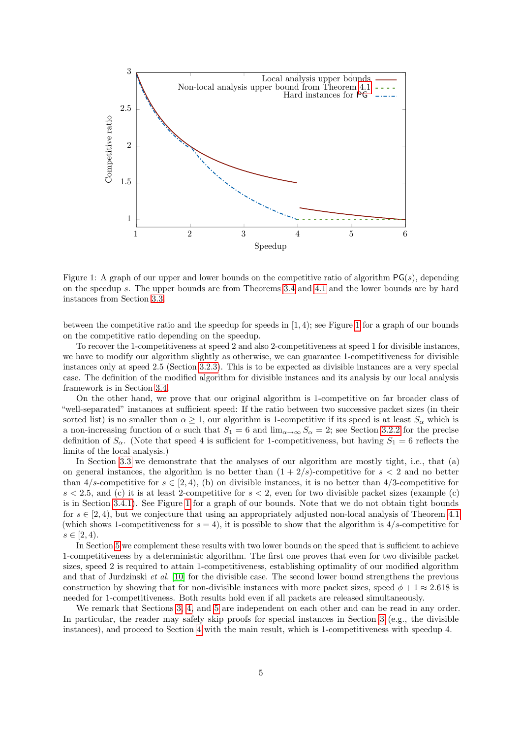Figure 1: A graph of our upper and lower bounds on the competitive ratio of algorithm $\mathsf{PG}(s)$, depending on the speedup $s$. The upper bounds are from Theorems 3.4 and 4.1 and the lower bounds are by hard instances from Section 3.3.

between the competitive ratio and the speedup for speeds in $[1, 4)$; see Figure 1 for a graph of our bounds on the competitive ratio depending on the speedup.

To recover the 1-competitiveness at speed 2 and also 2-competitiveness at speed 1 for divisible instances, we have to modify our algorithm slightly as otherwise, we can guarantee 1-competitiveness for divisible instances only at speed 2.5 (Section 3.2.3). This is to be expected as divisible instances are a very special case. The definition of the modified algorithm for divisible instances and its analysis by our local analysis framework is in Section 3.4.

On the other hand, we prove that our original algorithm is 1-competitive on far broader class of "well-separated" instances at sufficient speed: If the ratio between two successive packet sizes (in their sorted list) is no smaller than $\alpha \geq 1$, our algorithm is 1-competitive if its speed is at least $S_\alpha$ which is a non-increasing function of $\alpha$ such that $S_1 = 6$ and $\lim_{\alpha\to\infty} S_\alpha = 2$; see Section 3.2.2 for the precise definition of $S_\alpha$. (Note that speed 4 is sufficient for 1-competitiveness, but having $S_1 = 6$ reflects the limits of the local analysis.)

In Section 3.3 we demonstrate that the analyses of our algorithm are mostly tight, i.e., that (a) on general instances, the algorithm is no better than $(1 + 2/s)$-competitive for $s < 2$ and no better than $4/s$-competitive for $s \in [2, 4)$, (b) on divisible instances, it is no better than $4/3$-competitive for $s < 2.5$, and (c) it is at least 2-competitive for $s < 2$, even for two divisible packet sizes (example (c) is in Section 3.4.1). See Figure 1 for a graph of our bounds. Note that we do not obtain tight bounds for $s \in [2, 4)$, but we conjecture that using an appropriately adjusted non-local analysis of Theorem 4.1 (which shows 1-competitiveness for $s = 4$), it is possible to show that the algorithm is $4/s$-competitive for $s \in [2, 4)$.

In Section 5 we complement these results with two lower bounds on the speed that is sufficient to achieve 1-competitiveness by a deterministic algorithm. The first one proves that even for two divisible packet sizes, speed 2 is required to attain 1-competitiveness, establishing optimality of our modified algorithm and that of Jurdzinski *et al.* [10] for the divisible case. The second lower bound strengthens the previous construction by showing that for non-divisible instances with more packet sizes, speed $\phi + 1 \approx 2.618$ is needed for 1-competitiveness. Both results hold even if all packets are released simultaneously.

We remark that Sections 3, 4, and 5 are independent on each other and can be read in any order. In particular, the reader may safely skip proofs for special instances in Section 3 (e.g., the divisible instances), and proceed to Section 4 with the main result, which is 1-competitiveness with speedup 4.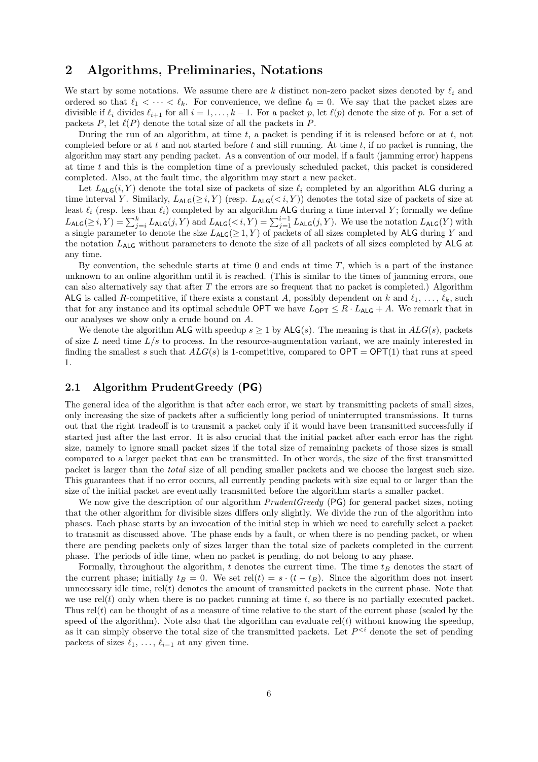## 2 Algorithms, Preliminaries, Notations

We start by some notations. We assume there are $k$ distinct non-zero packet sizes denoted by $\ell_i$ and ordered so that $\ell_1 < \cdots < \ell_k$. For convenience, we define $\ell_0 = 0$. We say that the packet sizes are divisible if $\ell_i$ divides $\ell_{i+1}$ for all $i = 1, \ldots, k-1$. For a packet $p$, let $\ell(p)$ denote the size of $p$. For a set of packets $P$, let $\ell(P)$ denote the total size of all the packets in $P$.

During the run of an algorithm, at time $t$, a packet is pending if it is released before or at $t$, not completed before or at $t$ and not started before $t$ and still running. At time $t$, if no packet is running, the algorithm may start any pending packet. As a convention of our model, if a fault (jamming error) happens at time $t$ and this is the completion time of a previously scheduled packet, this packet is considered completed. Also, at the fault time, the algorithm may start a new packet.

Let $L_{\mathsf{ALG}}(i, Y)$ denote the total size of packets of size $\ell_i$ completed by an algorithm ALG during a time interval $Y$. Similarly, $L_{\mathsf{ALG}}(\geq i, Y)$ (resp. $L_{\mathsf{ALG}}(< i, Y)$) denotes the total size of packets of size at least $\ell_i$ (resp. less than $\ell_i$) completed by an algorithm ALG during a time interval $Y$; formally we define $L_{\mathsf{ALG}}(\geq i, Y) = \sum_{j=i}^{k} L_{\mathsf{ALG}}(j, Y)$ and $L_{\mathsf{ALG}}(< i, Y) = \sum_{j=1}^{i-1} L_{\mathsf{ALG}}(j, Y)$. We use the notation $L_{\mathsf{ALG}}(Y)$ with a single parameter to denote the size $L_{\mathsf{ALG}}(\geq 1, Y)$ of packets of all sizes completed by ALG during $Y$ and the notation $L_{\mathsf{ALG}}$ without parameters to denote the size of all packets of all sizes completed by ALG at any time.

By convention, the schedule starts at time 0 and ends at time $T$, which is a part of the instance unknown to an online algorithm until it is reached. (This is similar to the times of jamming errors, one can also alternatively say that after $T$ the errors are so frequent that no packet is completed.) Algorithm ALG is called $R$-competitive, if there exists a constant $A$, possibly dependent on $k$ and $\ell_1, \ldots, \ell_k$, such that for any instance and its optimal schedule OPT we have $L_{\mathsf{OPT}} \leq R \cdot L_{\mathsf{ALG}} + A$. We remark that in our analyses we show only a crude bound on $A$.

We denote the algorithm ALG with speedup $s \geq 1$ by ALG($s$). The meaning is that in $ALG(s)$, packets of size $L$ need time $L/s$ to process. In the resource-augmentation variant, we are mainly interested in finding the smallest $s$ such that $ALG(s)$ is 1-competitive, compared to $\mathsf{OPT} = \mathsf{OPT}(1)$ that runs at speed 1.

### 2.1 Algorithm PrudentGreedy (PG)

The general idea of the algorithm is that after each error, we start by transmitting packets of small sizes, only increasing the size of packets after a sufficiently long period of uninterrupted transmissions. It turns out that the right tradeoff is to transmit a packet only if it would have been transmitted successfully if started just after the last error. It is also crucial that the initial packet after each error has the right size, namely to ignore small packet sizes if the total size of remaining packets of those sizes is small compared to a larger packet that can be transmitted. In other words, the size of the first transmitted packet is larger than the *total* size of all pending smaller packets and we choose the largest such size. This guarantees that if no error occurs, all currently pending packets with size equal to or larger than the size of the initial packet are eventually transmitted before the algorithm starts a smaller packet.

We now give the description of our algorithm *PrudentGreedy* (PG) for general packet sizes, noting that the other algorithm for divisible sizes differs only slightly. We divide the run of the algorithm into phases. Each phase starts by an invocation of the initial step in which we need to carefully select a packet to transmit as discussed above. The phase ends by a fault, or when there is no pending packet, or when there are pending packets only of sizes larger than the total size of packets completed in the current phase. The periods of idle time, when no packet is pending, do not belong to any phase.

Formally, throughout the algorithm, $t$ denotes the current time. The time $t_B$ denotes the start of the current phase; initially $t_B = 0$. We set $\text{rel}(t) = s \cdot (t - t_B)$. Since the algorithm does not insert unnecessary idle time, $\text{rel}(t)$ denotes the amount of transmitted packets in the current phase. Note that we use $\text{rel}(t)$ only when there is no packet running at time $t$, so there is no partially executed packet. Thus $\text{rel}(t)$ can be thought of as a measure of time relative to the start of the current phase (scaled by the speed of the algorithm). Note also that the algorithm can evaluate $\text{rel}(t)$ without knowing the speedup, as it can simply observe the total size of the transmitted packets. Let $P^{<i}$ denote the set of pending packets of sizes $\ell_1, \ldots, \ell_{i-1}$ at any given time.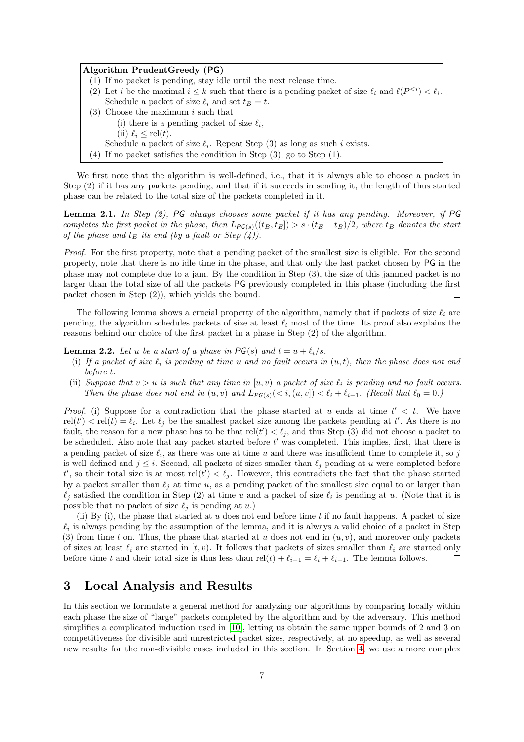**Algorithm PrudentGreedy (PG)**

(1) If no packet is pending, stay idle until the next release time.

(2) Let $i$ be the maximal $i \le k$ such that there is a pending packet of size $\ell_i$ and $\ell(P^{<i}) < \ell_i$. Schedule a packet of size $\ell_i$ and set $t_B = t$.

(3) Choose the maximum $i$ such that

  (i) there is a pending packet of size $\ell_i$,

  (ii) $\ell_i \le \text{rel}(t)$.

 Schedule a packet of size $\ell_i$. Repeat Step (3) as long as such $i$ exists.

(4) If no packet satisfies the condition in Step (3), go to Step (1).

We first note that the algorithm is well-defined, i.e., that it is always able to choose a packet in Step (2) if it has any packets pending, and that if it succeeds in sending it, the length of thus started phase can be related to the total size of the packets completed in it.

**Lemma 2.1.** *In Step (2), PG always chooses some packet if it has any pending. Moreover, if PG completes the first packet in the phase, then $L_{\mathsf{PG}(s)}((t_B, t_E]) > s \cdot (t_E - t_B)/2$, where $t_B$ denotes the start of the phase and $t_E$ its end (by a fault or Step (4)).*

*Proof.* For the first property, note that a pending packet of the smallest size is eligible. For the second property, note that there is no idle time in the phase, and that only the last packet chosen by PG in the phase may not complete due to a jam. By the condition in Step (3), the size of this jammed packet is no larger than the total size of all the packets PG previously completed in this phase (including the first packet chosen in Step (2)), which yields the bound. □

The following lemma shows a crucial property of the algorithm, namely that if packets of size $\ell_i$ are pending, the algorithm schedules packets of size at least $\ell_i$ most of the time. Its proof also explains the reasons behind our choice of the first packet in a phase in Step (2) of the algorithm.

**Lemma 2.2.** *Let $u$ be a start of a phase in $\mathsf{PG}(s)$ and $t = u + \ell_i/s$.*

(i) *If a packet of size $\ell_i$ is pending at time $u$ and no fault occurs in $(u, t)$, then the phase does not end before $t$.*

(ii) *Suppose that $v > u$ is such that any time in $[u, v)$ a packet of size $\ell_i$ is pending and no fault occurs. Then the phase does not end in $(u, v)$ and $L_{\mathsf{PG}(s)}(< i, (u, v]) < \ell_i + \ell_{i-1}$. (Recall that $\ell_0 = 0$.)*

*Proof.* (i) Suppose for a contradiction that the phase started at $u$ ends at time $t' < t$. We have $\text{rel}(t') < \text{rel}(t) = \ell_i$. Let $\ell_j$ be the smallest packet size among the packets pending at $t'$. As there is no fault, the reason for a new phase has to be that $\text{rel}(t') < \ell_j$, and thus Step (3) did not choose a packet to be scheduled. Also note that any packet started before $t'$ was completed. This implies, first, that there is a pending packet of size $\ell_i$, as there was one at time $u$ and there was insufficient time to complete it, so $j$ is well-defined and $j \le i$. Second, all packets of sizes smaller than $\ell_j$ pending at $u$ were completed before $t'$, so their total size is at most $\text{rel}(t') < \ell_j$. However, this contradicts the fact that the phase started by a packet smaller than $\ell_j$ at time $u$, as a pending packet of the smallest size equal to or larger than $\ell_j$ satisfied the condition in Step (2) at time $u$ and a packet of size $\ell_i$ is pending at $u$. (Note that it is possible that no packet of size $\ell_j$ is pending at $u$.)

(ii) By (i), the phase that started at $u$ does not end before time $t$ if no fault happens. A packet of size $\ell_i$ is always pending by the assumption of the lemma, and it is always a valid choice of a packet in Step (3) from time $t$ on. Thus, the phase that started at $u$ does not end in $(u, v)$, and moreover only packets of sizes at least $\ell_i$ are started in $[t, v)$. It follows that packets of sizes smaller than $\ell_i$ are started only before time $t$ and their total size is thus less than $\text{rel}(t) + \ell_{i-1} = \ell_i + \ell_{i-1}$. The lemma follows. □

## 3 Local Analysis and Results

In this section we formulate a general method for analyzing our algorithms by comparing locally within each phase the size of "large" packets completed by the algorithm and by the adversary. This method simplifies a complicated induction used in [10], letting us obtain the same upper bounds of 2 and 3 on competitiveness for divisible and unrestricted packet sizes, respectively, at no speedup, as well as several new results for the non-divisible cases included in this section. In Section 4 we use a more complex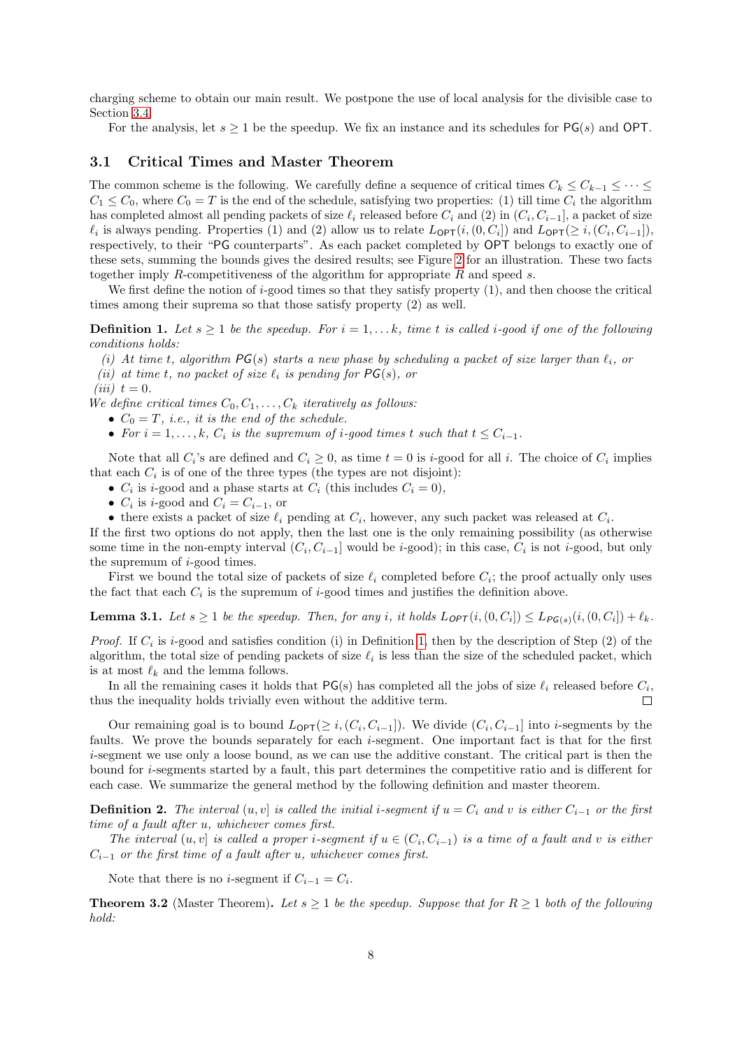charging scheme to obtain our main result. We postpone the use of local analysis for the divisible case to Section 3.4.

For the analysis, let $s \geq 1$ be the speedup. We fix an instance and its schedules for $\mathsf{PG}(s)$ and $\mathsf{OPT}$.

### 3.1 Critical Times and Master Theorem

The common scheme is the following. We carefully define a sequence of critical times $C_k \leq C_{k-1} \leq \cdots \leq C_1 \leq C_0$, where $C_0 = T$ is the end of the schedule, satisfying two properties: (1) till time $C_i$ the algorithm has completed almost all pending packets of size $\ell_i$ released before $C_i$ and (2) in $(C_i, C_{i-1}]$, a packet of size $\ell_i$ is always pending. Properties (1) and (2) allow us to relate $L_{\mathsf{OPT}}(i, (0, C_i])$ and $L_{\mathsf{OPT}}(\geq i, (C_i, C_{i-1}])$, respectively, to their "$\mathsf{PG}$ counterparts". As each packet completed by $\mathsf{OPT}$ belongs to exactly one of these sets, summing the bounds gives the desired results; see Figure 2 for an illustration. These two facts together imply $R$-competitiveness of the algorithm for appropriate $R$ and speed $s$.

We first define the notion of $i$-good times so that they satisfy property (1), and then choose the critical times among their suprema so that those satisfy property (2) as well.

**Definition 1.** *Let $s \geq 1$ be the speedup. For $i = 1, \ldots k$, time $t$ is called $i$-good if one of the following conditions holds:*

*(i) At time $t$, algorithm $\mathsf{PG}(s)$ starts a new phase by scheduling a packet of size larger than $\ell_i$, or*

*(ii) at time $t$, no packet of size $\ell_i$ is pending for $\mathsf{PG}(s)$, or*

*(iii) $t = 0$.*

*We define critical times $C_0, C_1, \ldots, C_k$ iteratively as follows:*

- *$C_0 = T$, i.e., it is the end of the schedule.*
- *For $i = 1, \ldots, k$, $C_i$ is the supremum of $i$-good times $t$ such that $t \leq C_{i-1}$.*

Note that all $C_i$'s are defined and $C_i \geq 0$, as time $t = 0$ is $i$-good for all $i$. The choice of $C_i$ implies that each $C_i$ is of one of the three types (the types are not disjoint):

- $C_i$ is $i$-good and a phase starts at $C_i$ (this includes $C_i = 0$),
- $C_i$ is $i$-good and $C_i = C_{i-1}$, or
- there exists a packet of size $\ell_i$ pending at $C_i$, however, any such packet was released at $C_i$.

If the first two options do not apply, then the last one is the only remaining possibility (as otherwise some time in the non-empty interval $(C_i, C_{i-1}]$ would be $i$-good); in this case, $C_i$ is not $i$-good, but only the supremum of $i$-good times.

First we bound the total size of packets of size $\ell_i$ completed before $C_i$; the proof actually only uses the fact that each $C_i$ is the supremum of $i$-good times and justifies the definition above.

**Lemma 3.1.** *Let $s \geq 1$ be the speedup. Then, for any $i$, it holds $L_{\mathsf{OPT}}(i, (0, C_i]) \leq L_{\mathsf{PG}(s)}(i, (0, C_i]) + \ell_k$.*

*Proof.* If $C_i$ is $i$-good and satisfies condition (i) in Definition 1, then by the description of Step (2) of the algorithm, the total size of pending packets of size $\ell_i$ is less than the size of the scheduled packet, which is at most $\ell_k$ and the lemma follows.

In all the remaining cases it holds that $\mathsf{PG}(s)$ has completed all the jobs of size $\ell_i$ released before $C_i$, thus the inequality holds trivially even without the additive term. $\square$

Our remaining goal is to bound $L_{\mathsf{OPT}}(\geq i, (C_i, C_{i-1}])$. We divide $(C_i, C_{i-1}]$ into $i$-segments by the faults. We prove the bounds separately for each $i$-segment. One important fact is that for the first $i$-segment we use only a loose bound, as we can use the additive constant. The critical part is then the bound for $i$-segments started by a fault, this part determines the competitive ratio and is different for each case. We summarize the general method by the following definition and master theorem.

**Definition 2.** *The interval $(u, v]$ is called the initial $i$-segment if $u = C_i$ and $v$ is either $C_{i-1}$ or the first time of a fault after $u$, whichever comes first.*

*The interval $(u, v]$ is called a proper $i$-segment if $u \in (C_i, C_{i-1})$ is a time of a fault and $v$ is either $C_{i-1}$ or the first time of a fault after $u$, whichever comes first.*

Note that there is no $i$-segment if $C_{i-1} = C_i$.

**Theorem 3.2** (Master Theorem)**.** *Let $s \geq 1$ be the speedup. Suppose that for $R \geq 1$ both of the following hold:*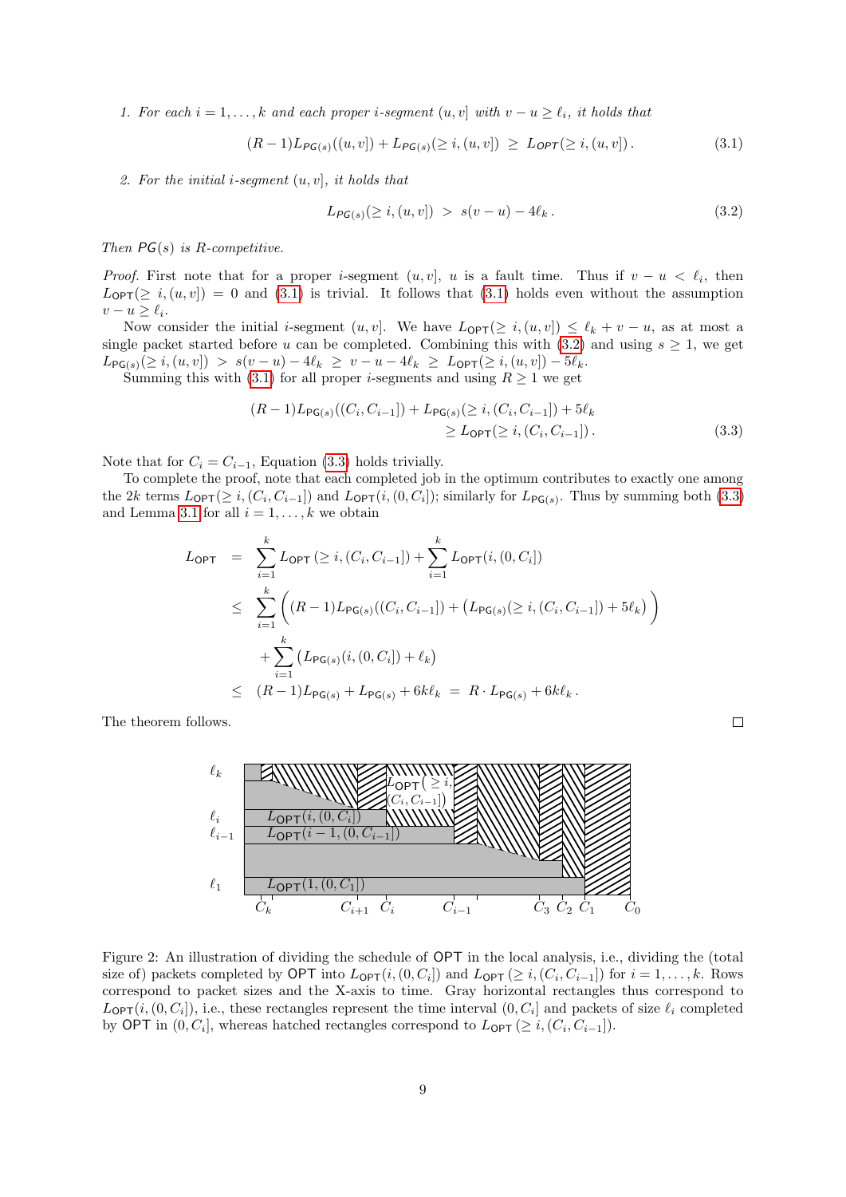1. *For each $i = 1, \ldots, k$ and each proper $i$-segment $(u, v]$ with $v - u \geq \ell_i$, it holds that*

$$(R-1)L_{\mathsf{PG}(s)}((u,v]) + L_{\mathsf{PG}(s)}(\geq i, (u,v]) \;\geq\; L_{\mathsf{OPT}}(\geq i, (u,v])\,. \tag{3.1}$$

2. *For the initial $i$-segment $(u, v]$, it holds that*

$$L_{\mathsf{PG}(s)}(\geq i, (u,v]) \;>\; s(v-u) - 4\ell_k\,. \tag{3.2}$$

*Then $\mathsf{PG}(s)$ is $R$-competitive.*

*Proof.* First note that for a proper $i$-segment $(u, v]$, $u$ is a fault time. Thus if $v - u < \ell_i$, then $L_{\mathsf{OPT}}(\geq i, (u, v]) = 0$ and (3.1) is trivial. It follows that (3.1) holds even without the assumption $v - u \geq \ell_i$.

Now consider the initial $i$-segment $(u, v]$. We have $L_{\mathsf{OPT}}(\geq i, (u, v]) \leq \ell_k + v - u$, as at most a single packet started before $u$ can be completed. Combining this with (3.2) and using $s \geq 1$, we get $L_{\mathsf{PG}(s)}(\geq i, (u, v]) > s(v - u) - 4\ell_k \geq v - u - 4\ell_k \geq L_{\mathsf{OPT}}(\geq i, (u, v]) - 5\ell_k$.

Summing this with (3.1) for all proper $i$-segments and using $R \geq 1$ we get

$$\begin{aligned}(R-1)L_{\mathsf{PG}(s)}((C_i, C_{i-1}]) + L_{\mathsf{PG}(s)}(\geq i, (C_i, C_{i-1}]) + 5\ell_k& \\ \geq L_{\mathsf{OPT}}(\geq i, (C_i, C_{i-1}])\,.&\end{aligned} \tag{3.3}$$

Note that for $C_i = C_{i-1}$, Equation (3.3) holds trivially.

To complete the proof, note that each completed job in the optimum contributes to exactly one among the $2k$ terms $L_{\mathsf{OPT}}(\geq i, (C_i, C_{i-1}])$ and $L_{\mathsf{OPT}}(i, (0, C_i])$; similarly for $L_{\mathsf{PG}(s)}$. Thus by summing both (3.3) and Lemma 3.1 for all $i = 1, \ldots, k$ we obtain

$$\begin{aligned}
L_{\mathsf{OPT}} &= \sum_{i=1}^{k} L_{\mathsf{OPT}}\left(\geq i, (C_i, C_{i-1}]\right) + \sum_{i=1}^{k} L_{\mathsf{OPT}}(i, (0, C_i]) \\
&\leq \sum_{i=1}^{k} \Big( (R-1)L_{\mathsf{PG}(s)}((C_i, C_{i-1}]) + \big(L_{\mathsf{PG}(s)}(\geq i, (C_i, C_{i-1}]) + 5\ell_k\big) \Big) \\
&\quad + \sum_{i=1}^{k} \big( L_{\mathsf{PG}(s)}(i, (0, C_i]) + \ell_k \big) \\
&\leq (R-1)L_{\mathsf{PG}(s)} + L_{\mathsf{PG}(s)} + 6k\ell_k \;=\; R \cdot L_{\mathsf{PG}(s)} + 6k\ell_k\,.
\end{aligned}$$

The theorem follows. ∎

Figure 2: An illustration of dividing the schedule of $\mathsf{OPT}$ in the local analysis, i.e., dividing the (total size of) packets completed by $\mathsf{OPT}$ into $L_{\mathsf{OPT}}(i, (0, C_i])$ and $L_{\mathsf{OPT}}(\geq i, (C_i, C_{i-1}])$ for $i = 1, \ldots, k$. Rows correspond to packet sizes and the X-axis to time. Gray horizontal rectangles thus correspond to $L_{\mathsf{OPT}}(i, (0, C_i])$, i.e., these rectangles represent the time interval $(0, C_i]$ and packets of size $\ell_i$ completed by $\mathsf{OPT}$ in $(0, C_i]$, whereas hatched rectangles correspond to $L_{\mathsf{OPT}}(\geq i, (C_i, C_{i-1}])$.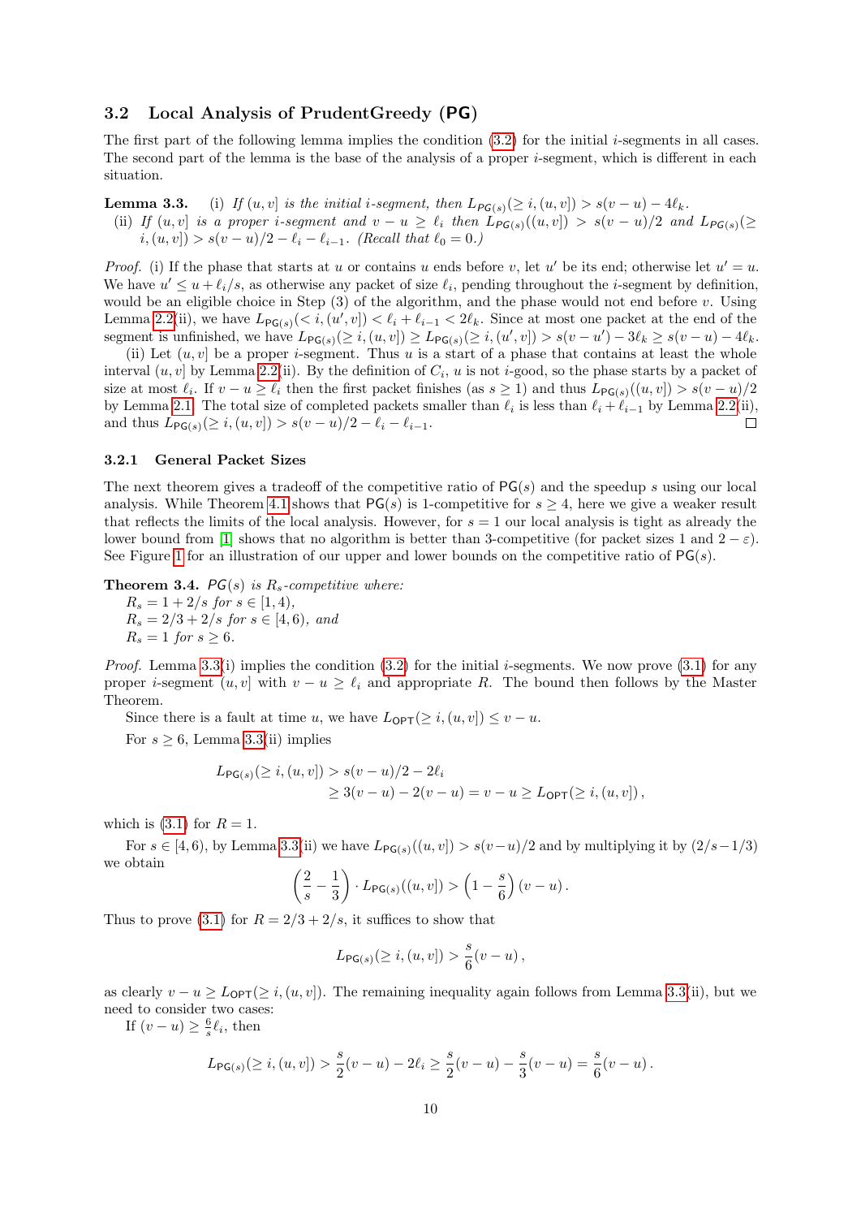### 3.2 Local Analysis of PrudentGreedy (PG)

The first part of the following lemma implies the condition (3.2) for the initial $i$-segments in all cases. The second part of the lemma is the base of the analysis of a proper $i$-segment, which is different in each situation.

**Lemma 3.3.** (i) *If $(u,v]$ is the initial $i$-segment, then $L_{\mathsf{PG}(s)}(\geq i,(u,v]) > s(v-u) - 4\ell_k$.*
(ii) *If $(u,v]$ is a proper $i$-segment and $v-u \geq \ell_i$ then $L_{\mathsf{PG}(s)}((u,v]) > s(v-u)/2$ and $L_{\mathsf{PG}(s)}(\geq i,(u,v]) > s(v-u)/2 - \ell_i - \ell_{i-1}$. (Recall that $\ell_0 = 0$.)*

*Proof.* (i) If the phase that starts at $u$ or contains $u$ ends before $v$, let $u'$ be its end; otherwise let $u' = u$. We have $u' \leq u + \ell_i/s$, as otherwise any packet of size $\ell_i$, pending throughout the $i$-segment by definition, would be an eligible choice in Step (3) of the algorithm, and the phase would not end before $v$. Using Lemma 2.2(ii), we have $L_{\mathsf{PG}(s)}(< i,(u',v]) < \ell_i + \ell_{i-1} < 2\ell_k$. Since at most one packet at the end of the segment is unfinished, we have $L_{\mathsf{PG}(s)}(\geq i,(u,v]) \geq L_{\mathsf{PG}(s)}(\geq i,(u',v]) > s(v-u') - 3\ell_k \geq s(v-u) - 4\ell_k$.

(ii) Let $(u,v]$ be a proper $i$-segment. Thus $u$ is a start of a phase that contains at least the whole interval $(u,v]$ by Lemma 2.2(ii). By the definition of $C_i$, $u$ is not $i$-good, so the phase starts by a packet of size at most $\ell_i$. If $v-u \geq \ell_i$ then the first packet finishes (as $s \geq 1$) and thus $L_{\mathsf{PG}(s)}((u,v]) > s(v-u)/2$ by Lemma 2.1. The total size of completed packets smaller than $\ell_i$ is less than $\ell_i + \ell_{i-1}$ by Lemma 2.2(ii), and thus $L_{\mathsf{PG}(s)}(\geq i,(u,v]) > s(v-u)/2 - \ell_i - \ell_{i-1}$. □

#### 3.2.1 General Packet Sizes

The next theorem gives a tradeoff of the competitive ratio of $\mathsf{PG}(s)$ and the speedup $s$ using our local analysis. While Theorem 4.1 shows that $\mathsf{PG}(s)$ is 1-competitive for $s \geq 4$, here we give a weaker result that reflects the limits of the local analysis. However, for $s = 1$ our local analysis is tight as already the lower bound from [1] shows that no algorithm is better than 3-competitive (for packet sizes 1 and $2-\varepsilon$). See Figure 1 for an illustration of our upper and lower bounds on the competitive ratio of $\mathsf{PG}(s)$.

**Theorem 3.4.** *$\mathsf{PG}(s)$ is $R_s$-competitive where:*
*$R_s = 1 + 2/s$ for $s \in [1,4)$,*
*$R_s = 2/3 + 2/s$ for $s \in [4,6)$, and*
*$R_s = 1$ for $s \geq 6$.*

*Proof.* Lemma 3.3(i) implies the condition (3.2) for the initial $i$-segments. We now prove (3.1) for any proper $i$-segment $(u,v]$ with $v-u \geq \ell_i$ and appropriate $R$. The bound then follows by the Master Theorem.

Since there is a fault at time $u$, we have $L_{\mathsf{OPT}}(\geq i,(u,v]) \leq v-u$.

For $s \geq 6$, Lemma 3.3(ii) implies

$$\begin{aligned}L_{\mathsf{PG}(s)}(\geq i,(u,v]) &> s(v-u)/2 - 2\ell_i \\ &\geq 3(v-u) - 2(v-u) = v-u \geq L_{\mathsf{OPT}}(\geq i,(u,v]),\end{aligned}$$

which is (3.1) for $R = 1$.

For $s \in [4,6)$, by Lemma 3.3(ii) we have $L_{\mathsf{PG}(s)}((u,v]) > s(v-u)/2$ and by multiplying it by $(2/s - 1/3)$ we obtain

$$\left(\frac{2}{s} - \frac{1}{3}\right) \cdot L_{\mathsf{PG}(s)}((u,v]) > \left(1 - \frac{s}{6}\right)(v-u).$$

Thus to prove (3.1) for $R = 2/3 + 2/s$, it suffices to show that

$$L_{\mathsf{PG}(s)}(\geq i,(u,v]) > \frac{s}{6}(v-u),$$

as clearly $v-u \geq L_{\mathsf{OPT}}(\geq i,(u,v])$. The remaining inequality again follows from Lemma 3.3(ii), but we need to consider two cases:

If $(v-u) \geq \frac{6}{s}\ell_i$, then

$$L_{\mathsf{PG}(s)}(\geq i,(u,v]) > \frac{s}{2}(v-u) - 2\ell_i \geq \frac{s}{2}(v-u) - \frac{s}{3}(v-u) = \frac{s}{6}(v-u).$$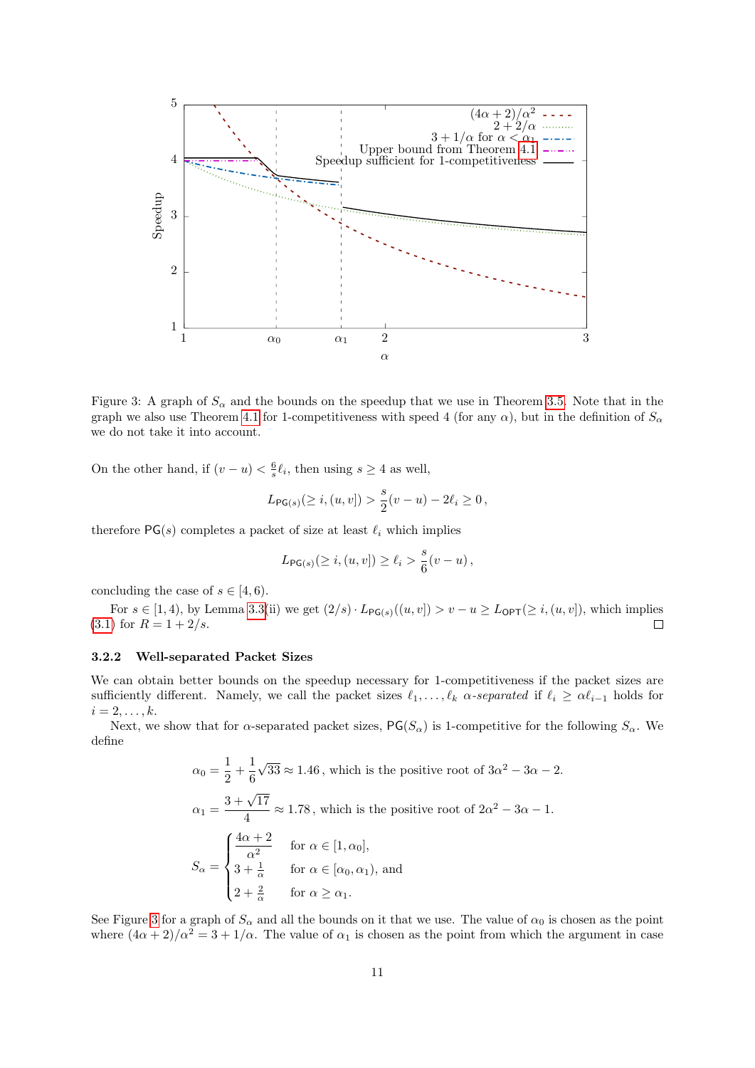Figure 3: A graph of $S_\alpha$ and the bounds on the speedup that we use in Theorem 3.5. Note that in the graph we also use Theorem 4.1 for 1-competitiveness with speed 4 (for any $\alpha$), but in the definition of $S_\alpha$ we do not take it into account.

On the other hand, if $(v-u) < \frac{6}{s}\ell_i$, then using $s \geq 4$ as well,

$$L_{\mathsf{PG}(s)}(\geq i, (u,v]) > \frac{s}{2}(v-u) - 2\ell_i \geq 0\,,$$

therefore $\mathsf{PG}(s)$ completes a packet of size at least $\ell_i$ which implies

$$L_{\mathsf{PG}(s)}(\geq i, (u,v]) \geq \ell_i > \frac{s}{6}(v-u)\,,$$

concluding the case of $s \in [4,6)$.

For $s \in [1,4)$, by Lemma 3.3(ii) we get $(2/s) \cdot L_{\mathsf{PG}(s)}((u,v]) > v-u \geq L_{\mathsf{OPT}}(\geq i, (u,v])$, which implies (3.1) for $R = 1 + 2/s$. □

### 3.2.2 Well-separated Packet Sizes

We can obtain better bounds on the speedup necessary for 1-competitiveness if the packet sizes are sufficiently different. Namely, we call the packet sizes $\ell_1, \ldots, \ell_k$ *$\alpha$-separated* if $\ell_i \geq \alpha\ell_{i-1}$ holds for $i = 2, \ldots, k$.

Next, we show that for $\alpha$-separated packet sizes, $\mathsf{PG}(S_\alpha)$ is 1-competitive for the following $S_\alpha$. We define

$$\alpha_0 = \frac{1}{2} + \frac{1}{6}\sqrt{33} \approx 1.46\,, \text{ which is the positive root of } 3\alpha^2 - 3\alpha - 2.$$

$$\alpha_1 = \frac{3+\sqrt{17}}{4} \approx 1.78\,, \text{ which is the positive root of } 2\alpha^2 - 3\alpha - 1.$$

$$S_\alpha = \begin{cases} \dfrac{4\alpha+2}{\alpha^2} & \text{for } \alpha \in [1, \alpha_0], \\ 3 + \frac{1}{\alpha} & \text{for } \alpha \in [\alpha_0, \alpha_1), \text{ and} \\ 2 + \frac{2}{\alpha} & \text{for } \alpha \geq \alpha_1. \end{cases}$$

See Figure 3 for a graph of $S_\alpha$ and all the bounds on it that we use. The value of $\alpha_0$ is chosen as the point where $(4\alpha+2)/\alpha^2 = 3 + 1/\alpha$. The value of $\alpha_1$ is chosen as the point from which the argument in case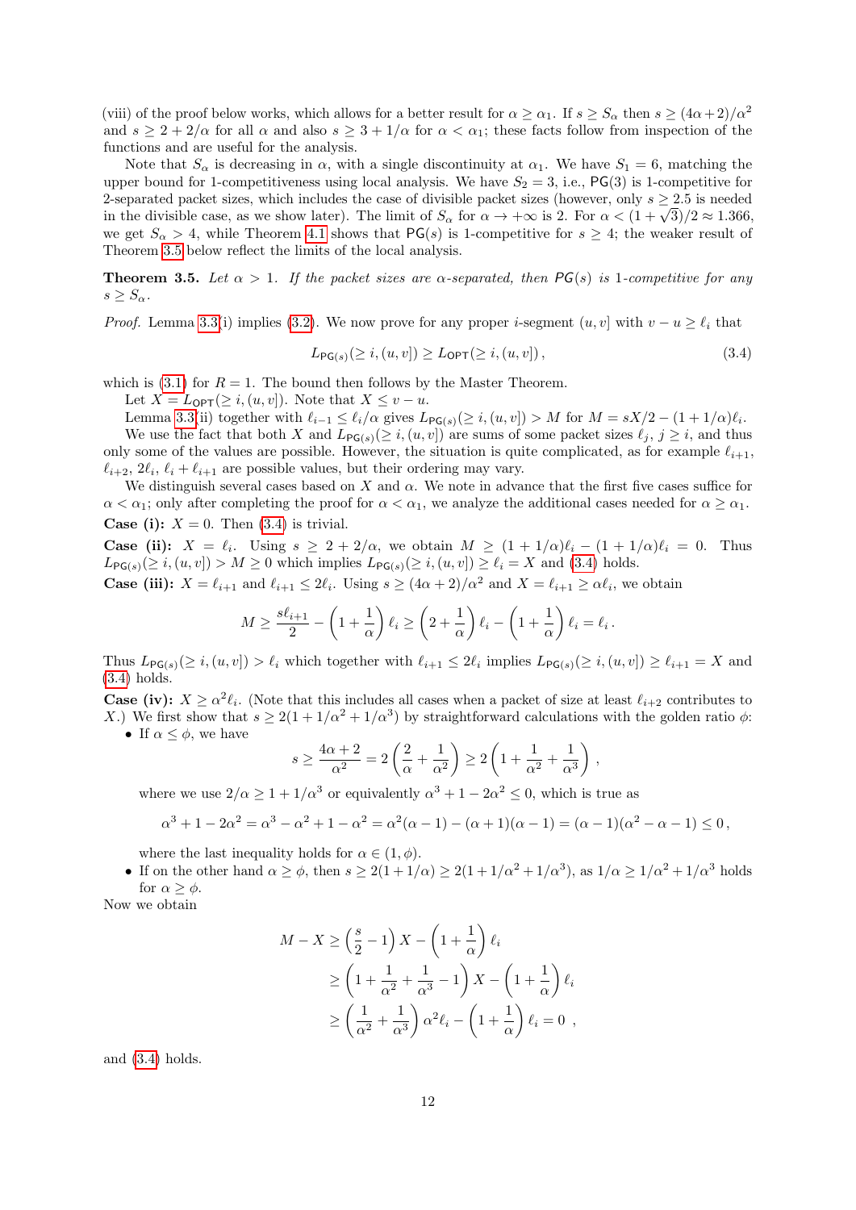(viii) of the proof below works, which allows for a better result for $\alpha \geq \alpha_1$. If $s \geq S_\alpha$ then $s \geq (4\alpha+2)/\alpha^2$ and $s \geq 2 + 2/\alpha$ for all $\alpha$ and also $s \geq 3 + 1/\alpha$ for $\alpha < \alpha_1$; these facts follow from inspection of the functions and are useful for the analysis.

Note that $S_\alpha$ is decreasing in $\alpha$, with a single discontinuity at $\alpha_1$. We have $S_1 = 6$, matching the upper bound for 1-competitiveness using local analysis. We have $S_2 = 3$, i.e., $\mathsf{PG}(3)$ is 1-competitive for 2-separated packet sizes, which includes the case of divisible packet sizes (however, only $s \geq 2.5$ is needed in the divisible case, as we show later). The limit of $S_\alpha$ for $\alpha \to +\infty$ is 2. For $\alpha < (1+\sqrt{3})/2 \approx 1.366$, we get $S_\alpha > 4$, while Theorem 4.1 shows that $\mathsf{PG}(s)$ is 1-competitive for $s \geq 4$; the weaker result of Theorem 3.5 below reflect the limits of the local analysis.

**Theorem 3.5.** *Let $\alpha > 1$. If the packet sizes are $\alpha$-separated, then $PG(s)$ is 1-competitive for any $s \geq S_\alpha$.*

*Proof.* Lemma 3.3(i) implies (3.2). We now prove for any proper $i$-segment $(u, v]$ with $v - u \geq \ell_i$ that

$$L_{\mathsf{PG}(s)}(\geq i, (u, v]) \geq L_{\mathsf{OPT}}(\geq i, (u, v]), \tag{3.4}$$

which is (3.1) for $R = 1$. The bound then follows by the Master Theorem.

Let $X = L_{\mathsf{OPT}}(\geq i, (u, v])$. Note that $X \leq v - u$.

Lemma 3.3(ii) together with $\ell_{i-1} \leq \ell_i/\alpha$ gives $L_{\mathsf{PG}(s)}(\geq i, (u, v]) > M$ for $M = sX/2 - (1 + 1/\alpha)\ell_i$.

We use the fact that both $X$ and $L_{\mathsf{PG}(s)}(\geq i, (u, v])$ are sums of some packet sizes $\ell_j$, $j \geq i$, and thus only some of the values are possible. However, the situation is quite complicated, as for example $\ell_{i+1}$, $\ell_{i+2}$, $2\ell_i$, $\ell_i + \ell_{i+1}$ are possible values, but their ordering may vary.

We distinguish several cases based on $X$ and $\alpha$. We note in advance that the first five cases suffice for $\alpha < \alpha_1$; only after completing the proof for $\alpha < \alpha_1$, we analyze the additional cases needed for $\alpha \geq \alpha_1$.

**Case (i):** $X = 0$. Then (3.4) is trivial.

**Case (ii):** $X = \ell_i$. Using $s \geq 2 + 2/\alpha$, we obtain $M \geq (1 + 1/\alpha)\ell_i - (1 + 1/\alpha)\ell_i = 0$. Thus $L_{\mathsf{PG}(s)}(\geq i, (u, v]) > M \geq 0$ which implies $L_{\mathsf{PG}(s)}(\geq i, (u, v]) \geq \ell_i = X$ and (3.4) holds.

**Case (iii):** $X = \ell_{i+1}$ and $\ell_{i+1} \leq 2\ell_i$. Using $s \geq (4\alpha + 2)/\alpha^2$ and $X = \ell_{i+1} \geq \alpha\ell_i$, we obtain

$$M \geq \frac{s\ell_{i+1}}{2} - \left(1 + \frac{1}{\alpha}\right)\ell_i \geq \left(2 + \frac{1}{\alpha}\right)\ell_i - \left(1 + \frac{1}{\alpha}\right)\ell_i = \ell_i\,.$$

Thus $L_{\mathsf{PG}(s)}(\geq i, (u, v]) > \ell_i$ which together with $\ell_{i+1} \leq 2\ell_i$ implies $L_{\mathsf{PG}(s)}(\geq i, (u, v]) \geq \ell_{i+1} = X$ and (3.4) holds.

**Case (iv):** $X \geq \alpha^2\ell_i$. (Note that this includes all cases when a packet of size at least $\ell_{i+2}$ contributes to $X$.) We first show that $s \geq 2(1 + 1/\alpha^2 + 1/\alpha^3)$ by straightforward calculations with the golden ratio $\phi$:

- If $\alpha \leq \phi$, we have
$$s \geq \frac{4\alpha + 2}{\alpha^2} = 2\left(\frac{2}{\alpha} + \frac{1}{\alpha^2}\right) \geq 2\left(1 + \frac{1}{\alpha^2} + \frac{1}{\alpha^3}\right),$$
where we use $2/\alpha \geq 1 + 1/\alpha^3$ or equivalently $\alpha^3 + 1 - 2\alpha^2 \leq 0$, which is true as
$$\alpha^3 + 1 - 2\alpha^2 = \alpha^3 - \alpha^2 + 1 - \alpha^2 = \alpha^2(\alpha - 1) - (\alpha + 1)(\alpha - 1) = (\alpha - 1)(\alpha^2 - \alpha - 1) \leq 0\,,$$
where the last inequality holds for $\alpha \in (1, \phi)$.
- If on the other hand $\alpha \geq \phi$, then $s \geq 2(1 + 1/\alpha) \geq 2(1 + 1/\alpha^2 + 1/\alpha^3)$, as $1/\alpha \geq 1/\alpha^2 + 1/\alpha^3$ holds for $\alpha \geq \phi$.

Now we obtain

$$\begin{aligned}
M - X &\geq \left(\frac{s}{2} - 1\right)X - \left(1 + \frac{1}{\alpha}\right)\ell_i \\
&\geq \left(1 + \frac{1}{\alpha^2} + \frac{1}{\alpha^3} - 1\right)X - \left(1 + \frac{1}{\alpha}\right)\ell_i \\
&\geq \left(\frac{1}{\alpha^2} + \frac{1}{\alpha^3}\right)\alpha^2\ell_i - \left(1 + \frac{1}{\alpha}\right)\ell_i = 0\ ,
\end{aligned}$$

and (3.4) holds.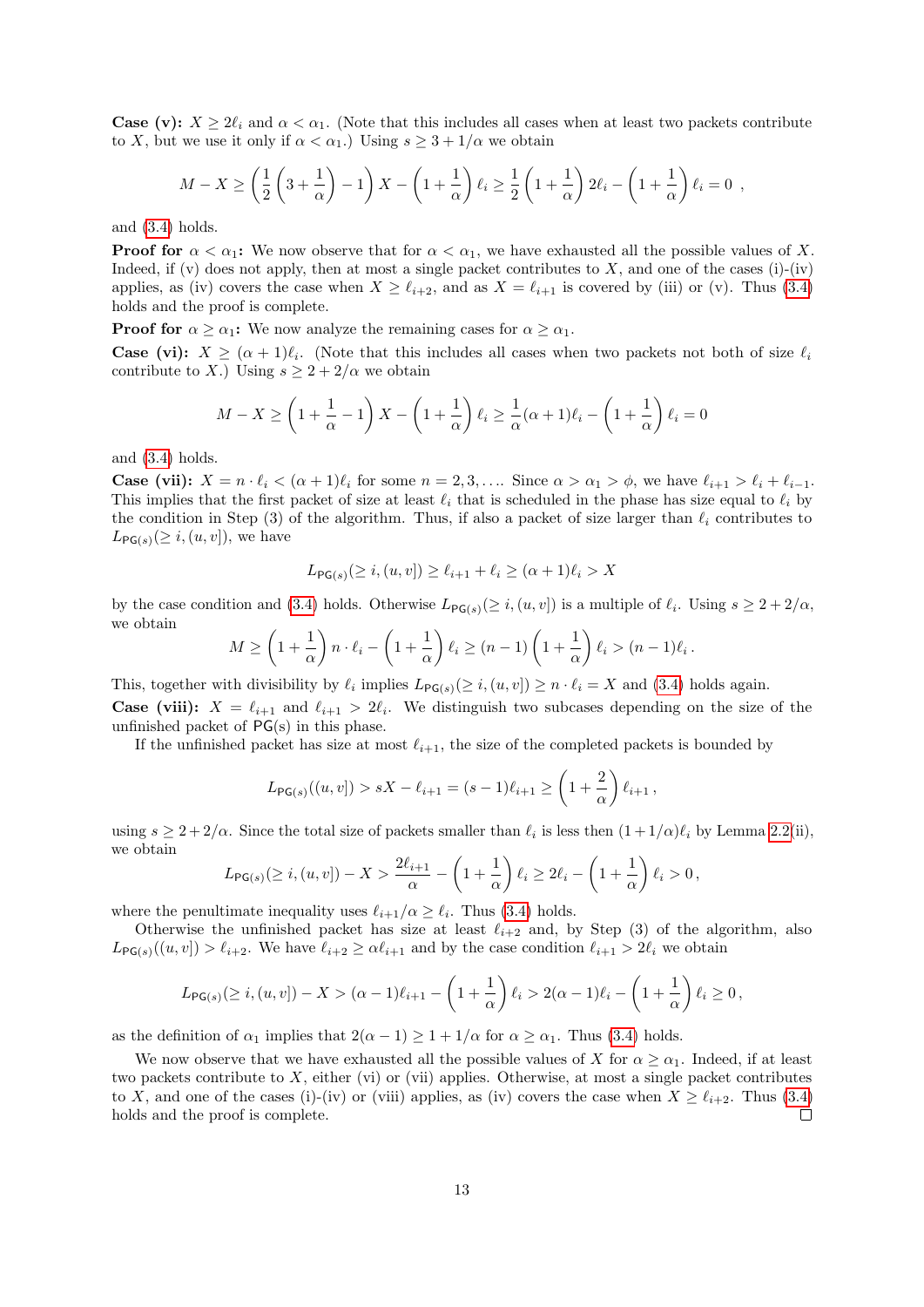**Case (v):** $X \geq 2\ell_i$ and $\alpha < \alpha_1$. (Note that this includes all cases when at least two packets contribute to $X$, but we use it only if $\alpha < \alpha_1$.) Using $s \geq 3 + 1/\alpha$ we obtain

$$M - X \geq \left(\frac{1}{2}\left(3 + \frac{1}{\alpha}\right) - 1\right) X - \left(1 + \frac{1}{\alpha}\right)\ell_i \geq \frac{1}{2}\left(1 + \frac{1}{\alpha}\right) 2\ell_i - \left(1 + \frac{1}{\alpha}\right)\ell_i = 0 \ ,$$

and (3.4) holds.

**Proof for** $\alpha < \alpha_1$**:** We now observe that for $\alpha < \alpha_1$, we have exhausted all the possible values of $X$. Indeed, if (v) does not apply, then at most a single packet contributes to $X$, and one of the cases (i)-(iv) applies, as (iv) covers the case when $X \geq \ell_{i+2}$, and as $X = \ell_{i+1}$ is covered by (iii) or (v). Thus (3.4) holds and the proof is complete.

**Proof for** $\alpha \geq \alpha_1$**:** We now analyze the remaining cases for $\alpha \geq \alpha_1$.

**Case (vi):** $X \geq (\alpha + 1)\ell_i$. (Note that this includes all cases when two packets not both of size $\ell_i$ contribute to $X$.) Using $s \geq 2 + 2/\alpha$ we obtain

$$M - X \geq \left(1 + \frac{1}{\alpha} - 1\right) X - \left(1 + \frac{1}{\alpha}\right)\ell_i \geq \frac{1}{\alpha}(\alpha + 1)\ell_i - \left(1 + \frac{1}{\alpha}\right)\ell_i = 0$$

and (3.4) holds.

**Case (vii):** $X = n \cdot \ell_i < (\alpha + 1)\ell_i$ for some $n = 2, 3, \ldots$. Since $\alpha > \alpha_1 > \phi$, we have $\ell_{i+1} > \ell_i + \ell_{i-1}$. This implies that the first packet of size at least $\ell_i$ that is scheduled in the phase has size equal to $\ell_i$ by the condition in Step (3) of the algorithm. Thus, if also a packet of size larger than $\ell_i$ contributes to $L_{\mathsf{PG}(s)}(\geq i, (u, v])$, we have

$$L_{\mathsf{PG}(s)}(\geq i, (u, v]) \geq \ell_{i+1} + \ell_i \geq (\alpha + 1)\ell_i > X$$

by the case condition and (3.4) holds. Otherwise $L_{\mathsf{PG}(s)}(\geq i, (u, v])$ is a multiple of $\ell_i$. Using $s \geq 2 + 2/\alpha$, we obtain

$$M \geq \left(1 + \frac{1}{\alpha}\right) n \cdot \ell_i - \left(1 + \frac{1}{\alpha}\right)\ell_i \geq (n - 1)\left(1 + \frac{1}{\alpha}\right)\ell_i > (n - 1)\ell_i \,.$$

This, together with divisibility by $\ell_i$ implies $L_{\mathsf{PG}(s)}(\geq i, (u, v]) \geq n \cdot \ell_i = X$ and (3.4) holds again.

**Case (viii):** $X = \ell_{i+1}$ and $\ell_{i+1} > 2\ell_i$. We distinguish two subcases depending on the size of the unfinished packet of $\mathsf{PG}$(s) in this phase.

If the unfinished packet has size at most $\ell_{i+1}$, the size of the completed packets is bounded by

$$L_{\mathsf{PG}(s)}((u, v]) > sX - \ell_{i+1} = (s - 1)\ell_{i+1} \geq \left(1 + \frac{2}{\alpha}\right)\ell_{i+1} \,,$$

using $s \geq 2 + 2/\alpha$. Since the total size of packets smaller than $\ell_i$ is less then $(1 + 1/\alpha)\ell_i$ by Lemma 2.2(ii), we obtain

$$L_{\mathsf{PG}(s)}(\geq i, (u, v]) - X > \frac{2\ell_{i+1}}{\alpha} - \left(1 + \frac{1}{\alpha}\right)\ell_i \geq 2\ell_i - \left(1 + \frac{1}{\alpha}\right)\ell_i > 0 \,,$$

where the penultimate inequality uses $\ell_{i+1}/\alpha \geq \ell_i$. Thus (3.4) holds.

Otherwise the unfinished packet has size at least $\ell_{i+2}$ and, by Step (3) of the algorithm, also $L_{\mathsf{PG}(s)}((u, v]) > \ell_{i+2}$. We have $\ell_{i+2} \geq \alpha\ell_{i+1}$ and by the case condition $\ell_{i+1} > 2\ell_i$ we obtain

$$L_{\mathsf{PG}(s)}(\geq i, (u, v]) - X > (\alpha - 1)\ell_{i+1} - \left(1 + \frac{1}{\alpha}\right)\ell_i > 2(\alpha - 1)\ell_i - \left(1 + \frac{1}{\alpha}\right)\ell_i \geq 0 \,,$$

as the definition of $\alpha_1$ implies that $2(\alpha - 1) \geq 1 + 1/\alpha$ for $\alpha \geq \alpha_1$. Thus (3.4) holds.

We now observe that we have exhausted all the possible values of $X$ for $\alpha \geq \alpha_1$. Indeed, if at least two packets contribute to $X$, either (vi) or (vii) applies. Otherwise, at most a single packet contributes to $X$, and one of the cases (i)-(iv) or (viii) applies, as (iv) covers the case when $X \geq \ell_{i+2}$. Thus (3.4) holds and the proof is complete. □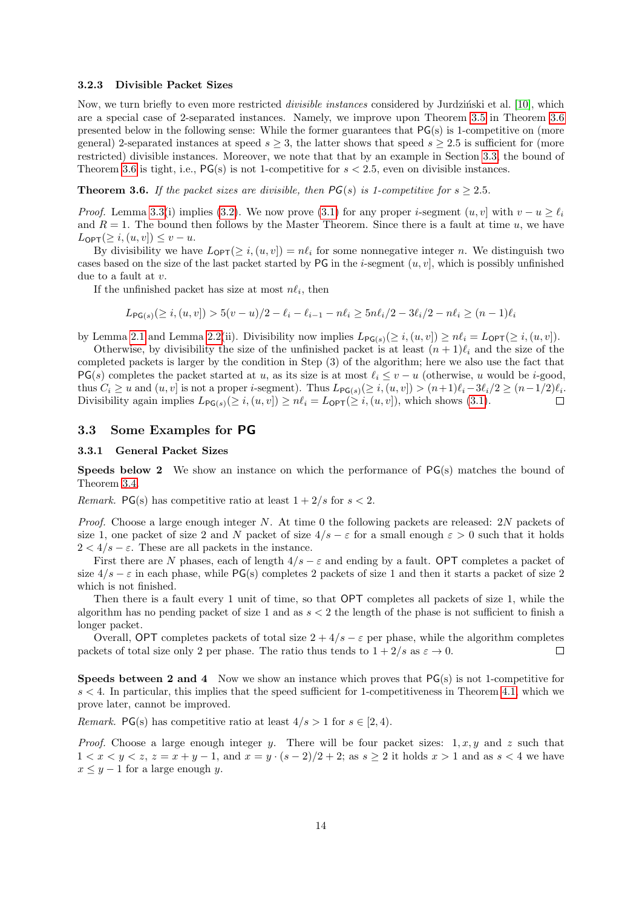### 3.2.3 Divisible Packet Sizes

Now, we turn briefly to even more restricted *divisible instances* considered by Jurdziński et al. [10], which are a special case of 2-separated instances. Namely, we improve upon Theorem 3.5 in Theorem 3.6 presented below in the following sense: While the former guarantees that PG(s) is 1-competitive on (more general) 2-separated instances at speed $s \geq 3$, the latter shows that speed $s \geq 2.5$ is sufficient for (more restricted) divisible instances. Moreover, we note that that by an example in Section 3.3, the bound of Theorem 3.6 is tight, i.e., PG(s) is not 1-competitive for $s < 2.5$, even on divisible instances.

**Theorem 3.6.** *If the packet sizes are divisible, then PG(s) is 1-competitive for $s \geq 2.5$.*

*Proof.* Lemma 3.3(i) implies (3.2). We now prove (3.1) for any proper $i$-segment $(u, v]$ with $v - u \geq \ell_i$ and $R = 1$. The bound then follows by the Master Theorem. Since there is a fault at time $u$, we have $L_{\mathsf{OPT}}(\geq i, (u, v]) \leq v - u$.

By divisibility we have $L_{\mathsf{OPT}}(\geq i, (u, v]) = n\ell_i$ for some nonnegative integer $n$. We distinguish two cases based on the size of the last packet started by PG in the $i$-segment $(u, v]$, which is possibly unfinished due to a fault at $v$.

If the unfinished packet has size at most $n\ell_i$, then

$$L_{\mathsf{PG}(s)}(\geq i, (u, v]) > 5(v - u)/2 - \ell_i - \ell_{i-1} - n\ell_i \geq 5n\ell_i/2 - 3\ell_i/2 - n\ell_i \geq (n - 1)\ell_i$$

by Lemma 2.1 and Lemma 2.2(ii). Divisibility now implies $L_{\mathsf{PG}(s)}(\geq i, (u, v]) \geq n\ell_i = L_{\mathsf{OPT}}(\geq i, (u, v])$.

Otherwise, by divisibility the size of the unfinished packet is at least $(n + 1)\ell_i$ and the size of the completed packets is larger by the condition in Step (3) of the algorithm; here we also use the fact that PG(s) completes the packet started at $u$, as its size is at most $\ell_i \leq v - u$ (otherwise, $u$ would be $i$-good, thus $C_i \geq u$ and $(u, v]$ is not a proper $i$-segment). Thus $L_{\mathsf{PG}(s)}(\geq i, (u, v]) > (n+1)\ell_i - 3\ell_i/2 \geq (n-1/2)\ell_i$. Divisibility again implies $L_{\mathsf{PG}(s)}(\geq i, (u, v]) \geq n\ell_i = L_{\mathsf{OPT}}(\geq i, (u, v])$, which shows (3.1). □

## 3.3 Some Examples for PG

### 3.3.1 General Packet Sizes

**Speeds below 2** We show an instance on which the performance of PG(s) matches the bound of Theorem 3.4.

*Remark.* PG(s) has competitive ratio at least $1 + 2/s$ for $s < 2$.

*Proof.* Choose a large enough integer $N$. At time 0 the following packets are released: $2N$ packets of size 1, one packet of size 2 and $N$ packet of size $4/s - \varepsilon$ for a small enough $\varepsilon > 0$ such that it holds $2 < 4/s - \varepsilon$. These are all packets in the instance.

First there are $N$ phases, each of length $4/s - \varepsilon$ and ending by a fault. OPT completes a packet of size $4/s - \varepsilon$ in each phase, while PG(s) completes 2 packets of size 1 and then it starts a packet of size 2 which is not finished.

Then there is a fault every 1 unit of time, so that OPT completes all packets of size 1, while the algorithm has no pending packet of size 1 and as $s < 2$ the length of the phase is not sufficient to finish a longer packet.

Overall, OPT completes packets of total size $2 + 4/s - \varepsilon$ per phase, while the algorithm completes packets of total size only 2 per phase. The ratio thus tends to $1 + 2/s$ as $\varepsilon \to 0$. □

**Speeds between 2 and 4** Now we show an instance which proves that PG(s) is not 1-competitive for $s < 4$. In particular, this implies that the speed sufficient for 1-competitiveness in Theorem 4.1, which we prove later, cannot be improved.

*Remark.* PG(s) has competitive ratio at least $4/s > 1$ for $s \in [2, 4)$.

*Proof.* Choose a large enough integer $y$. There will be four packet sizes: $1, x, y$ and $z$ such that $1 < x < y < z$, $z = x + y - 1$, and $x = y \cdot (s - 2)/2 + 2$; as $s \geq 2$ it holds $x > 1$ and as $s < 4$ we have $x \leq y - 1$ for a large enough $y$.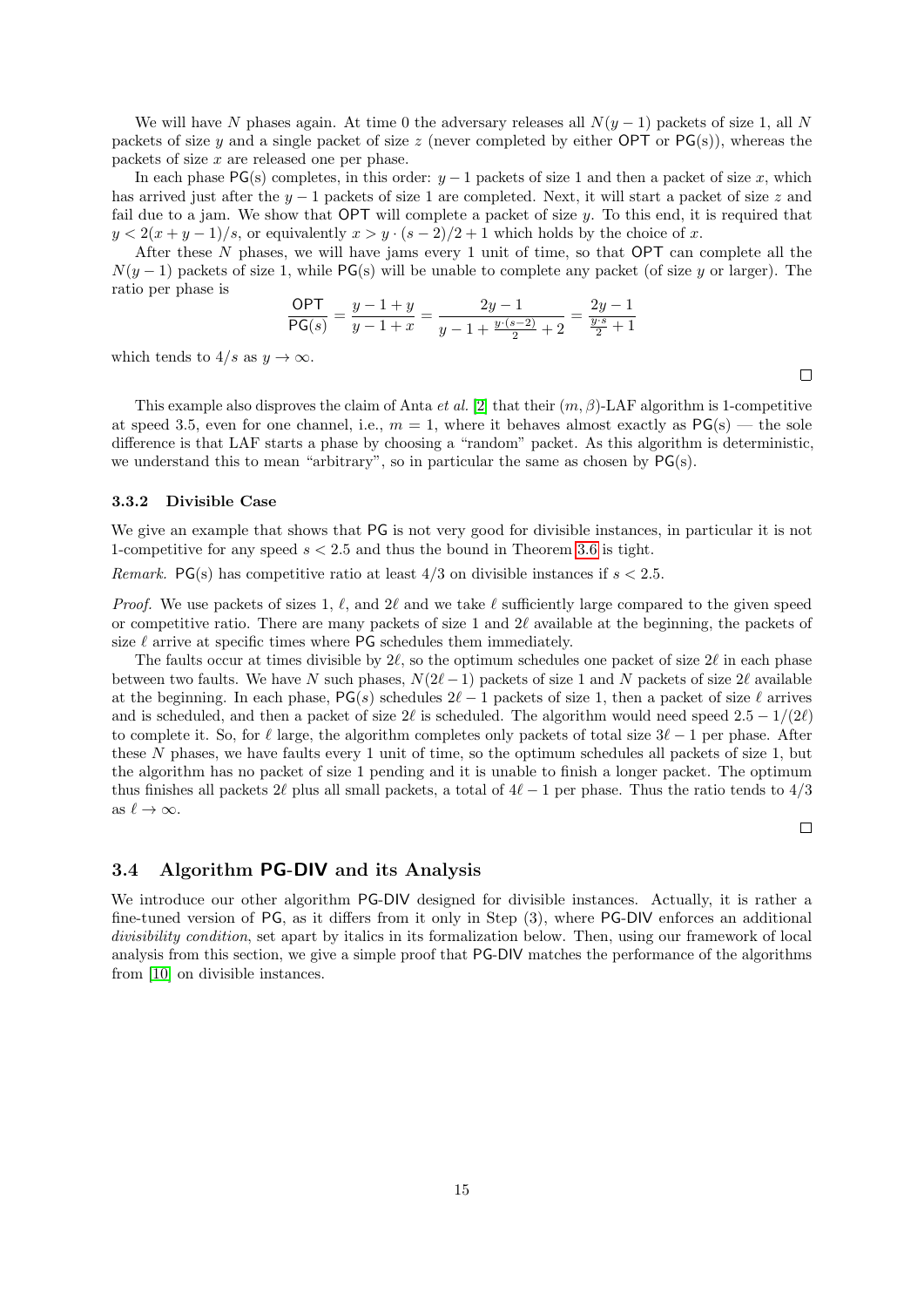We will have $N$ phases again. At time 0 the adversary releases all $N(y-1)$ packets of size 1, all $N$ packets of size $y$ and a single packet of size $z$ (never completed by either OPT or PG(s)), whereas the packets of size $x$ are released one per phase.

In each phase PG(s) completes, in this order: $y-1$ packets of size 1 and then a packet of size $x$, which has arrived just after the $y-1$ packets of size 1 are completed. Next, it will start a packet of size $z$ and fail due to a jam. We show that OPT will complete a packet of size $y$. To this end, it is required that $y < 2(x+y-1)/s$, or equivalently $x > y \cdot (s-2)/2 + 1$ which holds by the choice of $x$.

After these $N$ phases, we will have jams every 1 unit of time, so that OPT can complete all the $N(y-1)$ packets of size 1, while PG(s) will be unable to complete any packet (of size $y$ or larger). The ratio per phase is

$$\frac{\mathsf{OPT}}{\mathsf{PG}(s)} = \frac{y-1+y}{y-1+x} = \frac{2y-1}{y-1+\frac{y\cdot(s-2)}{2}+2} = \frac{2y-1}{\frac{y\cdot s}{2}+1}$$

which tends to $4/s$ as $y \to \infty$.

□

This example also disproves the claim of Anta *et al.* [2] that their $(m,\beta)$-LAF algorithm is 1-competitive at speed 3.5, even for one channel, i.e., $m=1$, where it behaves almost exactly as PG(s) — the sole difference is that LAF starts a phase by choosing a "random" packet. As this algorithm is deterministic, we understand this to mean "arbitrary", so in particular the same as chosen by PG(s).

### 3.3.2 Divisible Case

We give an example that shows that PG is not very good for divisible instances, in particular it is not 1-competitive for any speed $s < 2.5$ and thus the bound in Theorem 3.6 is tight.

*Remark.* PG(s) has competitive ratio at least $4/3$ on divisible instances if $s < 2.5$.

*Proof.* We use packets of sizes 1, $\ell$, and $2\ell$ and we take $\ell$ sufficiently large compared to the given speed or competitive ratio. There are many packets of size 1 and $2\ell$ available at the beginning, the packets of size $\ell$ arrive at specific times where PG schedules them immediately.

The faults occur at times divisible by $2\ell$, so the optimum schedules one packet of size $2\ell$ in each phase between two faults. We have $N$ such phases, $N(2\ell-1)$ packets of size 1 and $N$ packets of size $2\ell$ available at the beginning. In each phase, PG($s$) schedules $2\ell-1$ packets of size 1, then a packet of size $\ell$ arrives and is scheduled, and then a packet of size $2\ell$ is scheduled. The algorithm would need speed $2.5 - 1/(2\ell)$ to complete it. So, for $\ell$ large, the algorithm completes only packets of total size $3\ell-1$ per phase. After these $N$ phases, we have faults every 1 unit of time, so the optimum schedules all packets of size 1, but the algorithm has no packet of size 1 pending and it is unable to finish a longer packet. The optimum thus finishes all packets $2\ell$ plus all small packets, a total of $4\ell-1$ per phase. Thus the ratio tends to $4/3$ as $\ell \to \infty$.

□

## 3.4 Algorithm PG-DIV and its Analysis

We introduce our other algorithm PG-DIV designed for divisible instances. Actually, it is rather a fine-tuned version of PG, as it differs from it only in Step (3), where PG-DIV enforces an additional *divisibility condition*, set apart by italics in its formalization below. Then, using our framework of local analysis from this section, we give a simple proof that PG-DIV matches the performance of the algorithms from [10] on divisible instances.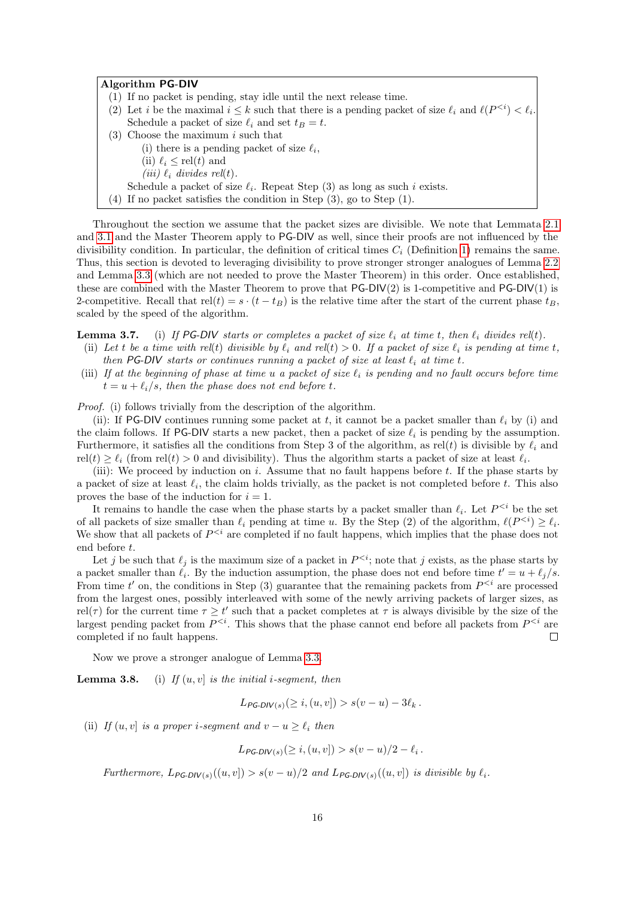**Algorithm PG-DIV**

(1) If no packet is pending, stay idle until the next release time.

(2) Let $i$ be the maximal $i \le k$ such that there is a pending packet of size $\ell_i$ and $\ell(P^{<i}) < \ell_i$. Schedule a packet of size $\ell_i$ and set $t_B = t$.

(3) Choose the maximum $i$ such that

  (i) there is a pending packet of size $\ell_i$,

  (ii) $\ell_i \le \text{rel}(t)$ and

  *(iii)* $\ell_i$ *divides* rel$(t)$.

  Schedule a packet of size $\ell_i$. Repeat Step (3) as long as such $i$ exists.

(4) If no packet satisfies the condition in Step (3), go to Step (1).

Throughout the section we assume that the packet sizes are divisible. We note that Lemmata 2.1 and 3.1 and the Master Theorem apply to PG-DIV as well, since their proofs are not influenced by the divisibility condition. In particular, the definition of critical times $C_i$ (Definition 1) remains the same. Thus, this section is devoted to leveraging divisibility to prove stronger stronger analogues of Lemma 2.2 and Lemma 3.3 (which are not needed to prove the Master Theorem) in this order. Once established, these are combined with the Master Theorem to prove that PG-DIV(2) is 1-competitive and PG-DIV(1) is 2-competitive. Recall that $\text{rel}(t) = s \cdot (t - t_B)$ is the relative time after the start of the current phase $t_B$, scaled by the speed of the algorithm.

**Lemma 3.7.** (i) *If PG-DIV starts or completes a packet of size $\ell_i$ at time $t$, then $\ell_i$ divides rel$(t)$.*

(ii) *Let $t$ be a time with rel$(t)$ divisible by $\ell_i$ and rel$(t) > 0$. If a packet of size $\ell_i$ is pending at time $t$, then PG-DIV starts or continues running a packet of size at least $\ell_i$ at time $t$.*

(iii) *If at the beginning of phase at time $u$ a packet of size $\ell_i$ is pending and no fault occurs before time $t = u + \ell_i/s$, then the phase does not end before $t$.*

*Proof.* (i) follows trivially from the description of the algorithm.

(ii): If PG-DIV continues running some packet at $t$, it cannot be a packet smaller than $\ell_i$ by (i) and the claim follows. If PG-DIV starts a new packet, then a packet of size $\ell_i$ is pending by the assumption. Furthermore, it satisfies all the conditions from Step 3 of the algorithm, as rel$(t)$ is divisible by $\ell_i$ and rel$(t) \ge \ell_i$ (from rel$(t) > 0$ and divisibility). Thus the algorithm starts a packet of size at least $\ell_i$.

(iii): We proceed by induction on $i$. Assume that no fault happens before $t$. If the phase starts by a packet of size at least $\ell_i$, the claim holds trivially, as the packet is not completed before $t$. This also proves the base of the induction for $i = 1$.

It remains to handle the case when the phase starts by a packet smaller than $\ell_i$. Let $P^{<i}$ be the set of all packets of size smaller than $\ell_i$ pending at time $u$. By the Step (2) of the algorithm, $\ell(P^{<i}) \ge \ell_i$. We show that all packets of $P^{<i}$ are completed if no fault happens, which implies that the phase does not end before $t$.

Let $j$ be such that $\ell_j$ is the maximum size of a packet in $P^{<i}$; note that $j$ exists, as the phase starts by a packet smaller than $\ell_i$. By the induction assumption, the phase does not end before time $t' = u + \ell_j/s$. From time $t'$ on, the conditions in Step (3) guarantee that the remaining packets from $P^{<i}$ are processed from the largest ones, possibly interleaved with some of the newly arriving packets of larger sizes, as rel$(\tau)$ for the current time $\tau \ge t'$ such that a packet completes at $\tau$ is always divisible by the size of the largest pending packet from $P^{<i}$. This shows that the phase cannot end before all packets from $P^{<i}$ are completed if no fault happens. ◻

Now we prove a stronger analogue of Lemma 3.3.

**Lemma 3.8.** (i) *If $(u, v]$ is the initial $i$-segment, then*

$$L_{\textsf{PG-DIV}(s)}(\ge i, (u, v]) > s(v - u) - 3\ell_k \,.$$

(ii) *If $(u, v]$ is a proper $i$-segment and $v - u \ge \ell_i$ then*

$$L_{\textsf{PG-DIV}(s)}(\ge i, (u, v]) > s(v - u)/2 - \ell_i \,.$$

*Furthermore, $L_{\textsf{PG-DIV}(s)}((u, v]) > s(v - u)/2$ and $L_{\textsf{PG-DIV}(s)}((u, v])$ is divisible by $\ell_i$.*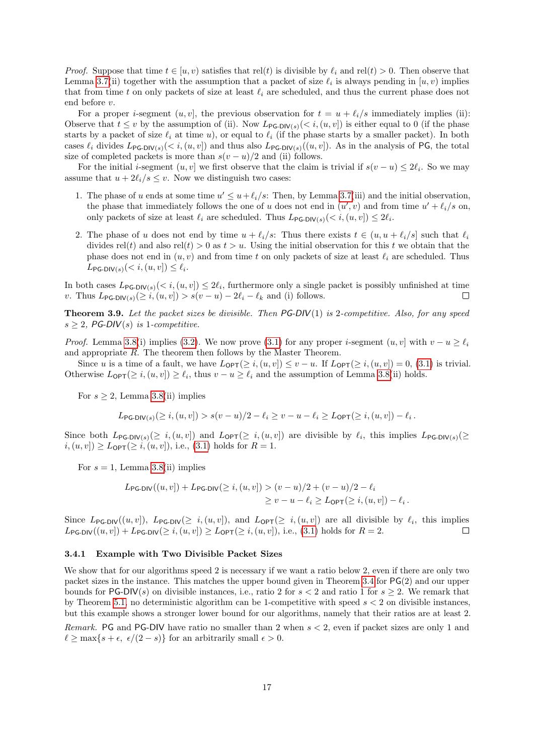*Proof.* Suppose that time $t \in [u, v)$ satisfies that $\text{rel}(t)$ is divisible by $\ell_i$ and $\text{rel}(t) > 0$. Then observe that Lemma 3.7(ii) together with the assumption that a packet of size $\ell_i$ is always pending in $[u, v)$ implies that from time $t$ on only packets of size at least $\ell_i$ are scheduled, and thus the current phase does not end before $v$.

For a proper $i$-segment $(u, v]$, the previous observation for $t = u + \ell_i/s$ immediately implies (ii): Observe that $t \leq v$ by the assumption of (ii). Now $L_{\mathsf{PG\text{-}DIV}(s)}(< i, (u, v])$ is either equal to 0 (if the phase starts by a packet of size $\ell_i$ at time $u$), or equal to $\ell_i$ (if the phase starts by a smaller packet). In both cases $\ell_i$ divides $L_{\mathsf{PG\text{-}DIV}(s)}(< i, (u, v])$ and thus also $L_{\mathsf{PG\text{-}DIV}(s)}((u, v])$. As in the analysis of $\mathsf{PG}$, the total size of completed packets is more than $s(v - u)/2$ and (ii) follows.

For the initial $i$-segment $(u, v]$ we first observe that the claim is trivial if $s(v - u) \leq 2\ell_i$. So we may assume that $u + 2\ell_i/s \leq v$. Now we distinguish two cases:

1. The phase of $u$ ends at some time $u' \leq u + \ell_i/s$: Then, by Lemma 3.7(iii) and the initial observation, the phase that immediately follows the one of $u$ does not end in $(u', v)$ and from time $u' + \ell_i/s$ on, only packets of size at least $\ell_i$ are scheduled. Thus $L_{\mathsf{PG\text{-}DIV}(s)}(< i, (u, v]) \leq 2\ell_i$.
2. The phase of $u$ does not end by time $u + \ell_i/s$: Thus there exists $t \in (u, u + \ell_i/s]$ such that $\ell_i$ divides $\text{rel}(t)$ and also $\text{rel}(t) > 0$ as $t > u$. Using the initial observation for this $t$ we obtain that the phase does not end in $(u, v)$ and from time $t$ on only packets of size at least $\ell_i$ are scheduled. Thus $L_{\mathsf{PG\text{-}DIV}(s)}(< i, (u, v]) \leq \ell_i$.

In both cases $L_{\mathsf{PG\text{-}DIV}(s)}(< i, (u, v]) \leq 2\ell_i$, furthermore only a single packet is possibly unfinished at time $v$. Thus $L_{\mathsf{PG\text{-}DIV}(s)}(\geq i, (u, v]) > s(v - u) - 2\ell_i - \ell_k$ and (i) follows. ◻

**Theorem 3.9.** *Let the packet sizes be divisible. Then $\mathsf{PG\text{-}DIV}(1)$ is 2-competitive. Also, for any speed $s \geq 2$, $\mathsf{PG\text{-}DIV}(s)$ is 1-competitive.*

*Proof.* Lemma 3.8(i) implies (3.2). We now prove (3.1) for any proper $i$-segment $(u, v]$ with $v - u \geq \ell_i$ and appropriate $R$. The theorem then follows by the Master Theorem.

Since $u$ is a time of a fault, we have $L_{\mathsf{OPT}}(\geq i, (u, v]) \leq v - u$. If $L_{\mathsf{OPT}}(\geq i, (u, v]) = 0$, (3.1) is trivial. Otherwise $L_{\mathsf{OPT}}(\geq i, (u, v]) \geq \ell_i$, thus $v - u \geq \ell_i$ and the assumption of Lemma 3.8(ii) holds.

For $s \geq 2$, Lemma 3.8(ii) implies

$$L_{\mathsf{PG\text{-}DIV}(s)}(\geq i, (u, v]) > s(v - u)/2 - \ell_i \geq v - u - \ell_i \geq L_{\mathsf{OPT}}(\geq i, (u, v]) - \ell_i \,.$$

Since both $L_{\mathsf{PG\text{-}DIV}(s)}(\geq i, (u, v])$ and $L_{\mathsf{OPT}}(\geq i, (u, v])$ are divisible by $\ell_i$, this implies $L_{\mathsf{PG\text{-}DIV}(s)}(\geq i, (u, v]) \geq L_{\mathsf{OPT}}(\geq i, (u, v])$, i.e., (3.1) holds for $R = 1$.

For $s = 1$, Lemma 3.8(ii) implies

$$\begin{aligned} L_{\mathsf{PG\text{-}DIV}}((u, v]) + L_{\mathsf{PG\text{-}DIV}}(\geq i, (u, v]) &> (v - u)/2 + (v - u)/2 - \ell_i \\ &\geq v - u - \ell_i \geq L_{\mathsf{OPT}}(\geq i, (u, v]) - \ell_i \,. \end{aligned}$$

Since $L_{\mathsf{PG\text{-}DIV}}((u, v])$, $L_{\mathsf{PG\text{-}DIV}}(\geq i, (u, v])$, and $L_{\mathsf{OPT}}(\geq i, (u, v])$ are all divisible by $\ell_i$, this implies $L_{\mathsf{PG\text{-}DIV}}((u, v]) + L_{\mathsf{PG\text{-}DIV}}(\geq i, (u, v]) \geq L_{\mathsf{OPT}}(\geq i, (u, v])$, i.e., (3.1) holds for $R = 2$. ◻

#### 3.4.1 Example with Two Divisible Packet Sizes

We show that for our algorithms speed 2 is necessary if we want a ratio below 2, even if there are only two packet sizes in the instance. This matches the upper bound given in Theorem 3.4 for $\mathsf{PG}(2)$ and our upper bounds for $\mathsf{PG\text{-}DIV}(s)$ on divisible instances, i.e., ratio 2 for $s < 2$ and ratio 1 for $s \geq 2$. We remark that by Theorem 5.1, no deterministic algorithm can be 1-competitive with speed $s < 2$ on divisible instances, but this example shows a stronger lower bound for our algorithms, namely that their ratios are at least 2.

*Remark.* $\mathsf{PG}$ and $\mathsf{PG\text{-}DIV}$ have ratio no smaller than 2 when $s < 2$, even if packet sizes are only 1 and $\ell \geq \max\{s + \epsilon,\ \epsilon/(2 - s)\}$ for an arbitrarily small $\epsilon > 0$.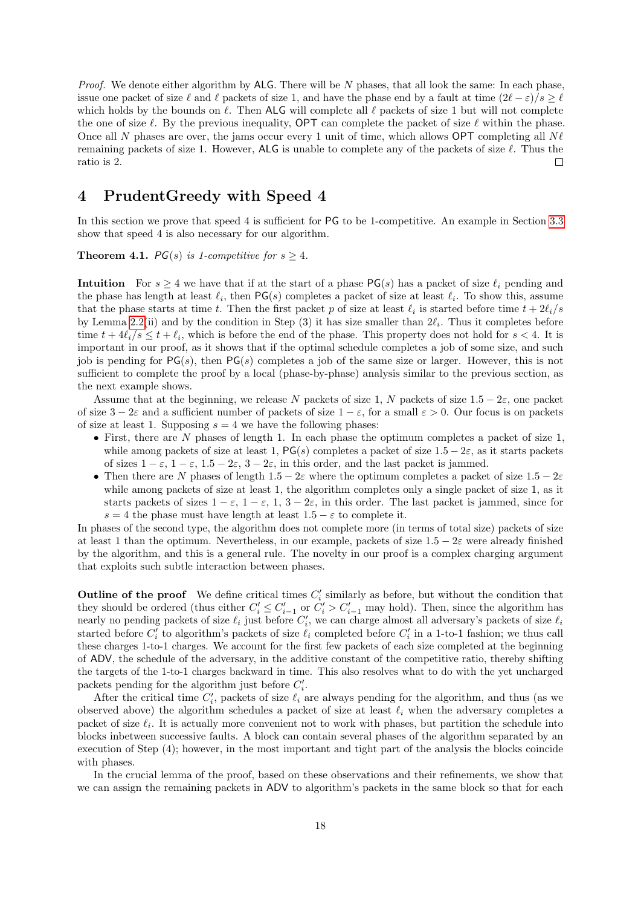*Proof.* We denote either algorithm by ALG. There will be $N$ phases, that all look the same: In each phase, issue one packet of size $\ell$ and $\ell$ packets of size 1, and have the phase end by a fault at time $(2\ell - \varepsilon)/s \geq \ell$ which holds by the bounds on $\ell$. Then ALG will complete all $\ell$ packets of size 1 but will not complete the one of size $\ell$. By the previous inequality, OPT can complete the packet of size $\ell$ within the phase. Once all $N$ phases are over, the jams occur every 1 unit of time, which allows OPT completing all $N\ell$ remaining packets of size 1. However, ALG is unable to complete any of the packets of size $\ell$. Thus the ratio is 2. □

## 4 PrudentGreedy with Speed 4

In this section we prove that speed 4 is sufficient for PG to be 1-competitive. An example in Section 3.3 show that speed 4 is also necessary for our algorithm.

**Theorem 4.1.** *PG$(s)$ is 1-competitive for $s \geq 4$.*

**Intuition** For $s \geq 4$ we have that if at the start of a phase PG$(s)$ has a packet of size $\ell_i$ pending and the phase has length at least $\ell_i$, then PG$(s)$ completes a packet of size at least $\ell_i$. To show this, assume that the phase starts at time $t$. Then the first packet $p$ of size at least $\ell_i$ is started before time $t + 2\ell_i/s$ by Lemma 2.2(ii) and by the condition in Step (3) it has size smaller than $2\ell_i$. Thus it completes before time $t + 4\ell_i/s \leq t + \ell_i$, which is before the end of the phase. This property does not hold for $s < 4$. It is important in our proof, as it shows that if the optimal schedule completes a job of some size, and such job is pending for PG$(s)$, then PG$(s)$ completes a job of the same size or larger. However, this is not sufficient to complete the proof by a local (phase-by-phase) analysis similar to the previous section, as the next example shows.

Assume that at the beginning, we release $N$ packets of size 1, $N$ packets of size $1.5 - 2\varepsilon$, one packet of size $3 - 2\varepsilon$ and a sufficient number of packets of size $1 - \varepsilon$, for a small $\varepsilon > 0$. Our focus is on packets of size at least 1. Supposing $s = 4$ we have the following phases:

- First, there are $N$ phases of length 1. In each phase the optimum completes a packet of size 1, while among packets of size at least 1, PG$(s)$ completes a packet of size $1.5 - 2\varepsilon$, as it starts packets of sizes $1 - \varepsilon$, $1 - \varepsilon$, $1.5 - 2\varepsilon$, $3 - 2\varepsilon$, in this order, and the last packet is jammed.
- Then there are $N$ phases of length $1.5 - 2\varepsilon$ where the optimum completes a packet of size $1.5 - 2\varepsilon$ while among packets of size at least 1, the algorithm completes only a single packet of size 1, as it starts packets of sizes $1 - \varepsilon$, $1 - \varepsilon$, 1, $3 - 2\varepsilon$, in this order. The last packet is jammed, since for $s = 4$ the phase must have length at least $1.5 - \varepsilon$ to complete it.

In phases of the second type, the algorithm does not complete more (in terms of total size) packets of size at least 1 than the optimum. Nevertheless, in our example, packets of size $1.5 - 2\varepsilon$ were already finished by the algorithm, and this is a general rule. The novelty in our proof is a complex charging argument that exploits such subtle interaction between phases.

**Outline of the proof** We define critical times $C'_i$ similarly as before, but without the condition that they should be ordered (thus either $C'_i \leq C'_{i-1}$ or $C'_i > C'_{i-1}$ may hold). Then, since the algorithm has nearly no pending packets of size $\ell_i$ just before $C'_i$, we can charge almost all adversary's packets of size $\ell_i$ started before $C'_i$ to algorithm's packets of size $\ell_i$ completed before $C'_i$ in a 1-to-1 fashion; we thus call these charges 1-to-1 charges. We account for the first few packets of each size completed at the beginning of ADV, the schedule of the adversary, in the additive constant of the competitive ratio, thereby shifting the targets of the 1-to-1 charges backward in time. This also resolves what to do with the yet uncharged packets pending for the algorithm just before $C'_i$.

After the critical time $C'_i$, packets of size $\ell_i$ are always pending for the algorithm, and thus (as we observed above) the algorithm schedules a packet of size at least $\ell_i$ when the adversary completes a packet of size $\ell_i$. It is actually more convenient not to work with phases, but partition the schedule into blocks inbetween successive faults. A block can contain several phases of the algorithm separated by an execution of Step (4); however, in the most important and tight part of the analysis the blocks coincide with phases.

In the crucial lemma of the proof, based on these observations and their refinements, we show that we can assign the remaining packets in ADV to algorithm's packets in the same block so that for each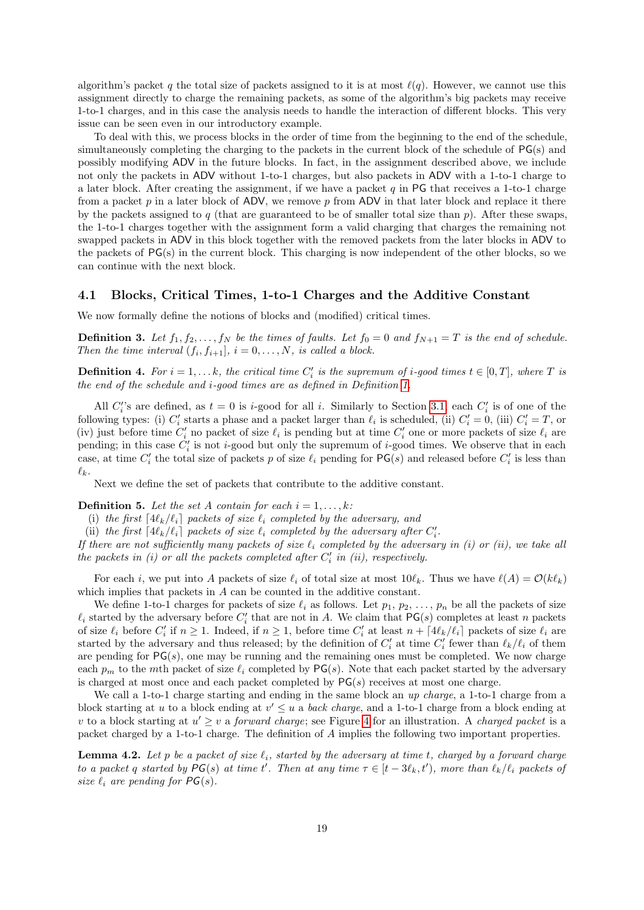algorithm's packet $q$ the total size of packets assigned to it is at most $\ell(q)$. However, we cannot use this assignment directly to charge the remaining packets, as some of the algorithm's big packets may receive 1-to-1 charges, and in this case the analysis needs to handle the interaction of different blocks. This very issue can be seen even in our introductory example.

To deal with this, we process blocks in the order of time from the beginning to the end of the schedule, simultaneously completing the charging to the packets in the current block of the schedule of PG(s) and possibly modifying ADV in the future blocks. In fact, in the assignment described above, we include not only the packets in ADV without 1-to-1 charges, but also packets in ADV with a 1-to-1 charge to a later block. After creating the assignment, if we have a packet $q$ in PG that receives a 1-to-1 charge from a packet $p$ in a later block of ADV, we remove $p$ from ADV in that later block and replace it there by the packets assigned to $q$ (that are guaranteed to be of smaller total size than $p$). After these swaps, the 1-to-1 charges together with the assignment form a valid charging that charges the remaining not swapped packets in ADV in this block together with the removed packets from the later blocks in ADV to the packets of PG(s) in the current block. This charging is now independent of the other blocks, so we can continue with the next block.

## 4.1 Blocks, Critical Times, 1-to-1 Charges and the Additive Constant

We now formally define the notions of blocks and (modified) critical times.

**Definition 3.** *Let $f_1, f_2, \dots, f_N$ be the times of faults. Let $f_0 = 0$ and $f_{N+1} = T$ is the end of schedule. Then the time interval $(f_i, f_{i+1}]$, $i = 0, \dots, N$, is called a block.*

**Definition 4.** *For $i = 1, \dots k$, the critical time $C'_i$ is the supremum of $i$-good times $t \in [0, T]$, where $T$ is the end of the schedule and $i$-good times are as defined in Definition 1.*

All $C'_i$'s are defined, as $t = 0$ is $i$-good for all $i$. Similarly to Section 3.1, each $C'_i$ is of one of the following types: (i) $C'_i$ starts a phase and a packet larger than $\ell_i$ is scheduled, (ii) $C'_i = 0$, (iii) $C'_i = T$, or (iv) just before time $C'_i$ no packet of size $\ell_i$ is pending but at time $C'_i$ one or more packets of size $\ell_i$ are pending; in this case $C'_i$ is not $i$-good but only the supremum of $i$-good times. We observe that in each case, at time $C'_i$ the total size of packets $p$ of size $\ell_i$ pending for PG($s$) and released before $C'_i$ is less than $\ell_k$.

Next we define the set of packets that contribute to the additive constant.

**Definition 5.** *Let the set $A$ contain for each $i = 1, \dots, k$:*

(i) *the first $\lceil 4\ell_k/\ell_i \rceil$ packets of size $\ell_i$ completed by the adversary, and*

(ii) *the first $\lceil 4\ell_k/\ell_i \rceil$ packets of size $\ell_i$ completed by the adversary after $C'_i$.*

*If there are not sufficiently many packets of size $\ell_i$ completed by the adversary in (i) or (ii), we take all the packets in (i) or all the packets completed after $C'_i$ in (ii), respectively.*

For each $i$, we put into $A$ packets of size $\ell_i$ of total size at most $10\ell_k$. Thus we have $\ell(A) = \mathcal{O}(k\ell_k)$ which implies that packets in $A$ can be counted in the additive constant.

We define 1-to-1 charges for packets of size $\ell_i$ as follows. Let $p_1, p_2, \dots, p_n$ be all the packets of size $\ell_i$ started by the adversary before $C'_i$ that are not in $A$. We claim that PG($s$) completes at least $n$ packets of size $\ell_i$ before $C'_i$ if $n \geq 1$. Indeed, if $n \geq 1$, before time $C'_i$ at least $n + \lceil 4\ell_k/\ell_i \rceil$ packets of size $\ell_i$ are started by the adversary and thus released; by the definition of $C'_i$ at time $C'_i$ fewer than $\ell_k/\ell_i$ of them are pending for PG($s$), one may be running and the remaining ones must be completed. We now charge each $p_m$ to the $m$th packet of size $\ell_i$ completed by PG($s$). Note that each packet started by the adversary is charged at most once and each packet completed by PG($s$) receives at most one charge.

We call a 1-to-1 charge starting and ending in the same block an *up charge*, a 1-to-1 charge from a block starting at $u$ to a block ending at $v' \leq u$ a *back charge*, and a 1-to-1 charge from a block ending at $v$ to a block starting at $u' \geq v$ a *forward charge*; see Figure 4 for an illustration. A *charged packet* is a packet charged by a 1-to-1 charge. The definition of $A$ implies the following two important properties.

**Lemma 4.2.** *Let $p$ be a packet of size $\ell_i$, started by the adversary at time $t$, charged by a forward charge to a packet $q$ started by PG($s$) at time $t'$. Then at any time $\tau \in [t - 3\ell_k, t')$, more than $\ell_k/\ell_i$ packets of size $\ell_i$ are pending for PG($s$).*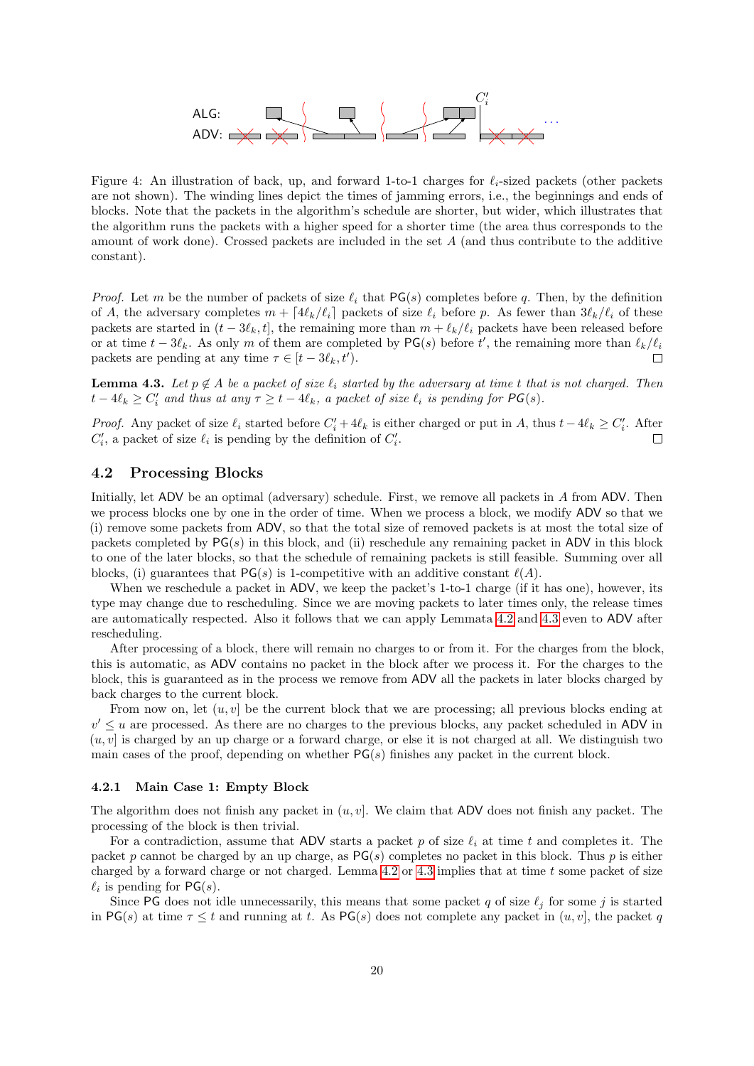Figure 4: An illustration of back, up, and forward 1-to-1 charges for $\ell_i$-sized packets (other packets are not shown). The winding lines depict the times of jamming errors, i.e., the beginnings and ends of blocks. Note that the packets in the algorithm's schedule are shorter, but wider, which illustrates that the algorithm runs the packets with a higher speed for a shorter time (the area thus corresponds to the amount of work done). Crossed packets are included in the set $A$ (and thus contribute to the additive constant).

*Proof.* Let $m$ be the number of packets of size $\ell_i$ that $\mathsf{PG}(s)$ completes before $q$. Then, by the definition of $A$, the adversary completes $m + \lceil 4\ell_k/\ell_i \rceil$ packets of size $\ell_i$ before $p$. As fewer than $3\ell_k/\ell_i$ of these packets are started in $(t - 3\ell_k, t]$, the remaining more than $m + \ell_k/\ell_i$ packets have been released before or at time $t - 3\ell_k$. As only $m$ of them are completed by $\mathsf{PG}(s)$ before $t'$, the remaining more than $\ell_k/\ell_i$ packets are pending at any time $\tau \in [t - 3\ell_k, t')$. ◻

**Lemma 4.3.** *Let $p \notin A$ be a packet of size $\ell_i$ started by the adversary at time $t$ that is not charged. Then $t - 4\ell_k \geq C'_i$ and thus at any $\tau \geq t - 4\ell_k$, a packet of size $\ell_i$ is pending for $\mathsf{PG}(s)$.*

*Proof.* Any packet of size $\ell_i$ started before $C'_i + 4\ell_k$ is either charged or put in $A$, thus $t - 4\ell_k \geq C'_i$. After $C'_i$, a packet of size $\ell_i$ is pending by the definition of $C'_i$. ◻

## 4.2 Processing Blocks

Initially, let ADV be an optimal (adversary) schedule. First, we remove all packets in $A$ from ADV. Then we process blocks one by one in the order of time. When we process a block, we modify ADV so that we (i) remove some packets from ADV, so that the total size of removed packets is at most the total size of packets completed by $\mathsf{PG}(s)$ in this block, and (ii) reschedule any remaining packet in ADV in this block to one of the later blocks, so that the schedule of remaining packets is still feasible. Summing over all blocks, (i) guarantees that $\mathsf{PG}(s)$ is 1-competitive with an additive constant $\ell(A)$.

When we reschedule a packet in ADV, we keep the packet's 1-to-1 charge (if it has one), however, its type may change due to rescheduling. Since we are moving packets to later times only, the release times are automatically respected. Also it follows that we can apply Lemmata 4.2 and 4.3 even to ADV after rescheduling.

After processing of a block, there will remain no charges to or from it. For the charges from the block, this is automatic, as ADV contains no packet in the block after we process it. For the charges to the block, this is guaranteed as in the process we remove from ADV all the packets in later blocks charged by back charges to the current block.

From now on, let $(u, v]$ be the current block that we are processing; all previous blocks ending at $v' \leq u$ are processed. As there are no charges to the previous blocks, any packet scheduled in ADV in $(u, v]$ is charged by an up charge or a forward charge, or else it is not charged at all. We distinguish two main cases of the proof, depending on whether $\mathsf{PG}(s)$ finishes any packet in the current block.

### 4.2.1 Main Case 1: Empty Block

The algorithm does not finish any packet in $(u, v]$. We claim that ADV does not finish any packet. The processing of the block is then trivial.

For a contradiction, assume that ADV starts a packet $p$ of size $\ell_i$ at time $t$ and completes it. The packet $p$ cannot be charged by an up charge, as $\mathsf{PG}(s)$ completes no packet in this block. Thus $p$ is either charged by a forward charge or not charged. Lemma 4.2 or 4.3 implies that at time $t$ some packet of size $\ell_i$ is pending for $\mathsf{PG}(s)$.

Since PG does not idle unnecessarily, this means that some packet $q$ of size $\ell_j$ for some $j$ is started in $\mathsf{PG}(s)$ at time $\tau \leq t$ and running at $t$. As $\mathsf{PG}(s)$ does not complete any packet in $(u, v]$, the packet $q$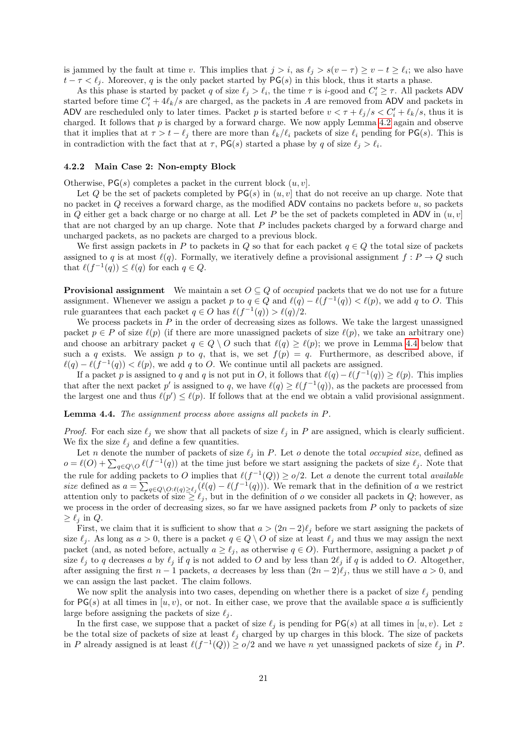is jammed by the fault at time $v$. This implies that $j > i$, as $\ell_j > s(v - \tau) \geq v - t \geq \ell_i$; we also have $t - \tau < \ell_j$. Moreover, $q$ is the only packet started by $\mathsf{PG}(s)$ in this block, thus it starts a phase.

As this phase is started by packet $q$ of size $\ell_j > \ell_i$, the time $\tau$ is $i$-good and $C'_i \geq \tau$. All packets $\mathsf{ADV}$ started before time $C'_i + 4\ell_k/s$ are charged, as the packets in $A$ are removed from $\mathsf{ADV}$ and packets in $\mathsf{ADV}$ are rescheduled only to later times. Packet $p$ is started before $v < \tau + \ell_j/s < C'_i + \ell_k/s$, thus it is charged. It follows that $p$ is charged by a forward charge. We now apply Lemma 4.2 again and observe that it implies that at $\tau > t - \ell_j$ there are more than $\ell_k/\ell_i$ packets of size $\ell_i$ pending for $\mathsf{PG}(s)$. This is in contradiction with the fact that at $\tau$, $\mathsf{PG}(s)$ started a phase by $q$ of size $\ell_j > \ell_i$.

### 4.2.2 Main Case 2: Non-empty Block

Otherwise, $\mathsf{PG}(s)$ completes a packet in the current block $(u, v]$.

Let $Q$ be the set of packets completed by $\mathsf{PG}(s)$ in $(u, v]$ that do not receive an up charge. Note that no packet in $Q$ receives a forward charge, as the modified $\mathsf{ADV}$ contains no packets before $u$, so packets in $Q$ either get a back charge or no charge at all. Let $P$ be the set of packets completed in $\mathsf{ADV}$ in $(u, v]$ that are not charged by an up charge. Note that $P$ includes packets charged by a forward charge and uncharged packets, as no packets are charged to a previous block.

We first assign packets in $P$ to packets in $Q$ so that for each packet $q \in Q$ the total size of packets assigned to $q$ is at most $\ell(q)$. Formally, we iteratively define a provisional assignment $f : P \to Q$ such that $\ell(f^{-1}(q)) \leq \ell(q)$ for each $q \in Q$.

**Provisional assignment** We maintain a set $O \subseteq Q$ of *occupied* packets that we do not use for a future assignment. Whenever we assign a packet $p$ to $q \in Q$ and $\ell(q) - \ell(f^{-1}(q)) < \ell(p)$, we add $q$ to $O$. This rule guarantees that each packet $q \in O$ has $\ell(f^{-1}(q)) > \ell(q)/2$.

We process packets in $P$ in the order of decreasing sizes as follows. We take the largest unassigned packet $p \in P$ of size $\ell(p)$ (if there are more unassigned packets of size $\ell(p)$, we take an arbitrary one) and choose an arbitrary packet $q \in Q \setminus O$ such that $\ell(q) \geq \ell(p)$; we prove in Lemma 4.4 below that such a $q$ exists. We assign $p$ to $q$, that is, we set $f(p) = q$. Furthermore, as described above, if $\ell(q) - \ell(f^{-1}(q)) < \ell(p)$, we add $q$ to $O$. We continue until all packets are assigned.

If a packet $p$ is assigned to $q$ and $q$ is not put in $O$, it follows that $\ell(q) - \ell(f^{-1}(q)) \geq \ell(p)$. This implies that after the next packet $p'$ is assigned to $q$, we have $\ell(q) \geq \ell(f^{-1}(q))$, as the packets are processed from the largest one and thus $\ell(p') \leq \ell(p)$. If follows that at the end we obtain a valid provisional assignment.

**Lemma 4.4.** *The assignment process above assigns all packets in $P$.*

*Proof.* For each size $\ell_j$ we show that all packets of size $\ell_j$ in $P$ are assigned, which is clearly sufficient. We fix the size $\ell_j$ and define a few quantities.

Let $n$ denote the number of packets of size $\ell_j$ in $P$. Let $o$ denote the total *occupied size*, defined as $o = \ell(O) + \sum_{q \in Q \setminus O} \ell(f^{-1}(q))$ at the time just before we start assigning the packets of size $\ell_j$. Note that the rule for adding packets to $O$ implies that $\ell(f^{-1}(Q)) \geq o/2$. Let $a$ denote the current total *available size* defined as $a = \sum_{q \in Q \setminus O : \ell(q) \geq \ell_j} (\ell(q) - \ell(f^{-1}(q)))$. We remark that in the definition of $a$ we restrict attention only to packets of size $\geq \ell_j$, but in the definition of $o$ we consider all packets in $Q$; however, as we process in the order of decreasing sizes, so far we have assigned packets from $P$ only to packets of size $\geq \ell_j$ in $Q$.

First, we claim that it is sufficient to show that $a > (2n - 2)\ell_j$ before we start assigning the packets of size $\ell_j$. As long as $a > 0$, there is a packet $q \in Q \setminus O$ of size at least $\ell_j$ and thus we may assign the next packet (and, as noted before, actually $a \geq \ell_j$, as otherwise $q \in O$). Furthermore, assigning a packet $p$ of size $\ell_j$ to $q$ decreases $a$ by $\ell_j$ if $q$ is not added to $O$ and by less than $2\ell_j$ if $q$ is added to $O$. Altogether, after assigning the first $n - 1$ packets, $a$ decreases by less than $(2n - 2)\ell_j$, thus we still have $a > 0$, and we can assign the last packet. The claim follows.

We now split the analysis into two cases, depending on whether there is a packet of size $\ell_j$ pending for $\mathsf{PG}(s)$ at all times in $[u, v)$, or not. In either case, we prove that the available space $a$ is sufficiently large before assigning the packets of size $\ell_j$.

In the first case, we suppose that a packet of size $\ell_j$ is pending for $\mathsf{PG}(s)$ at all times in $[u, v)$. Let $z$ be the total size of packets of size at least $\ell_j$ charged by up charges in this block. The size of packets in $P$ already assigned is at least $\ell(f^{-1}(Q)) \geq o/2$ and we have $n$ yet unassigned packets of size $\ell_j$ in $P$.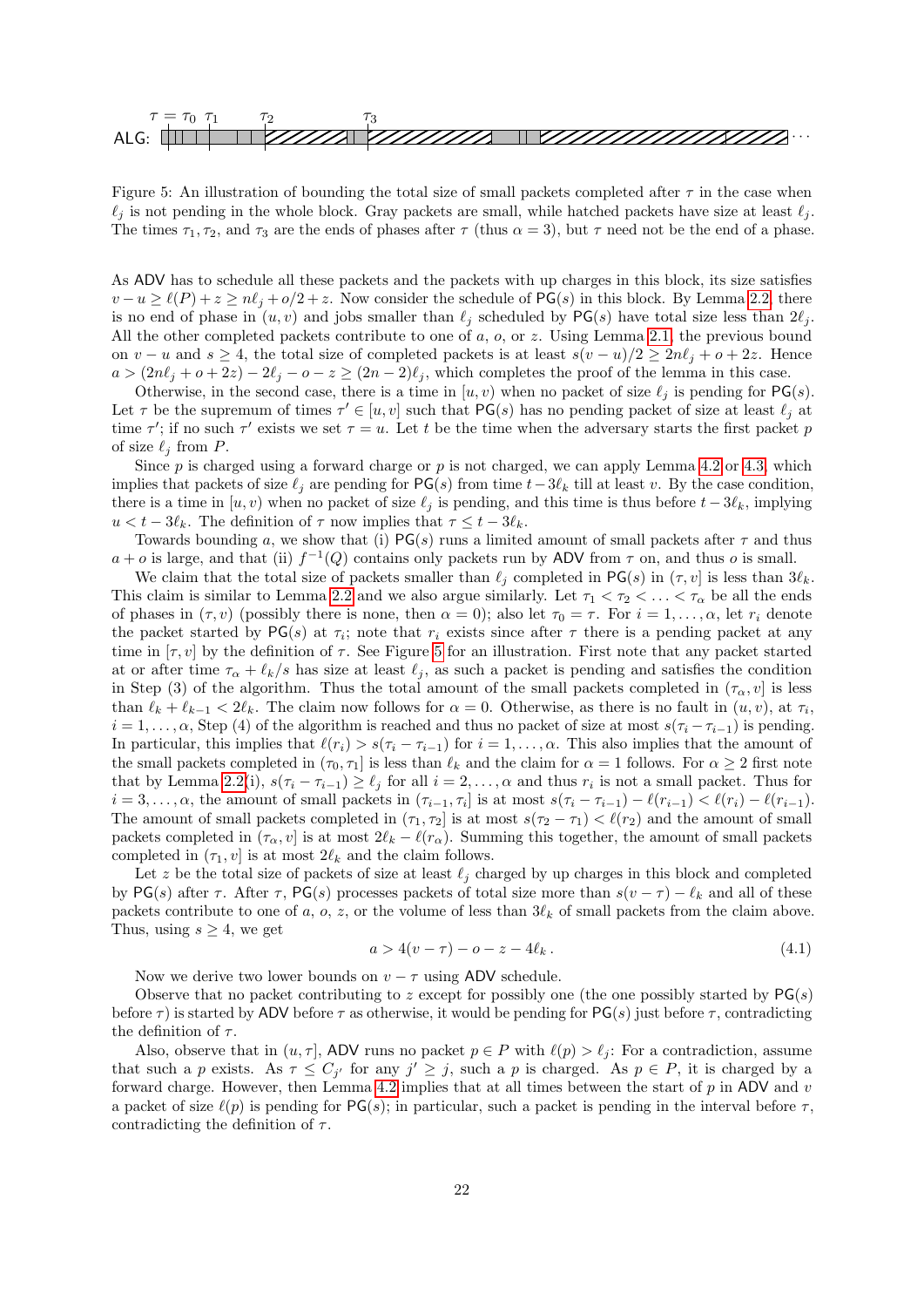ALG: $\tau = \tau_0 \;\; \tau_1 \;\; \tau_2 \;\; \tau_3$

Figure 5: An illustration of bounding the total size of small packets completed after $\tau$ in the case when $\ell_j$ is not pending in the whole block. Gray packets are small, while hatched packets have size at least $\ell_j$. The times $\tau_1, \tau_2$, and $\tau_3$ are the ends of phases after $\tau$ (thus $\alpha = 3$), but $\tau$ need not be the end of a phase.

As ADV has to schedule all these packets and the packets with up charges in this block, its size satisfies $v - u \geq \ell(P) + z \geq n\ell_j + o/2 + z$. Now consider the schedule of $\mathsf{PG}(s)$ in this block. By Lemma 2.2, there is no end of phase in $(u, v)$ and jobs smaller than $\ell_j$ scheduled by $\mathsf{PG}(s)$ have total size less than $2\ell_j$. All the other completed packets contribute to one of $a$, $o$, or $z$. Using Lemma 2.1, the previous bound on $v - u$ and $s \geq 4$, the total size of completed packets is at least $s(v - u)/2 \geq 2n\ell_j + o + 2z$. Hence $a > (2n\ell_j + o + 2z) - 2\ell_j - o - z \geq (2n - 2)\ell_j$, which completes the proof of the lemma in this case.

Otherwise, in the second case, there is a time in $[u, v)$ when no packet of size $\ell_j$ is pending for $\mathsf{PG}(s)$. Let $\tau$ be the supremum of times $\tau' \in [u, v]$ such that $\mathsf{PG}(s)$ has no pending packet of size at least $\ell_j$ at time $\tau'$; if no such $\tau'$ exists we set $\tau = u$. Let $t$ be the time when the adversary starts the first packet $p$ of size $\ell_j$ from $P$.

Since $p$ is charged using a forward charge or $p$ is not charged, we can apply Lemma 4.2 or 4.3, which implies that packets of size $\ell_j$ are pending for $\mathsf{PG}(s)$ from time $t - 3\ell_k$ till at least $v$. By the case condition, there is a time in $[u, v)$ when no packet of size $\ell_j$ is pending, and this time is thus before $t - 3\ell_k$, implying $u < t - 3\ell_k$. The definition of $\tau$ now implies that $\tau \leq t - 3\ell_k$.

Towards bounding $a$, we show that (i) $\mathsf{PG}(s)$ runs a limited amount of small packets after $\tau$ and thus $a + o$ is large, and that (ii) $f^{-1}(Q)$ contains only packets run by ADV from $\tau$ on, and thus $o$ is small.

We claim that the total size of packets smaller than $\ell_j$ completed in $\mathsf{PG}(s)$ in $(\tau, v]$ is less than $3\ell_k$. This claim is similar to Lemma 2.2 and we also argue similarly. Let $\tau_1 < \tau_2 < \ldots < \tau_\alpha$ be all the ends of phases in $(\tau, v)$ (possibly there is none, then $\alpha = 0$); also let $\tau_0 = \tau$. For $i = 1, \ldots, \alpha$, let $r_i$ denote the packet started by $\mathsf{PG}(s)$ at $\tau_i$; note that $r_i$ exists since after $\tau$ there is a pending packet at any time in $[\tau, v]$ by the definition of $\tau$. See Figure 5 for an illustration. First note that any packet started at or after time $\tau_\alpha + \ell_k/s$ has size at least $\ell_j$, as such a packet is pending and satisfies the condition in Step (3) of the algorithm. Thus the total amount of the small packets completed in $(\tau_\alpha, v]$ is less than $\ell_k + \ell_{k-1} < 2\ell_k$. The claim now follows for $\alpha = 0$. Otherwise, as there is no fault in $(u, v)$, at $\tau_i$, $i = 1, \ldots, \alpha$, Step (4) of the algorithm is reached and thus no packet of size at most $s(\tau_i - \tau_{i-1})$ is pending. In particular, this implies that $\ell(r_i) > s(\tau_i - \tau_{i-1})$ for $i = 1, \ldots, \alpha$. This also implies that the amount of the small packets completed in $(\tau_0, \tau_1]$ is less than $\ell_k$ and the claim for $\alpha = 1$ follows. For $\alpha \geq 2$ first note that by Lemma 2.2(i), $s(\tau_i - \tau_{i-1}) \geq \ell_j$ for all $i = 2, \ldots, \alpha$ and thus $r_i$ is not a small packet. Thus for $i = 3, \ldots, \alpha$, the amount of small packets in $(\tau_{i-1}, \tau_i]$ is at most $s(\tau_i - \tau_{i-1}) - \ell(r_{i-1}) < \ell(r_i) - \ell(r_{i-1})$. The amount of small packets completed in $(\tau_1, \tau_2]$ is at most $s(\tau_2 - \tau_1) < \ell(r_2)$ and the amount of small packets completed in $(\tau_\alpha, v]$ is at most $2\ell_k - \ell(r_\alpha)$. Summing this together, the amount of small packets completed in $(\tau_1, v]$ is at most $2\ell_k$ and the claim follows.

Let $z$ be the total size of packets of size at least $\ell_j$ charged by up charges in this block and completed by $\mathsf{PG}(s)$ after $\tau$. After $\tau$, $\mathsf{PG}(s)$ processes packets of total size more than $s(v - \tau) - \ell_k$ and all of these packets contribute to one of $a$, $o$, $z$, or the volume of less than $3\ell_k$ of small packets from the claim above. Thus, using $s \geq 4$, we get

$$a > 4(v - \tau) - o - z - 4\ell_k\,. \tag{4.1}$$

Now we derive two lower bounds on $v - \tau$ using ADV schedule.

Observe that no packet contributing to $z$ except for possibly one (the one possibly started by $\mathsf{PG}(s)$ before $\tau$) is started by ADV before $\tau$ as otherwise, it would be pending for $\mathsf{PG}(s)$ just before $\tau$, contradicting the definition of $\tau$.

Also, observe that in $(u, \tau]$, ADV runs no packet $p \in P$ with $\ell(p) > \ell_j$: For a contradiction, assume that such a $p$ exists. As $\tau \leq C_{j'}$ for any $j' \geq j$, such a $p$ is charged. As $p \in P$, it is charged by a forward charge. However, then Lemma 4.2 implies that at all times between the start of $p$ in ADV and $v$ a packet of size $\ell(p)$ is pending for $\mathsf{PG}(s)$; in particular, such a packet is pending in the interval before $\tau$, contradicting the definition of $\tau$.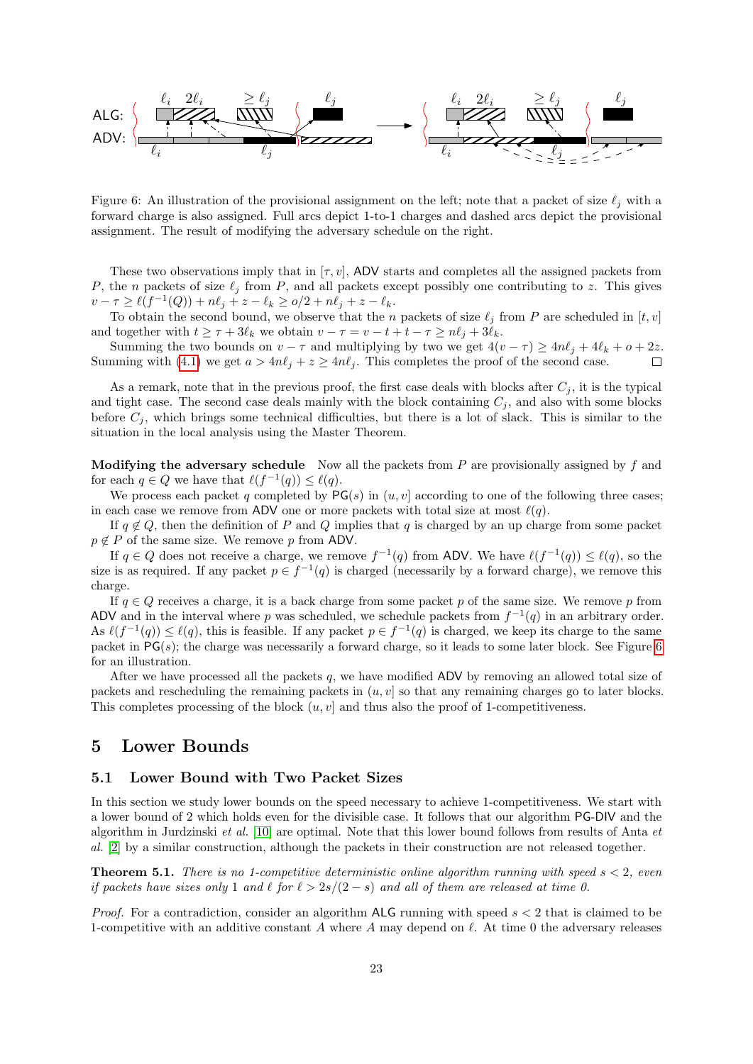Figure 6: An illustration of the provisional assignment on the left; note that a packet of size $\ell_j$ with a forward charge is also assigned. Full arcs depict 1-to-1 charges and dashed arcs depict the provisional assignment. The result of modifying the adversary schedule on the right.

These two observations imply that in $[\tau, v]$, ADV starts and completes all the assigned packets from $P$, the $n$ packets of size $\ell_j$ from $P$, and all packets except possibly one contributing to $z$. This gives $v - \tau \geq \ell(f^{-1}(Q)) + n\ell_j + z - \ell_k \geq o/2 + n\ell_j + z - \ell_k$.

To obtain the second bound, we observe that the $n$ packets of size $\ell_j$ from $P$ are scheduled in $[t, v]$ and together with $t \geq \tau + 3\ell_k$ we obtain $v - \tau = v - t + t - \tau \geq n\ell_j + 3\ell_k$.

Summing the two bounds on $v - \tau$ and multiplying by two we get $4(v - \tau) \geq 4n\ell_j + 4\ell_k + o + 2z$. Summing with (4.1) we get $a > 4n\ell_j + z \geq 4n\ell_j$. This completes the proof of the second case. □

As a remark, note that in the previous proof, the first case deals with blocks after $C_j$, it is the typical and tight case. The second case deals mainly with the block containing $C_j$, and also with some blocks before $C_j$, which brings some technical difficulties, but there is a lot of slack. This is similar to the situation in the local analysis using the Master Theorem.

**Modifying the adversary schedule** Now all the packets from $P$ are provisionally assigned by $f$ and for each $q \in Q$ we have that $\ell(f^{-1}(q)) \leq \ell(q)$.

We process each packet $q$ completed by $\mathsf{PG}(s)$ in $(u, v]$ according to one of the following three cases; in each case we remove from ADV one or more packets with total size at most $\ell(q)$.

If $q \notin Q$, then the definition of $P$ and $Q$ implies that $q$ is charged by an up charge from some packet $p \notin P$ of the same size. We remove $p$ from ADV.

If $q \in Q$ does not receive a charge, we remove $f^{-1}(q)$ from ADV. We have $\ell(f^{-1}(q)) \leq \ell(q)$, so the size is as required. If any packet $p \in f^{-1}(q)$ is charged (necessarily by a forward charge), we remove this charge.

If $q \in Q$ receives a charge, it is a back charge from some packet $p$ of the same size. We remove $p$ from ADV and in the interval where $p$ was scheduled, we schedule packets from $f^{-1}(q)$ in an arbitrary order. As $\ell(f^{-1}(q)) \leq \ell(q)$, this is feasible. If any packet $p \in f^{-1}(q)$ is charged, we keep its charge to the same packet in $\mathsf{PG}(s)$; the charge was necessarily a forward charge, so it leads to some later block. See Figure 6 for an illustration.

After we have processed all the packets $q$, we have modified ADV by removing an allowed total size of packets and rescheduling the remaining packets in $(u, v]$ so that any remaining charges go to later blocks. This completes processing of the block $(u, v]$ and thus also the proof of 1-competitiveness.

# 5 Lower Bounds

## 5.1 Lower Bound with Two Packet Sizes

In this section we study lower bounds on the speed necessary to achieve 1-competitiveness. We start with a lower bound of 2 which holds even for the divisible case. It follows that our algorithm PG-DIV and the algorithm in Jurdzinski *et al.* [10] are optimal. Note that this lower bound follows from results of Anta *et al.* [2] by a similar construction, although the packets in their construction are not released together.

**Theorem 5.1.** *There is no 1-competitive deterministic online algorithm running with speed $s < 2$, even if packets have sizes only 1 and $\ell$ for $\ell > 2s/(2 - s)$ and all of them are released at time 0.*

*Proof.* For a contradiction, consider an algorithm ALG running with speed $s < 2$ that is claimed to be 1-competitive with an additive constant $A$ where $A$ may depend on $\ell$. At time 0 the adversary releases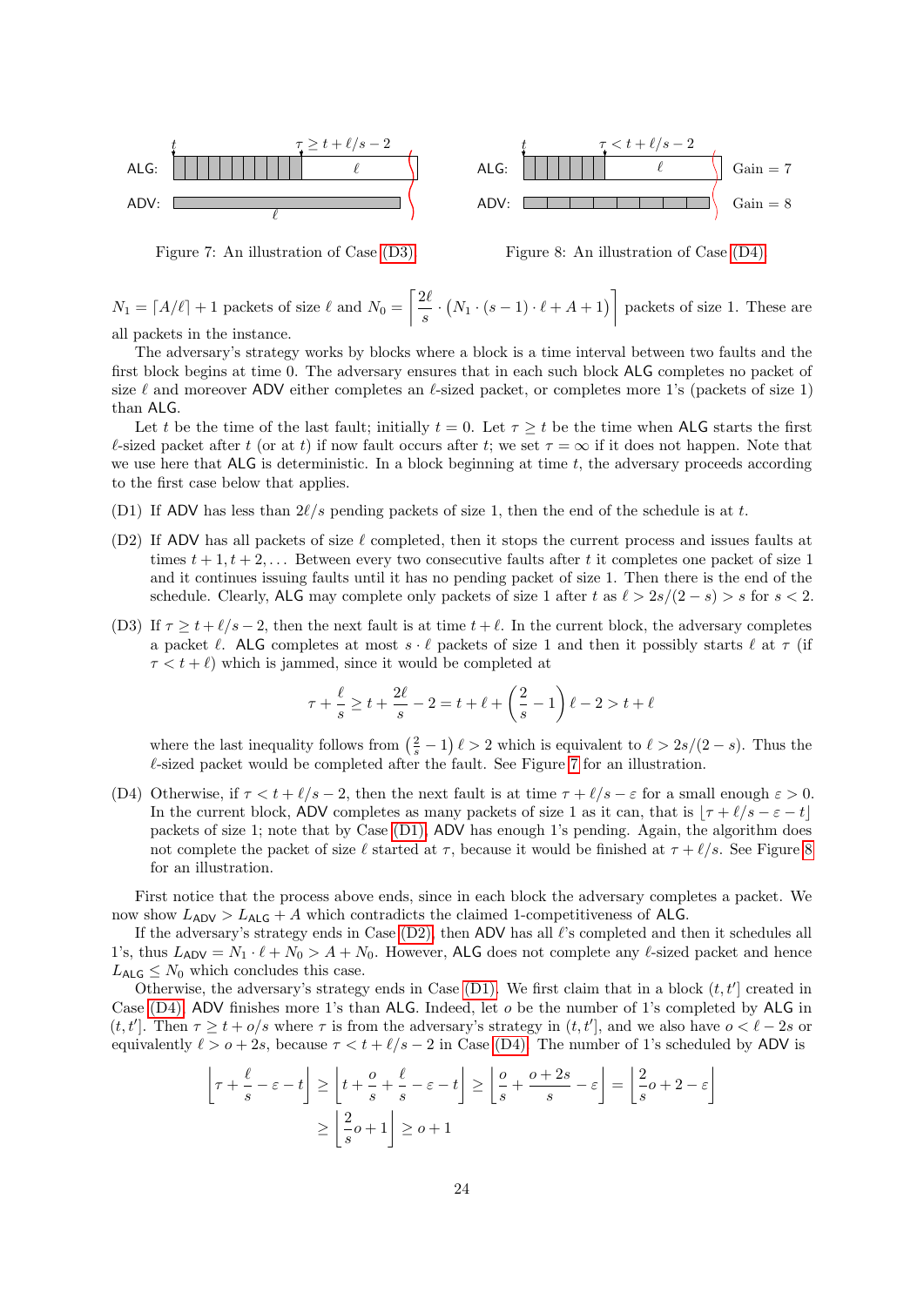Figure 7: An illustration of Case (D3).

Figure 8: An illustration of Case (D4).

$N_1 = \lceil A/\ell \rceil + 1$ packets of size $\ell$ and $N_0 = \left\lceil \frac{2\ell}{s} \cdot \left( N_1 \cdot (s-1) \cdot \ell + A + 1 \right) \right\rceil$ packets of size 1. These are all packets in the instance.

The adversary's strategy works by blocks where a block is a time interval between two faults and the first block begins at time 0. The adversary ensures that in each such block ALG completes no packet of size $\ell$ and moreover ADV either completes an $\ell$-sized packet, or completes more 1's (packets of size 1) than ALG.

Let $t$ be the time of the last fault; initially $t = 0$. Let $\tau \geq t$ be the time when ALG starts the first $\ell$-sized packet after $t$ (or at $t$) if now fault occurs after $t$; we set $\tau = \infty$ if it does not happen. Note that we use here that ALG is deterministic. In a block beginning at time $t$, the adversary proceeds according to the first case below that applies.

- (D1) If ADV has less than $2\ell/s$ pending packets of size 1, then the end of the schedule is at $t$.
- (D2) If ADV has all packets of size $\ell$ completed, then it stops the current process and issues faults at times $t+1, t+2, \dots$ Between every two consecutive faults after $t$ it completes one packet of size 1 and it continues issuing faults until it has no pending packet of size 1. Then there is the end of the schedule. Clearly, ALG may complete only packets of size 1 after $t$ as $\ell > 2s/(2-s) > s$ for $s < 2$.
- (D3) If $\tau \geq t + \ell/s - 2$, then the next fault is at time $t + \ell$. In the current block, the adversary completes a packet $\ell$. ALG completes at most $s \cdot \ell$ packets of size 1 and then it possibly starts $\ell$ at $\tau$ (if $\tau < t + \ell$) which is jammed, since it would be completed at
$$\tau + \frac{\ell}{s} \geq t + \frac{2\ell}{s} - 2 = t + \ell + \left(\frac{2}{s} - 1\right)\ell - 2 > t + \ell$$
where the last inequality follows from $\left(\frac{2}{s} - 1\right)\ell > 2$ which is equivalent to $\ell > 2s/(2-s)$. Thus the $\ell$-sized packet would be completed after the fault. See Figure 7 for an illustration.
- (D4) Otherwise, if $\tau < t + \ell/s - 2$, then the next fault is at time $\tau + \ell/s - \varepsilon$ for a small enough $\varepsilon > 0$. In the current block, ADV completes as many packets of size 1 as it can, that is $\lfloor \tau + \ell/s - \varepsilon - t \rfloor$ packets of size 1; note that by Case (D1), ADV has enough 1's pending. Again, the algorithm does not complete the packet of size $\ell$ started at $\tau$, because it would be finished at $\tau + \ell/s$. See Figure 8 for an illustration.

First notice that the process above ends, since in each block the adversary completes a packet. We now show $L_{\mathsf{ADV}} > L_{\mathsf{ALG}} + A$ which contradicts the claimed 1-competitiveness of ALG.

If the adversary's strategy ends in Case (D2), then ADV has all $\ell$'s completed and then it schedules all 1's, thus $L_{\mathsf{ADV}} = N_1 \cdot \ell + N_0 > A + N_0$. However, ALG does not complete any $\ell$-sized packet and hence $L_{\mathsf{ALG}} \leq N_0$ which concludes this case.

Otherwise, the adversary's strategy ends in Case (D1). We first claim that in a block $(t, t']$ created in Case (D4), ADV finishes more 1's than ALG. Indeed, let $o$ be the number of 1's completed by ALG in $(t, t']$. Then $\tau \geq t + o/s$ where $\tau$ is from the adversary's strategy in $(t, t']$, and we also have $o < \ell - 2s$ or equivalently $\ell > o + 2s$, because $\tau < t + \ell/s - 2$ in Case (D4). The number of 1's scheduled by ADV is

$$\left\lfloor \tau + \frac{\ell}{s} - \varepsilon - t \right\rfloor \geq \left\lfloor t + \frac{o}{s} + \frac{\ell}{s} - \varepsilon - t \right\rfloor \geq \left\lfloor \frac{o}{s} + \frac{o + 2s}{s} - \varepsilon \right\rfloor = \left\lfloor \frac{2}{s} o + 2 - \varepsilon \right\rfloor$$
$$\geq \left\lfloor \frac{2}{s} o + 1 \right\rfloor \geq o + 1$$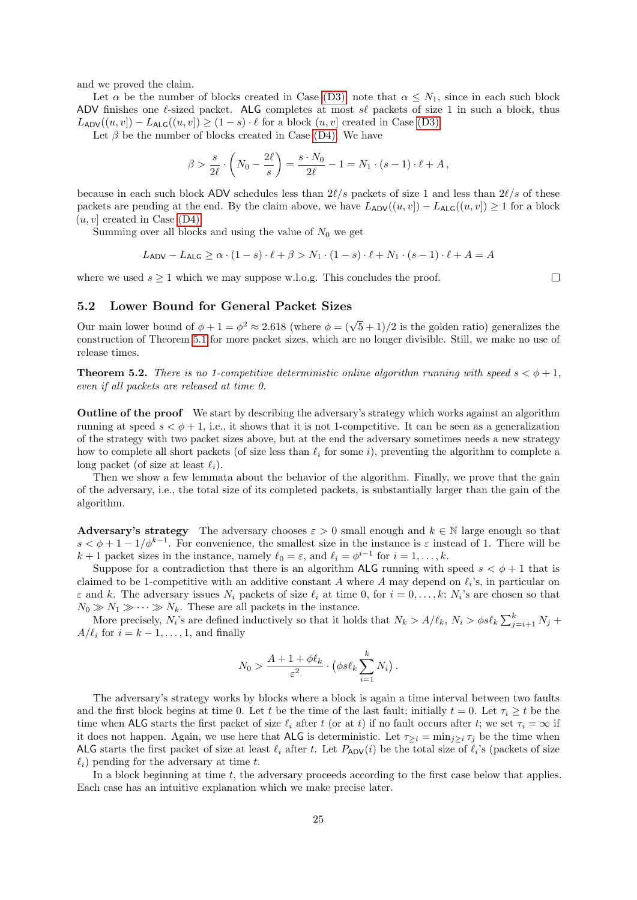and we proved the claim.

Let $\alpha$ be the number of blocks created in Case (D3); note that $\alpha \leq N_1$, since in each such block ADV finishes one $\ell$-sized packet. ALG completes at most $s\ell$ packets of size 1 in such a block, thus $L_{\mathsf{ADV}}((u,v]) - L_{\mathsf{ALG}}((u,v]) \geq (1-s)\cdot\ell$ for a block $(u,v]$ created in Case (D3).

Let $\beta$ be the number of blocks created in Case (D4). We have

$$\beta > \frac{s}{2\ell}\cdot\left(N_0 - \frac{2\ell}{s}\right) = \frac{s\cdot N_0}{2\ell} - 1 = N_1\cdot(s-1)\cdot\ell + A\,,$$

because in each such block ADV schedules less than $2\ell/s$ packets of size 1 and less than $2\ell/s$ of these packets are pending at the end. By the claim above, we have $L_{\mathsf{ADV}}((u,v]) - L_{\mathsf{ALG}}((u,v]) \geq 1$ for a block $(u,v]$ created in Case (D4).

Summing over all blocks and using the value of $N_0$ we get

$$L_{\mathsf{ADV}} - L_{\mathsf{ALG}} \geq \alpha\cdot(1-s)\cdot\ell + \beta > N_1\cdot(1-s)\cdot\ell + N_1\cdot(s-1)\cdot\ell + A = A$$

where we used $s \geq 1$ which we may suppose w.l.o.g. This concludes the proof. □

## 5.2 Lower Bound for General Packet Sizes

Our main lower bound of $\phi + 1 = \phi^2 \approx 2.618$ (where $\phi = (\sqrt{5}+1)/2$ is the golden ratio) generalizes the construction of Theorem 5.1 for more packet sizes, which are no longer divisible. Still, we make no use of release times.

**Theorem 5.2.** *There is no 1-competitive deterministic online algorithm running with speed $s < \phi + 1$, even if all packets are released at time 0.*

**Outline of the proof** We start by describing the adversary's strategy which works against an algorithm running at speed $s < \phi + 1$, i.e., it shows that it is not 1-competitive. It can be seen as a generalization of the strategy with two packet sizes above, but at the end the adversary sometimes needs a new strategy how to complete all short packets (of size less than $\ell_i$ for some $i$), preventing the algorithm to complete a long packet (of size at least $\ell_i$).

Then we show a few lemmata about the behavior of the algorithm. Finally, we prove that the gain of the adversary, i.e., the total size of its completed packets, is substantially larger than the gain of the algorithm.

**Adversary's strategy** The adversary chooses $\varepsilon > 0$ small enough and $k \in \mathbb{N}$ large enough so that $s < \phi + 1 - 1/\phi^{k-1}$. For convenience, the smallest size in the instance is $\varepsilon$ instead of 1. There will be $k+1$ packet sizes in the instance, namely $\ell_0 = \varepsilon$, and $\ell_i = \phi^{i-1}$ for $i = 1, \dots, k$.

Suppose for a contradiction that there is an algorithm ALG running with speed $s < \phi + 1$ that is claimed to be 1-competitive with an additive constant $A$ where $A$ may depend on $\ell_i$'s, in particular on $\varepsilon$ and $k$. The adversary issues $N_i$ packets of size $\ell_i$ at time 0, for $i = 0, \dots, k$; $N_i$'s are chosen so that $N_0 \gg N_1 \gg \cdots \gg N_k$. These are all packets in the instance.

More precisely, $N_i$'s are defined inductively so that it holds that $N_k > A/\ell_k$, $N_i > \phi s \ell_k \sum_{j=i+1}^{k} N_j + A/\ell_i$ for $i = k-1, \dots, 1$, and finally

$$N_0 > \frac{A + 1 + \phi\ell_k}{\varepsilon^2}\cdot\left(\phi s \ell_k \sum_{i=1}^{k} N_i\right).$$

The adversary's strategy works by blocks where a block is again a time interval between two faults and the first block begins at time 0. Let $t$ be the time of the last fault; initially $t = 0$. Let $\tau_i \geq t$ be the time when ALG starts the first packet of size $\ell_i$ after $t$ (or at $t$) if no fault occurs after $t$; we set $\tau_i = \infty$ if it does not happen. Again, we use here that ALG is deterministic. Let $\tau_{\geq i} = \min_{j \geq i} \tau_j$ be the time when ALG starts the first packet of size at least $\ell_i$ after $t$. Let $P_{\mathsf{ADV}}(i)$ be the total size of $\ell_i$'s (packets of size $\ell_i$) pending for the adversary at time $t$.

In a block beginning at time $t$, the adversary proceeds according to the first case below that applies. Each case has an intuitive explanation which we make precise later.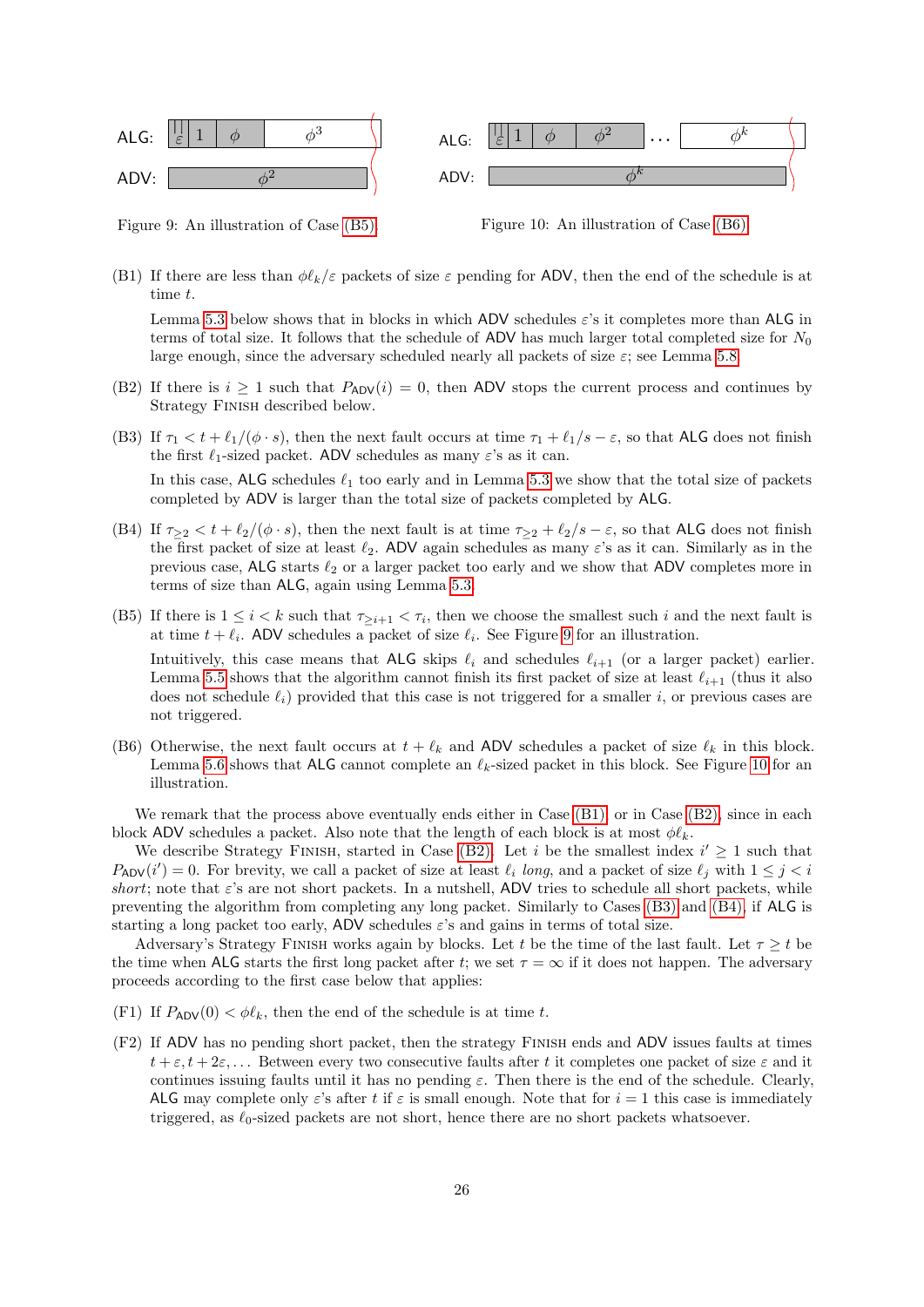Figure 9: An illustration of Case (B5).

Figure 10: An illustration of Case (B6).

(B1) If there are less than $\phi\ell_k/\varepsilon$ packets of size $\varepsilon$ pending for ADV, then the end of the schedule is at time $t$.

Lemma 5.3 below shows that in blocks in which ADV schedules $\varepsilon$'s it completes more than ALG in terms of total size. It follows that the schedule of ADV has much larger total completed size for $N_0$ large enough, since the adversary scheduled nearly all packets of size $\varepsilon$; see Lemma 5.8.

(B2) If there is $i \geq 1$ such that $P_{\mathsf{ADV}}(i) = 0$, then ADV stops the current process and continues by Strategy Finish described below.

(B3) If $\tau_1 < t + \ell_1/(\phi \cdot s)$, then the next fault occurs at time $\tau_1 + \ell_1/s - \varepsilon$, so that ALG does not finish the first $\ell_1$-sized packet. ADV schedules as many $\varepsilon$'s as it can.

In this case, ALG schedules $\ell_1$ too early and in Lemma 5.3 we show that the total size of packets completed by ADV is larger than the total size of packets completed by ALG.

(B4) If $\tau_{\geq 2} < t + \ell_2/(\phi \cdot s)$, then the next fault is at time $\tau_{\geq 2} + \ell_2/s - \varepsilon$, so that ALG does not finish the first packet of size at least $\ell_2$. ADV again schedules as many $\varepsilon$'s as it can. Similarly as in the previous case, ALG starts $\ell_2$ or a larger packet too early and we show that ADV completes more in terms of size than ALG, again using Lemma 5.3.

(B5) If there is $1 \leq i < k$ such that $\tau_{\geq i+1} < \tau_i$, then we choose the smallest such $i$ and the next fault is at time $t + \ell_i$. ADV schedules a packet of size $\ell_i$. See Figure 9 for an illustration.

Intuitively, this case means that ALG skips $\ell_i$ and schedules $\ell_{i+1}$ (or a larger packet) earlier. Lemma 5.5 shows that the algorithm cannot finish its first packet of size at least $\ell_{i+1}$ (thus it also does not schedule $\ell_i$) provided that this case is not triggered for a smaller $i$, or previous cases are not triggered.

(B6) Otherwise, the next fault occurs at $t + \ell_k$ and ADV schedules a packet of size $\ell_k$ in this block. Lemma 5.6 shows that ALG cannot complete an $\ell_k$-sized packet in this block. See Figure 10 for an illustration.

We remark that the process above eventually ends either in Case (B1) or in Case (B2), since in each block ADV schedules a packet. Also note that the length of each block is at most $\phi\ell_k$.

We describe Strategy Finish, started in Case (B2). Let $i$ be the smallest index $i' \geq 1$ such that $P_{\mathsf{ADV}}(i') = 0$. For brevity, we call a packet of size at least $\ell_i$ *long*, and a packet of size $\ell_j$ with $1 \leq j < i$ *short*; note that $\varepsilon$'s are not short packets. In a nutshell, ADV tries to schedule all short packets, while preventing the algorithm from completing any long packet. Similarly to Cases (B3) and (B4), if ALG is starting a long packet too early, ADV schedules $\varepsilon$'s and gains in terms of total size.

Adversary's Strategy Finish works again by blocks. Let $t$ be the time of the last fault. Let $\tau \geq t$ be the time when ALG starts the first long packet after $t$; we set $\tau = \infty$ if it does not happen. The adversary proceeds according to the first case below that applies:

(F1) If $P_{\mathsf{ADV}}(0) < \phi\ell_k$, then the end of the schedule is at time $t$.

(F2) If ADV has no pending short packet, then the strategy Finish ends and ADV issues faults at times $t + \varepsilon, t + 2\varepsilon, \ldots$ Between every two consecutive faults after $t$ it completes one packet of size $\varepsilon$ and it continues issuing faults until it has no pending $\varepsilon$. Then there is the end of the schedule. Clearly, ALG may complete only $\varepsilon$'s after $t$ if $\varepsilon$ is small enough. Note that for $i = 1$ this case is immediately triggered, as $\ell_0$-sized packets are not short, hence there are no short packets whatsoever.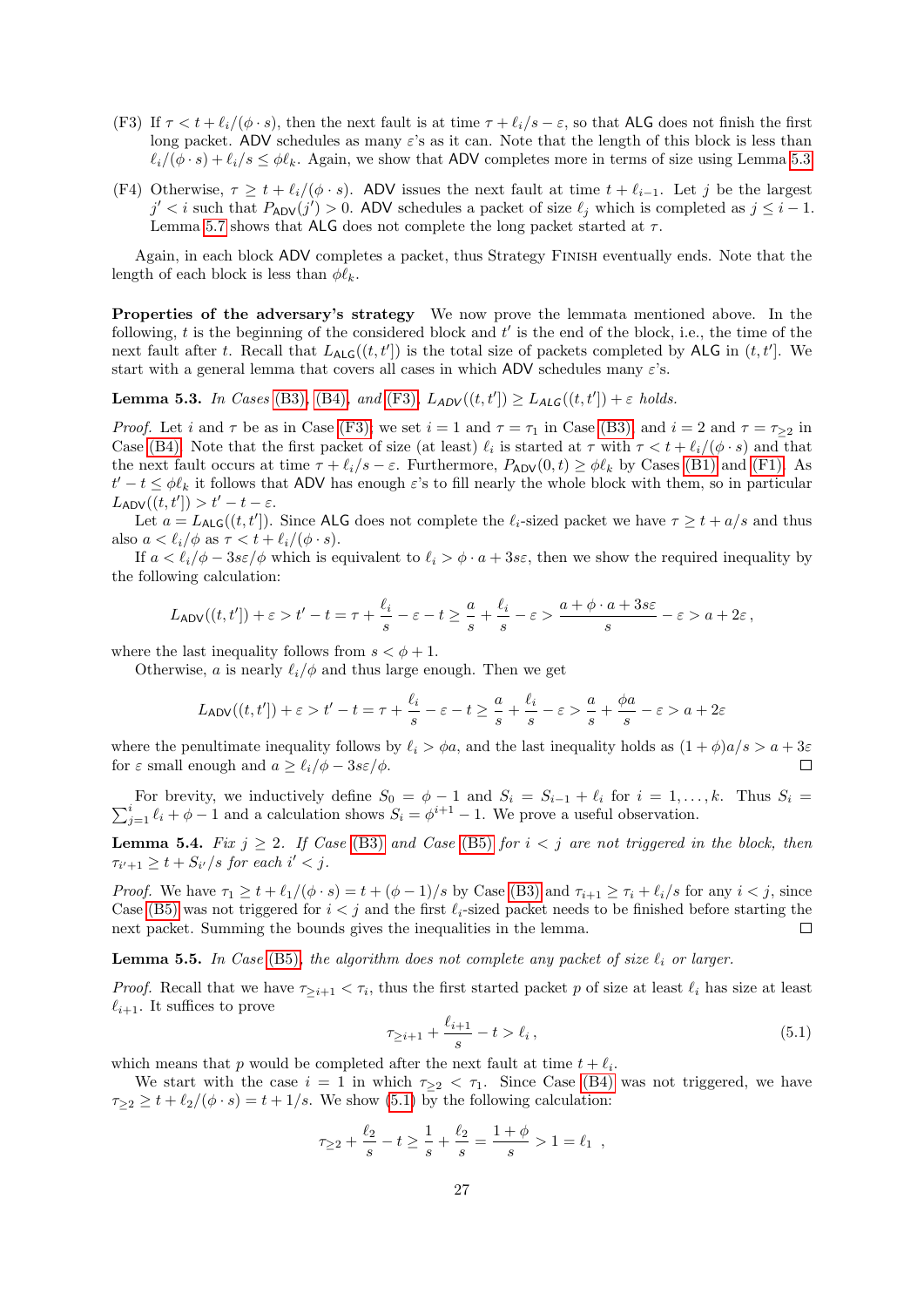(F3) If $\tau < t + \ell_i/(\phi \cdot s)$, then the next fault is at time $\tau + \ell_i/s - \varepsilon$, so that ALG does not finish the first long packet. ADV schedules as many $\varepsilon$'s as it can. Note that the length of this block is less than $\ell_i/(\phi \cdot s) + \ell_i/s \leq \phi \ell_k$. Again, we show that ADV completes more in terms of size using Lemma 5.3.

(F4) Otherwise, $\tau \geq t + \ell_i/(\phi \cdot s)$. ADV issues the next fault at time $t + \ell_{i-1}$. Let $j$ be the largest $j' < i$ such that $P_{\mathsf{ADV}}(j') > 0$. ADV schedules a packet of size $\ell_j$ which is completed as $j \leq i-1$. Lemma 5.7 shows that ALG does not complete the long packet started at $\tau$.

Again, in each block ADV completes a packet, thus Strategy Finish eventually ends. Note that the length of each block is less than $\phi \ell_k$.

**Properties of the adversary's strategy** We now prove the lemmata mentioned above. In the following, $t$ is the beginning of the considered block and $t'$ is the end of the block, i.e., the time of the next fault after $t$. Recall that $L_{\mathsf{ALG}}((t, t'])$ is the total size of packets completed by ALG in $(t, t']$. We start with a general lemma that covers all cases in which ADV schedules many $\varepsilon$'s.

**Lemma 5.3.** *In Cases (B3), (B4), and (F3), $L_{\mathsf{ADV}}((t, t']) \geq L_{\mathsf{ALG}}((t, t']) + \varepsilon$ holds.*

*Proof.* Let $i$ and $\tau$ be as in Case (F3); we set $i = 1$ and $\tau = \tau_1$ in Case (B3) and $i = 2$ and $\tau = \tau_{\geq 2}$ in Case (B4). Note that the first packet of size (at least) $\ell_i$ is started at $\tau$ with $\tau < t + \ell_i/(\phi \cdot s)$ and that the next fault occurs at time $\tau + \ell_i/s - \varepsilon$. Furthermore, $P_{\mathsf{ADV}}(0, t) \geq \phi \ell_k$ by Cases (B1) and (F1). As $t' - t \leq \phi \ell_k$ it follows that ADV has enough $\varepsilon$'s to fill nearly the whole block with them, so in particular $L_{\mathsf{ADV}}((t, t']) > t' - t - \varepsilon$.

Let $a = L_{\mathsf{ALG}}((t, t'])$. Since ALG does not complete the $\ell_i$-sized packet we have $\tau \geq t + a/s$ and thus also $a < \ell_i/\phi$ as $\tau < t + \ell_i/(\phi \cdot s)$.

If $a < \ell_i/\phi - 3s\varepsilon/\phi$ which is equivalent to $\ell_i > \phi \cdot a + 3s\varepsilon$, then we show the required inequality by the following calculation:

$$L_{\mathsf{ADV}}((t, t']) + \varepsilon > t' - t = \tau + \frac{\ell_i}{s} - \varepsilon - t \geq \frac{a}{s} + \frac{\ell_i}{s} - \varepsilon > \frac{a + \phi \cdot a + 3s\varepsilon}{s} - \varepsilon > a + 2\varepsilon\,,$$

where the last inequality follows from $s < \phi + 1$.

Otherwise, $a$ is nearly $\ell_i/\phi$ and thus large enough. Then we get

$$L_{\mathsf{ADV}}((t, t']) + \varepsilon > t' - t = \tau + \frac{\ell_i}{s} - \varepsilon - t \geq \frac{a}{s} + \frac{\ell_i}{s} - \varepsilon > \frac{a}{s} + \frac{\phi a}{s} - \varepsilon > a + 2\varepsilon$$

where the penultimate inequality follows by $\ell_i > \phi a$, and the last inequality holds as $(1 + \phi)a/s > a + 3\varepsilon$ for $\varepsilon$ small enough and $a \geq \ell_i/\phi - 3s\varepsilon/\phi$. $\square$

For brevity, we inductively define $S_0 = \phi - 1$ and $S_i = S_{i-1} + \ell_i$ for $i = 1, \ldots, k$. Thus $S_i = \sum_{j=1}^{i} \ell_i + \phi - 1$ and a calculation shows $S_i = \phi^{i+1} - 1$. We prove a useful observation.

**Lemma 5.4.** *Fix $j \geq 2$. If Case (B3) and Case (B5) for $i < j$ are not triggered in the block, then $\tau_{i'+1} \geq t + S_{i'}/s$ for each $i' < j$.*

*Proof.* We have $\tau_1 \geq t + \ell_1/(\phi \cdot s) = t + (\phi - 1)/s$ by Case (B3) and $\tau_{i+1} \geq \tau_i + \ell_i/s$ for any $i < j$, since Case (B5) was not triggered for $i < j$ and the first $\ell_i$-sized packet needs to be finished before starting the next packet. Summing the bounds gives the inequalities in the lemma. $\square$

**Lemma 5.5.** *In Case (B5), the algorithm does not complete any packet of size $\ell_i$ or larger.*

*Proof.* Recall that we have $\tau_{\geq i+1} < \tau_i$, thus the first started packet $p$ of size at least $\ell_i$ has size at least $\ell_{i+1}$. It suffices to prove

$$\tau_{\geq i+1} + \frac{\ell_{i+1}}{s} - t > \ell_i\,, \tag{5.1}$$

which means that $p$ would be completed after the next fault at time $t + \ell_i$.

We start with the case $i = 1$ in which $\tau_{\geq 2} < \tau_1$. Since Case (B4) was not triggered, we have $\tau_{\geq 2} \geq t + \ell_2/(\phi \cdot s) = t + 1/s$. We show (5.1) by the following calculation:

$$\tau_{\geq 2} + \frac{\ell_2}{s} - t \geq \frac{1}{s} + \frac{\ell_2}{s} = \frac{1 + \phi}{s} > 1 = \ell_1\;\;,$$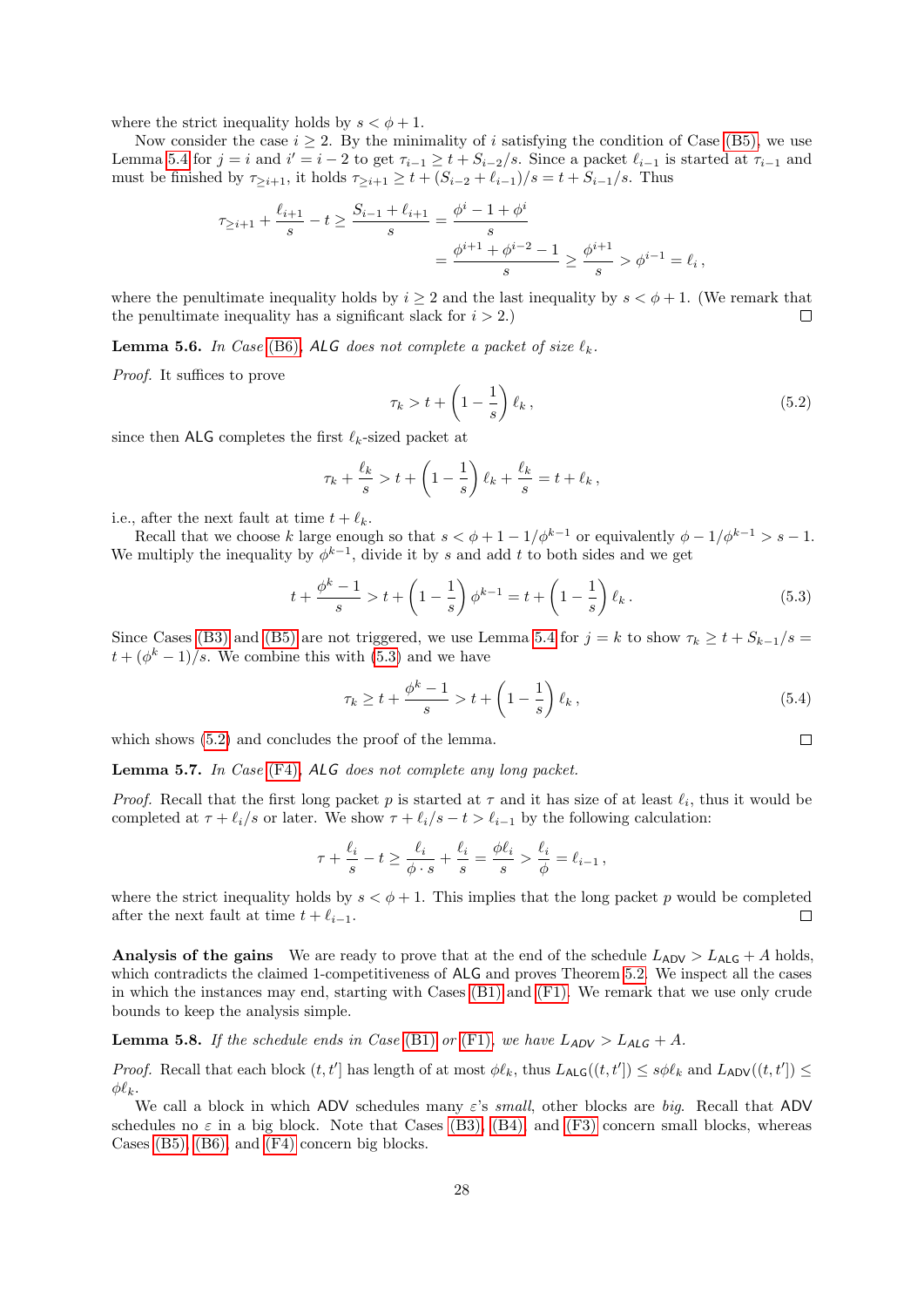where the strict inequality holds by $s < \phi + 1$.

Now consider the case $i \geq 2$. By the minimality of $i$ satisfying the condition of Case (B5), we use Lemma 5.4 for $j = i$ and $i' = i - 2$ to get $\tau_{i-1} \geq t + S_{i-2}/s$. Since a packet $\ell_{i-1}$ is started at $\tau_{i-1}$ and must be finished by $\tau_{\geq i+1}$, it holds $\tau_{\geq i+1} \geq t + (S_{i-2} + \ell_{i-1})/s = t + S_{i-1}/s$. Thus

$$\tau_{\geq i+1} + \frac{\ell_{i+1}}{s} - t \geq \frac{S_{i-1} + \ell_{i+1}}{s} = \frac{\phi^i - 1 + \phi^i}{s}$$
$$= \frac{\phi^{i+1} + \phi^{i-2} - 1}{s} \geq \frac{\phi^{i+1}}{s} > \phi^{i-1} = \ell_i \,,$$

where the penultimate inequality holds by $i \geq 2$ and the last inequality by $s < \phi + 1$. (We remark that the penultimate inequality has a significant slack for $i > 2$.) ◻

**Lemma 5.6.** *In Case (B6), ALG does not complete a packet of size $\ell_k$.*

*Proof.* It suffices to prove

$$\tau_k > t + \left(1 - \frac{1}{s}\right)\ell_k \,, \tag{5.2}$$

since then ALG completes the first $\ell_k$-sized packet at

$$\tau_k + \frac{\ell_k}{s} > t + \left(1 - \frac{1}{s}\right)\ell_k + \frac{\ell_k}{s} = t + \ell_k \,,$$

i.e., after the next fault at time $t + \ell_k$.

Recall that we choose $k$ large enough so that $s < \phi + 1 - 1/\phi^{k-1}$ or equivalently $\phi - 1/\phi^{k-1} > s - 1$. We multiply the inequality by $\phi^{k-1}$, divide it by $s$ and add $t$ to both sides and we get

$$t + \frac{\phi^k - 1}{s} > t + \left(1 - \frac{1}{s}\right)\phi^{k-1} = t + \left(1 - \frac{1}{s}\right)\ell_k \,. \tag{5.3}$$

Since Cases (B3) and (B5) are not triggered, we use Lemma 5.4 for $j = k$ to show $\tau_k \geq t + S_{k-1}/s = t + (\phi^k - 1)/s$. We combine this with (5.3) and we have

$$\tau_k \geq t + \frac{\phi^k - 1}{s} > t + \left(1 - \frac{1}{s}\right)\ell_k \,, \tag{5.4}$$

which shows (5.2) and concludes the proof of the lemma. ◻

**Lemma 5.7.** *In Case (F4), ALG does not complete any long packet.*

*Proof.* Recall that the first long packet $p$ is started at $\tau$ and it has size of at least $\ell_i$, thus it would be completed at $\tau + \ell_i/s$ or later. We show $\tau + \ell_i/s - t > \ell_{i-1}$ by the following calculation:

$$\tau + \frac{\ell_i}{s} - t \geq \frac{\ell_i}{\phi \cdot s} + \frac{\ell_i}{s} = \frac{\phi \ell_i}{s} > \frac{\ell_i}{\phi} = \ell_{i-1} \,,$$

where the strict inequality holds by $s < \phi + 1$. This implies that the long packet $p$ would be completed after the next fault at time $t + \ell_{i-1}$. ◻

**Analysis of the gains** We are ready to prove that at the end of the schedule $L_{\mathsf{ADV}} > L_{\mathsf{ALG}} + A$ holds, which contradicts the claimed 1-competitiveness of ALG and proves Theorem 5.2. We inspect all the cases in which the instances may end, starting with Cases (B1) and (F1). We remark that we use only crude bounds to keep the analysis simple.

**Lemma 5.8.** *If the schedule ends in Case (B1) or (F1), we have $L_{\mathsf{ADV}} > L_{\mathsf{ALG}} + A$.*

*Proof.* Recall that each block $(t, t']$ has length of at most $\phi \ell_k$, thus $L_{\mathsf{ALG}}((t, t']) \leq s\phi\ell_k$ and $L_{\mathsf{ADV}}((t, t']) \leq \phi\ell_k$.

We call a block in which ADV schedules many $\varepsilon$'s *small*, other blocks are *big*. Recall that ADV schedules no $\varepsilon$ in a big block. Note that Cases (B3), (B4), and (F3) concern small blocks, whereas Cases (B5), (B6), and (F4) concern big blocks.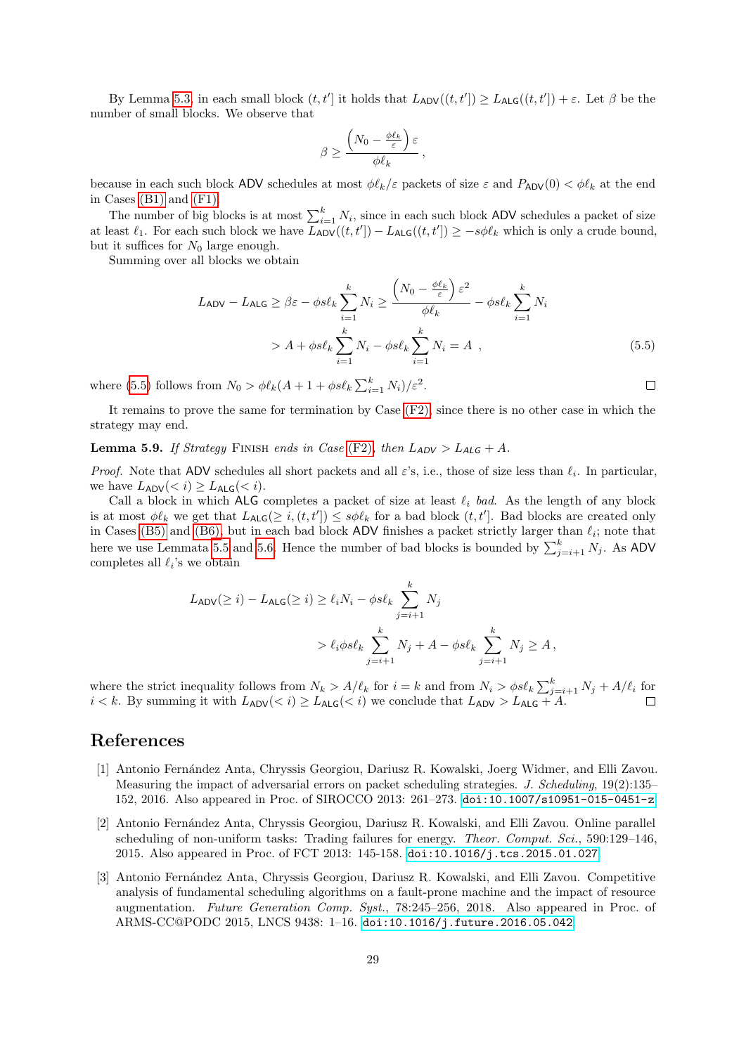By Lemma 5.3, in each small block $(t, t']$ it holds that $L_{\mathsf{ADV}}((t,t']) \geq L_{\mathsf{ALG}}((t,t']) + \varepsilon$. Let $\beta$ be the number of small blocks. We observe that

$$\beta \geq \frac{\left(N_0 - \frac{\phi \ell_k}{\varepsilon}\right)\varepsilon}{\phi \ell_k},$$

because in each such block ADV schedules at most $\phi\ell_k/\varepsilon$ packets of size $\varepsilon$ and $P_{\mathsf{ADV}}(0) < \phi\ell_k$ at the end in Cases (B1) and (F1).

The number of big blocks is at most $\sum_{i=1}^{k} N_i$, since in each such block ADV schedules a packet of size at least $\ell_1$. For each such block we have $L_{\mathsf{ADV}}((t,t']) - L_{\mathsf{ALG}}((t,t']) \geq -s\phi\ell_k$ which is only a crude bound, but it suffices for $N_0$ large enough.

Summing over all blocks we obtain

$$\begin{aligned}
L_{\mathsf{ADV}} - L_{\mathsf{ALG}} &\geq \beta\varepsilon - \phi s \ell_k \sum_{i=1}^{k} N_i \geq \frac{\left(N_0 - \frac{\phi \ell_k}{\varepsilon}\right)\varepsilon^2}{\phi \ell_k} - \phi s \ell_k \sum_{i=1}^{k} N_i \\
&> A + \phi s \ell_k \sum_{i=1}^{k} N_i - \phi s \ell_k \sum_{i=1}^{k} N_i = A \ , \qquad (5.5)
\end{aligned}$$

where (5.5) follows from $N_0 > \phi\ell_k(A + 1 + \phi s \ell_k \sum_{i=1}^{k} N_i)/\varepsilon^2$. ◻

It remains to prove the same for termination by Case (F2), since there is no other case in which the strategy may end.

**Lemma 5.9.** *If Strategy* Finish *ends in Case* (F2)*, then* $L_{\mathsf{ADV}} > L_{\mathsf{ALG}} + A$.

*Proof.* Note that ADV schedules all short packets and all $\varepsilon$'s, i.e., those of size less than $\ell_i$. In particular, we have $L_{\mathsf{ADV}}(< i) \geq L_{\mathsf{ALG}}(< i)$.

Call a block in which ALG completes a packet of size at least $\ell_i$ *bad*. As the length of any block is at most $\phi\ell_k$ we get that $L_{\mathsf{ALG}}(\geq i, (t,t']) \leq s\phi\ell_k$ for a bad block $(t,t']$. Bad blocks are created only in Cases (B5) and (B6), but in each bad block ADV finishes a packet strictly larger than $\ell_i$; note that here we use Lemmata 5.5 and 5.6. Hence the number of bad blocks is bounded by $\sum_{j=i+1}^{k} N_j$. As ADV completes all $\ell_i$'s we obtain

$$\begin{aligned}
L_{\mathsf{ADV}}(\geq i) - L_{\mathsf{ALG}}(\geq i) &\geq \ell_i N_i - \phi s \ell_k \sum_{j=i+1}^{k} N_j \\
&> \ell_i \phi s \ell_k \sum_{j=i+1}^{k} N_j + A - \phi s \ell_k \sum_{j=i+1}^{k} N_j \geq A \, ,
\end{aligned}$$

where the strict inequality follows from $N_k > A/\ell_k$ for $i = k$ and from $N_i > \phi s \ell_k \sum_{j=i+1}^{k} N_j + A/\ell_i$ for $i < k$. By summing it with $L_{\mathsf{ADV}}(< i) \geq L_{\mathsf{ALG}}(< i)$ we conclude that $L_{\mathsf{ADV}} > L_{\mathsf{ALG}} + A$. ◻

## References

[1] Antonio Fernández Anta, Chryssis Georgiou, Dariusz R. Kowalski, Joerg Widmer, and Elli Zavou. Measuring the impact of adversarial errors on packet scheduling strategies. *J. Scheduling*, 19(2):135–152, 2016. Also appeared in Proc. of SIROCCO 2013: 261–273. doi:10.1007/s10951-015-0451-z.

[2] Antonio Fernández Anta, Chryssis Georgiou, Dariusz R. Kowalski, and Elli Zavou. Online parallel scheduling of non-uniform tasks: Trading failures for energy. *Theor. Comput. Sci.*, 590:129–146, 2015. Also appeared in Proc. of FCT 2013: 145-158. doi:10.1016/j.tcs.2015.01.027.

[3] Antonio Fernández Anta, Chryssis Georgiou, Dariusz R. Kowalski, and Elli Zavou. Competitive analysis of fundamental scheduling algorithms on a fault-prone machine and the impact of resource augmentation. *Future Generation Comp. Syst.*, 78:245–256, 2018. Also appeared in Proc. of ARMS-CC@PODC 2015, LNCS 9438: 1–16. doi:10.1016/j.future.2016.05.042.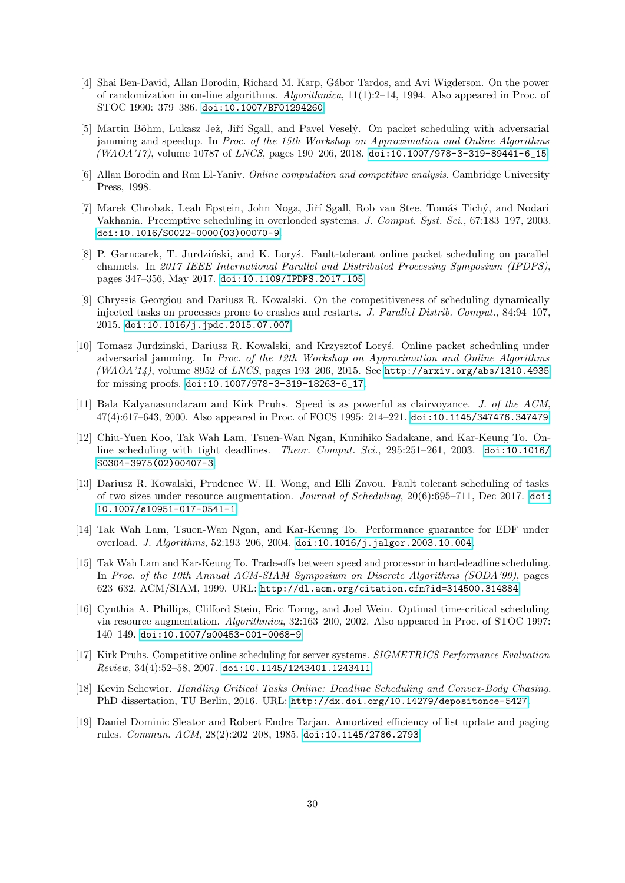[4] Shai Ben-David, Allan Borodin, Richard M. Karp, Gábor Tardos, and Avi Wigderson. On the power of randomization in on-line algorithms. *Algorithmica*, 11(1):2–14, 1994. Also appeared in Proc. of STOC 1990: 379–386. doi:10.1007/BF01294260.

[5] Martin Böhm, Łukasz Jeż, Jiří Sgall, and Pavel Veselý. On packet scheduling with adversarial jamming and speedup. In *Proc. of the 15th Workshop on Approximation and Online Algorithms (WAOA'17)*, volume 10787 of *LNCS*, pages 190–206, 2018. doi:10.1007/978-3-319-89441-6_15.

[6] Allan Borodin and Ran El-Yaniv. *Online computation and competitive analysis*. Cambridge University Press, 1998.

[7] Marek Chrobak, Leah Epstein, John Noga, Jiří Sgall, Rob van Stee, Tomáš Tichý, and Nodari Vakhania. Preemptive scheduling in overloaded systems. *J. Comput. Syst. Sci.*, 67:183–197, 2003. doi:10.1016/S0022-0000(03)00070-9.

[8] P. Garncarek, T. Jurdziński, and K. Loryś. Fault-tolerant online packet scheduling on parallel channels. In *2017 IEEE International Parallel and Distributed Processing Symposium (IPDPS)*, pages 347–356, May 2017. doi:10.1109/IPDPS.2017.105.

[9] Chryssis Georgiou and Dariusz R. Kowalski. On the competitiveness of scheduling dynamically injected tasks on processes prone to crashes and restarts. *J. Parallel Distrib. Comput.*, 84:94–107, 2015. doi:10.1016/j.jpdc.2015.07.007.

[10] Tomasz Jurdzinski, Dariusz R. Kowalski, and Krzysztof Loryś. Online packet scheduling under adversarial jamming. In *Proc. of the 12th Workshop on Approximation and Online Algorithms (WAOA'14)*, volume 8952 of *LNCS*, pages 193–206, 2015. See http://arxiv.org/abs/1310.4935 for missing proofs. doi:10.1007/978-3-319-18263-6_17.

[11] Bala Kalyanasundaram and Kirk Pruhs. Speed is as powerful as clairvoyance. *J. of the ACM*, 47(4):617–643, 2000. Also appeared in Proc. of FOCS 1995: 214–221. doi:10.1145/347476.347479.

[12] Chiu-Yuen Koo, Tak Wah Lam, Tsuen-Wan Ngan, Kunihiko Sadakane, and Kar-Keung To. Online scheduling with tight deadlines. *Theor. Comput. Sci.*, 295:251–261, 2003. doi:10.1016/S0304-3975(02)00407-3.

[13] Dariusz R. Kowalski, Prudence W. H. Wong, and Elli Zavou. Fault tolerant scheduling of tasks of two sizes under resource augmentation. *Journal of Scheduling*, 20(6):695–711, Dec 2017. doi:10.1007/s10951-017-0541-1.

[14] Tak Wah Lam, Tsuen-Wan Ngan, and Kar-Keung To. Performance guarantee for EDF under overload. *J. Algorithms*, 52:193–206, 2004. doi:10.1016/j.jalgor.2003.10.004.

[15] Tak Wah Lam and Kar-Keung To. Trade-offs between speed and processor in hard-deadline scheduling. In *Proc. of the 10th Annual ACM-SIAM Symposium on Discrete Algorithms (SODA'99)*, pages 623–632. ACM/SIAM, 1999. URL: http://dl.acm.org/citation.cfm?id=314500.314884.

[16] Cynthia A. Phillips, Clifford Stein, Eric Torng, and Joel Wein. Optimal time-critical scheduling via resource augmentation. *Algorithmica*, 32:163–200, 2002. Also appeared in Proc. of STOC 1997: 140–149. doi:10.1007/s00453-001-0068-9.

[17] Kirk Pruhs. Competitive online scheduling for server systems. *SIGMETRICS Performance Evaluation Review*, 34(4):52–58, 2007. doi:10.1145/1243401.1243411.

[18] Kevin Schewior. *Handling Critical Tasks Online: Deadline Scheduling and Convex-Body Chasing*. PhD dissertation, TU Berlin, 2016. URL: http://dx.doi.org/10.14279/depositonce-5427.

[19] Daniel Dominic Sleator and Robert Endre Tarjan. Amortized efficiency of list update and paging rules. *Commun. ACM*, 28(2):202–208, 1985. doi:10.1145/2786.2793.